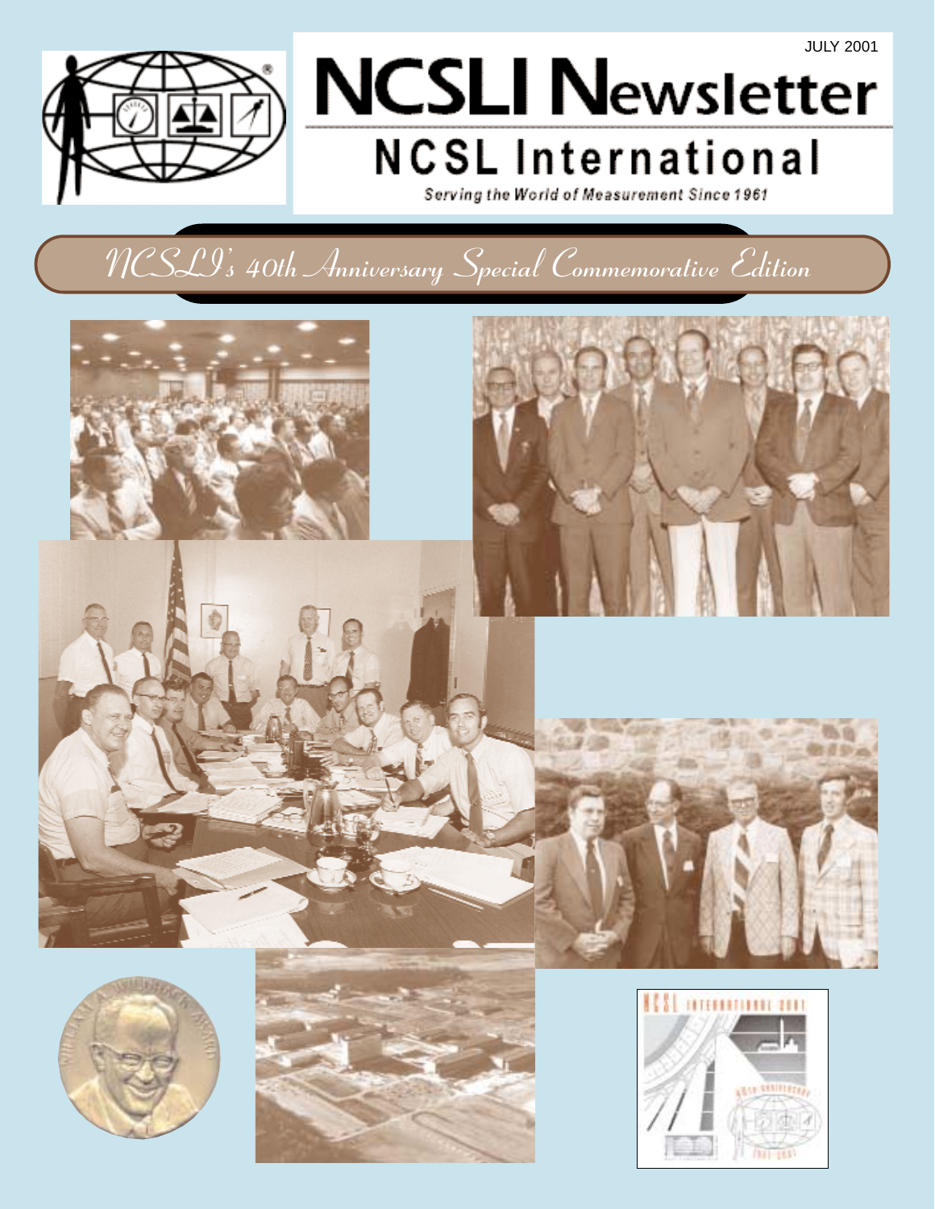JULY 2001

# NCSLI Newsletter

## NCSL International

*Serving the World of Measurement Since 1961*

## *NCSLI's 40th Anniversary Special Commemorative Edition*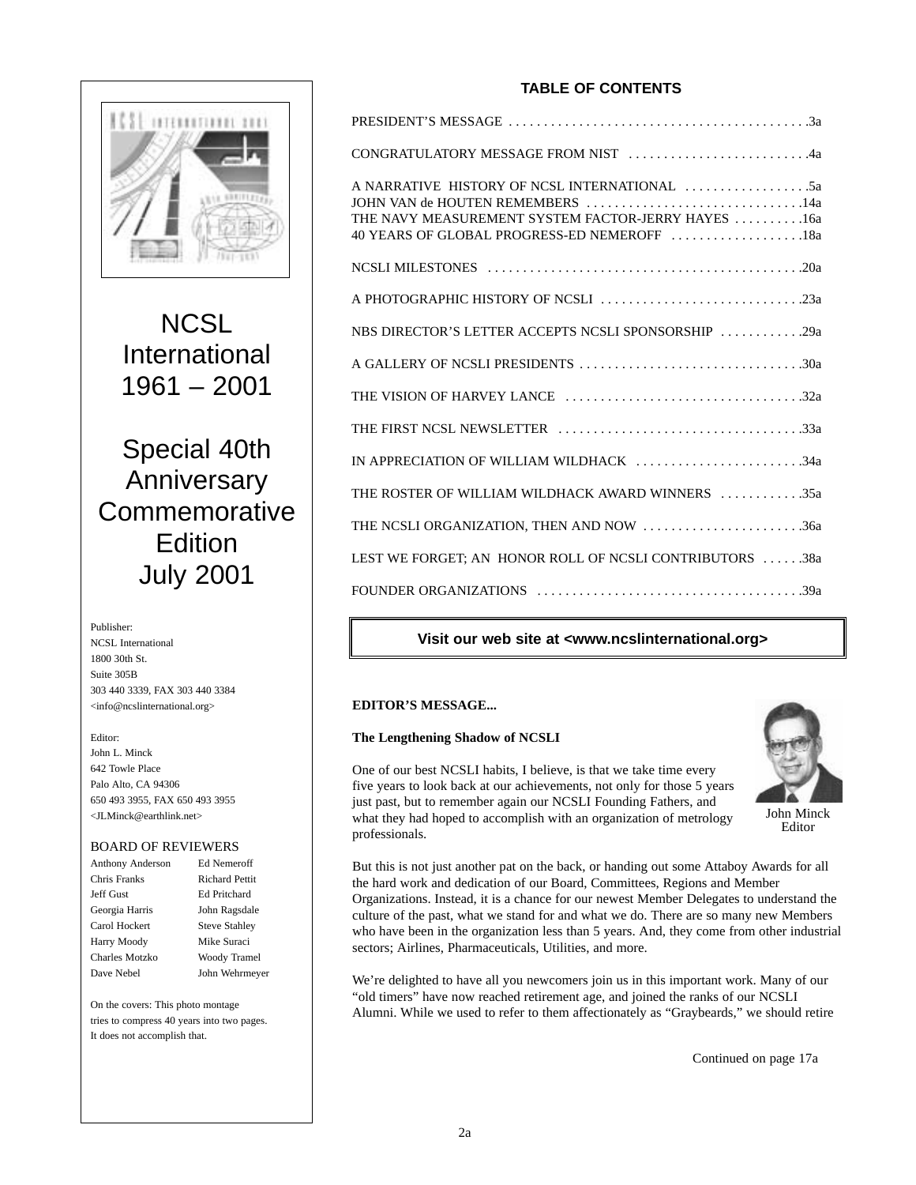# NCSL International 1961 – 2001

## Special 40th Anniversary Commemorative Edition July 2001

Publisher:
NCSL International
1800 30th St.
Suite 305B
303 440 3339, FAX 303 440 3384
<info@ncslinternational.org>

Editor:
John L. Minck
642 Towle Place
Palo Alto, CA 94306
650 493 3955, FAX 650 493 3955
<JLMinck@earthlink.net>

BOARD OF REVIEWERS

| | |
|---|---|
| Anthony Anderson | Ed Nemeroff |
| Chris Franks | Richard Pettit |
| Jeff Gust | Ed Pritchard |
| Georgia Harris | John Ragsdale |
| Carol Hockert | Steve Stahley |
| Harry Moody | Mike Suraci |
| Charles Motzko | Woody Tramel |
| Dave Nebel | John Wehrmeyer |

On the covers: This photo montage tries to compress 40 years into two pages. It does not accomplish that.

## TABLE OF CONTENTS

PRESIDENT'S MESSAGE . . . . . . . . . . 3a

CONGRATULATORY MESSAGE FROM NIST . . . . . . . . . . 4a

A NARRATIVE HISTORY OF NCSL INTERNATIONAL . . . . . . . . . . 5a
JOHN VAN de HOUTEN REMEMBERS . . . . . . . . . . 14a
THE NAVY MEASUREMENT SYSTEM FACTOR-JERRY HAYES . . . . . . . . . . 16a
40 YEARS OF GLOBAL PROGRESS-ED NEMEROFF . . . . . . . . . . 18a

NCSLI MILESTONES . . . . . . . . . . 20a

A PHOTOGRAPHIC HISTORY OF NCSLI . . . . . . . . . . 23a

NBS DIRECTOR'S LETTER ACCEPTS NCSLI SPONSORSHIP . . . . . . . . . . 29a

A GALLERY OF NCSLI PRESIDENTS . . . . . . . . . . 30a

THE VISION OF HARVEY LANCE . . . . . . . . . . 32a

THE FIRST NCSL NEWSLETTER . . . . . . . . . . 33a

IN APPRECIATION OF WILLIAM WILDHACK . . . . . . . . . . 34a

THE ROSTER OF WILLIAM WILDHACK AWARD WINNERS . . . . . . . . . . 35a

THE NCSLI ORGANIZATION, THEN AND NOW . . . . . . . . . . 36a

LEST WE FORGET; AN HONOR ROLL OF NCSLI CONTRIBUTORS . . . . . . . . . . 38a

FOUNDER ORGANIZATIONS . . . . . . . . . . 39a

**Visit our web site at <www.ncslinternational.org>**

**EDITOR'S MESSAGE...**

**The Lengthening Shadow of NCSLI**

John Minck
Editor

One of our best NCSLI habits, I believe, is that we take time every five years to look back at our achievements, not only for those 5 years just past, but to remember again our NCSLI Founding Fathers, and what they had hoped to accomplish with an organization of metrology professionals.

But this is not just another pat on the back, or handing out some Attaboy Awards for all the hard work and dedication of our Board, Committees, Regions and Member Organizations. Instead, it is a chance for our newest Member Delegates to understand the culture of the past, what we stand for and what we do. There are so many new Members who have been in the organization less than 5 years. And, they come from other industrial sectors; Airlines, Pharmaceuticals, Utilities, and more.

We're delighted to have all you newcomers join us in this important work. Many of our "old timers" have now reached retirement age, and joined the ranks of our NCSLI Alumni. While we used to refer to them affectionately as "Graybeards," we should retire

Continued on page 17a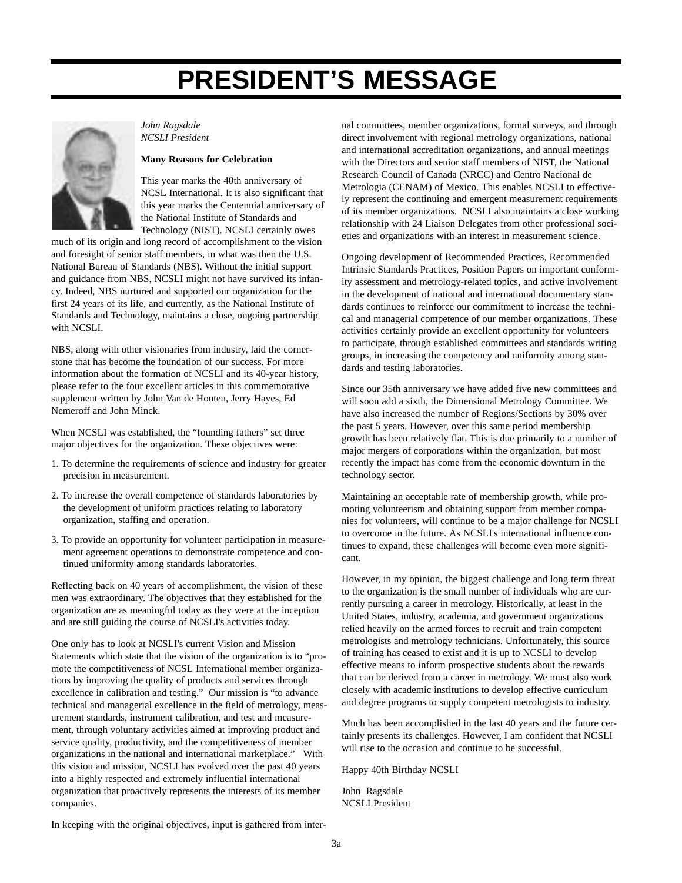# PRESIDENT'S MESSAGE

*John Ragsdale*
*NCSLI President*

**Many Reasons for Celebration**

This year marks the 40th anniversary of NCSL International. It is also significant that this year marks the Centennial anniversary of the National Institute of Standards and Technology (NIST). NCSLI certainly owes much of its origin and long record of accomplishment to the vision and foresight of senior staff members, in what was then the U.S. National Bureau of Standards (NBS). Without the initial support and guidance from NBS, NCSLI might not have survived its infancy. Indeed, NBS nurtured and supported our organization for the first 24 years of its life, and currently, as the National Institute of Standards and Technology, maintains a close, ongoing partnership with NCSLI.

NBS, along with other visionaries from industry, laid the cornerstone that has become the foundation of our success. For more information about the formation of NCSLI and its 40-year history, please refer to the four excellent articles in this commemorative supplement written by John Van de Houten, Jerry Hayes, Ed Nemeroff and John Minck.

When NCSLI was established, the "founding fathers" set three major objectives for the organization. These objectives were:

1. To determine the requirements of science and industry for greater precision in measurement.
2. To increase the overall competence of standards laboratories by the development of uniform practices relating to laboratory organization, staffing and operation.
3. To provide an opportunity for volunteer participation in measurement agreement operations to demonstrate competence and continued uniformity among standards laboratories.

Reflecting back on 40 years of accomplishment, the vision of these men was extraordinary. The objectives that they established for the organization are as meaningful today as they were at the inception and are still guiding the course of NCSLI's activities today.

One only has to look at NCSLI's current Vision and Mission Statements which state that the vision of the organization is to "promote the competitiveness of NCSL International member organizations by improving the quality of products and services through excellence in calibration and testing." Our mission is "to advance technical and managerial excellence in the field of metrology, measurement standards, instrument calibration, and test and measurement, through voluntary activities aimed at improving product and service quality, productivity, and the competitiveness of member organizations in the national and international marketplace." With this vision and mission, NCSLI has evolved over the past 40 years into a highly respected and extremely influential international organization that proactively represents the interests of its member companies.

In keeping with the original objectives, input is gathered from internal committees, member organizations, formal surveys, and through direct involvement with regional metrology organizations, national and international accreditation organizations, and annual meetings with the Directors and senior staff members of NIST, the National Research Council of Canada (NRCC) and Centro Nacional de Metrologia (CENAM) of Mexico. This enables NCSLI to effectively represent the continuing and emergent measurement requirements of its member organizations. NCSLI also maintains a close working relationship with 24 Liaison Delegates from other professional societies and organizations with an interest in measurement science.

Ongoing development of Recommended Practices, Recommended Intrinsic Standards Practices, Position Papers on important conformity assessment and metrology-related topics, and active involvement in the development of national and international documentary standards continues to reinforce our commitment to increase the technical and managerial competence of our member organizations. These activities certainly provide an excellent opportunity for volunteers to participate, through established committees and standards writing groups, in increasing the competency and uniformity among standards and testing laboratories.

Since our 35th anniversary we have added five new committees and will soon add a sixth, the Dimensional Metrology Committee. We have also increased the number of Regions/Sections by 30% over the past 5 years. However, over this same period membership growth has been relatively flat. This is due primarily to a number of major mergers of corporations within the organization, but most recently the impact has come from the economic downturn in the technology sector.

Maintaining an acceptable rate of membership growth, while promoting volunteerism and obtaining support from member companies for volunteers, will continue to be a major challenge for NCSLI to overcome in the future. As NCSLI's international influence continues to expand, these challenges will become even more significant.

However, in my opinion, the biggest challenge and long term threat to the organization is the small number of individuals who are currently pursuing a career in metrology. Historically, at least in the United States, industry, academia, and government organizations relied heavily on the armed forces to recruit and train competent metrologists and metrology technicians. Unfortunately, this source of training has ceased to exist and it is up to NCSLI to develop effective means to inform prospective students about the rewards that can be derived from a career in metrology. We must also work closely with academic institutions to develop effective curriculum and degree programs to supply competent metrologists to industry.

Much has been accomplished in the last 40 years and the future certainly presents its challenges. However, I am confident that NCSLI will rise to the occasion and continue to be successful.

Happy 40th Birthday NCSLI

John Ragsdale
NCSLI President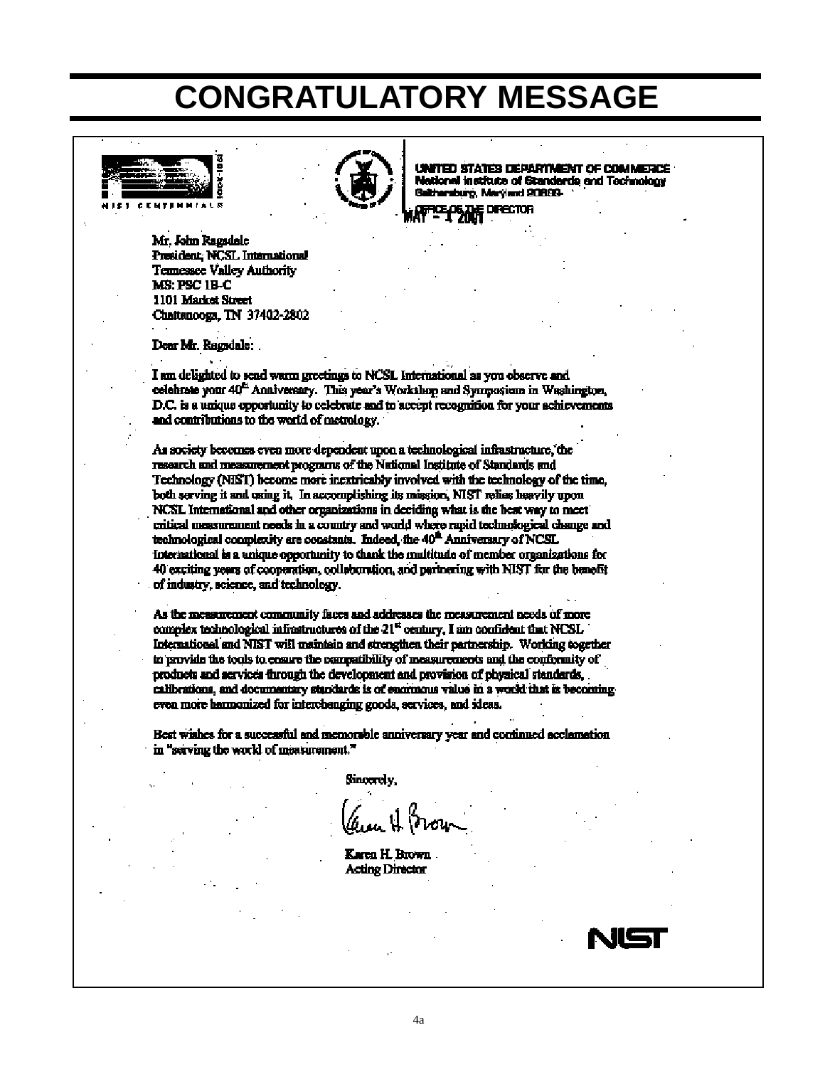# CONGRATULATORY MESSAGE

NIST CENTENNIAL 1901-2001

UNITED STATES DEPARTMENT OF COMMERCE
National Institute of Standards and Technology
Gaithersburg, Maryland 20899-

OFFICE OF THE DIRECTOR

MAY - 1 2001

Mr. John Ragsdale
President, NCSL International
Tennessee Valley Authority
MS: PSC 1B-C
1101 Market Street
Chattanooga, TN 37402-2802

Dear Mr. Ragsdale:

I am delighted to send warm greetings to NCSL International as you observe and celebrate your 40th Anniversary. This year's Workshop and Symposium in Washington, D.C. is a unique opportunity to celebrate and to accept recognition for your achievements and contributions to the world of metrology.

As society becomes even more dependent upon a technological infrastructure, the research and measurement programs of the National Institute of Standards and Technology (NIST) become more inextricably involved with the technology of the time, both serving it and using it. In accomplishing its mission, NIST relies heavily upon NCSL International and other organizations in deciding what is the best way to meet critical measurement needs in a country and world where rapid technological change and technological complexity are constants. Indeed, the 40th Anniversary of NCSL International is a unique opportunity to thank the multitude of member organizations for 40 exciting years of cooperation, collaboration, and partnering with NIST for the benefit of industry, science, and technology.

As the measurement community faces and addresses the measurement needs of more complex technological infrastructures of the 21st century, I am confident that NCSL International and NIST will maintain and strengthen their partnership. Working together to provide the tools to ensure the compatibility of measurements and the conformity of products and services through the development and provision of physical standards, calibrations, and documentary standards is of enormous value in a world that is becoming even more harmonized for interchanging goods, services, and ideas.

Best wishes for a successful and memorable anniversary year and continued acclamation in "serving the world of measurement."

Sincerely,

Karen H. Brown
Acting Director

NIST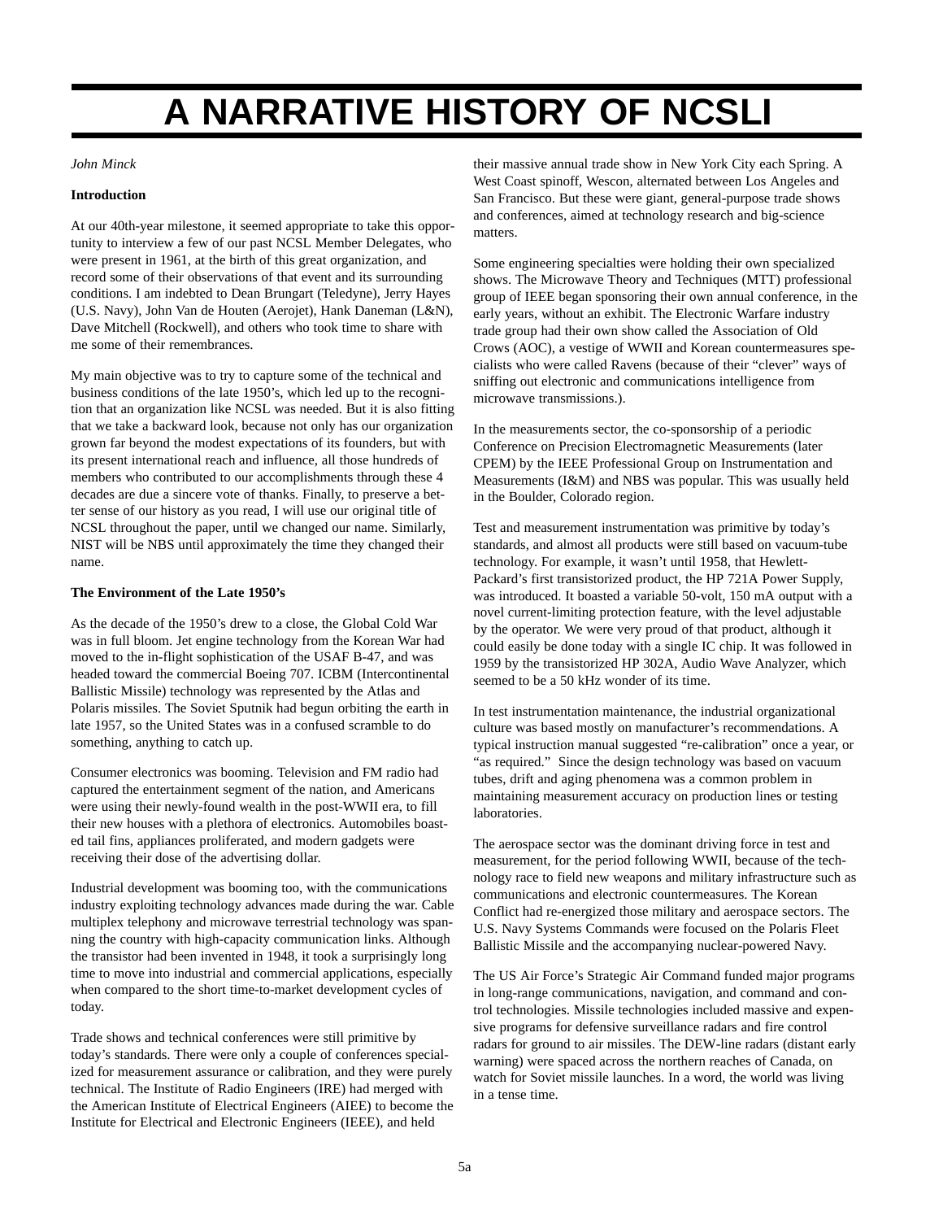# A NARRATIVE HISTORY OF NCSLI

*John Minck*

**Introduction**

At our 40th-year milestone, it seemed appropriate to take this opportunity to interview a few of our past NCSL Member Delegates, who were present in 1961, at the birth of this great organization, and record some of their observations of that event and its surrounding conditions. I am indebted to Dean Brungart (Teledyne), Jerry Hayes (U.S. Navy), John Van de Houten (Aerojet), Hank Daneman (L&N), Dave Mitchell (Rockwell), and others who took time to share with me some of their remembrances.

My main objective was to try to capture some of the technical and business conditions of the late 1950's, which led up to the recognition that an organization like NCSL was needed. But it is also fitting that we take a backward look, because not only has our organization grown far beyond the modest expectations of its founders, but with its present international reach and influence, all those hundreds of members who contributed to our accomplishments through these 4 decades are due a sincere vote of thanks. Finally, to preserve a better sense of our history as you read, I will use our original title of NCSL throughout the paper, until we changed our name. Similarly, NIST will be NBS until approximately the time they changed their name.

**The Environment of the Late 1950's**

As the decade of the 1950's drew to a close, the Global Cold War was in full bloom. Jet engine technology from the Korean War had moved to the in-flight sophistication of the USAF B-47, and was headed toward the commercial Boeing 707. ICBM (Intercontinental Ballistic Missile) technology was represented by the Atlas and Polaris missiles. The Soviet Sputnik had begun orbiting the earth in late 1957, so the United States was in a confused scramble to do something, anything to catch up.

Consumer electronics was booming. Television and FM radio had captured the entertainment segment of the nation, and Americans were using their newly-found wealth in the post-WWII era, to fill their new houses with a plethora of electronics. Automobiles boasted tail fins, appliances proliferated, and modern gadgets were receiving their dose of the advertising dollar.

Industrial development was booming too, with the communications industry exploiting technology advances made during the war. Cable multiplex telephony and microwave terrestrial technology was spanning the country with high-capacity communication links. Although the transistor had been invented in 1948, it took a surprisingly long time to move into industrial and commercial applications, especially when compared to the short time-to-market development cycles of today.

Trade shows and technical conferences were still primitive by today's standards. There were only a couple of conferences specialized for measurement assurance or calibration, and they were purely technical. The Institute of Radio Engineers (IRE) had merged with the American Institute of Electrical Engineers (AIEE) to become the Institute for Electrical and Electronic Engineers (IEEE), and held their massive annual trade show in New York City each Spring. A West Coast spinoff, Wescon, alternated between Los Angeles and San Francisco. But these were giant, general-purpose trade shows and conferences, aimed at technology research and big-science matters.

Some engineering specialties were holding their own specialized shows. The Microwave Theory and Techniques (MTT) professional group of IEEE began sponsoring their own annual conference, in the early years, without an exhibit. The Electronic Warfare industry trade group had their own show called the Association of Old Crows (AOC), a vestige of WWII and Korean countermeasures specialists who were called Ravens (because of their "clever" ways of sniffing out electronic and communications intelligence from microwave transmissions.).

In the measurements sector, the co-sponsorship of a periodic Conference on Precision Electromagnetic Measurements (later CPEM) by the IEEE Professional Group on Instrumentation and Measurements (I&M) and NBS was popular. This was usually held in the Boulder, Colorado region.

Test and measurement instrumentation was primitive by today's standards, and almost all products were still based on vacuum-tube technology. For example, it wasn't until 1958, that Hewlett-Packard's first transistorized product, the HP 721A Power Supply, was introduced. It boasted a variable 50-volt, 150 mA output with a novel current-limiting protection feature, with the level adjustable by the operator. We were very proud of that product, although it could easily be done today with a single IC chip. It was followed in 1959 by the transistorized HP 302A, Audio Wave Analyzer, which seemed to be a 50 kHz wonder of its time.

In test instrumentation maintenance, the industrial organizational culture was based mostly on manufacturer's recommendations. A typical instruction manual suggested "re-calibration" once a year, or "as required." Since the design technology was based on vacuum tubes, drift and aging phenomena was a common problem in maintaining measurement accuracy on production lines or testing laboratories.

The aerospace sector was the dominant driving force in test and measurement, for the period following WWII, because of the technology race to field new weapons and military infrastructure such as communications and electronic countermeasures. The Korean Conflict had re-energized those military and aerospace sectors. The U.S. Navy Systems Commands were focused on the Polaris Fleet Ballistic Missile and the accompanying nuclear-powered Navy.

The US Air Force's Strategic Air Command funded major programs in long-range communications, navigation, and command and control technologies. Missile technologies included massive and expensive programs for defensive surveillance radars and fire control radars for ground to air missiles. The DEW-line radars (distant early warning) were spaced across the northern reaches of Canada, on watch for Soviet missile launches. In a word, the world was living in a tense time.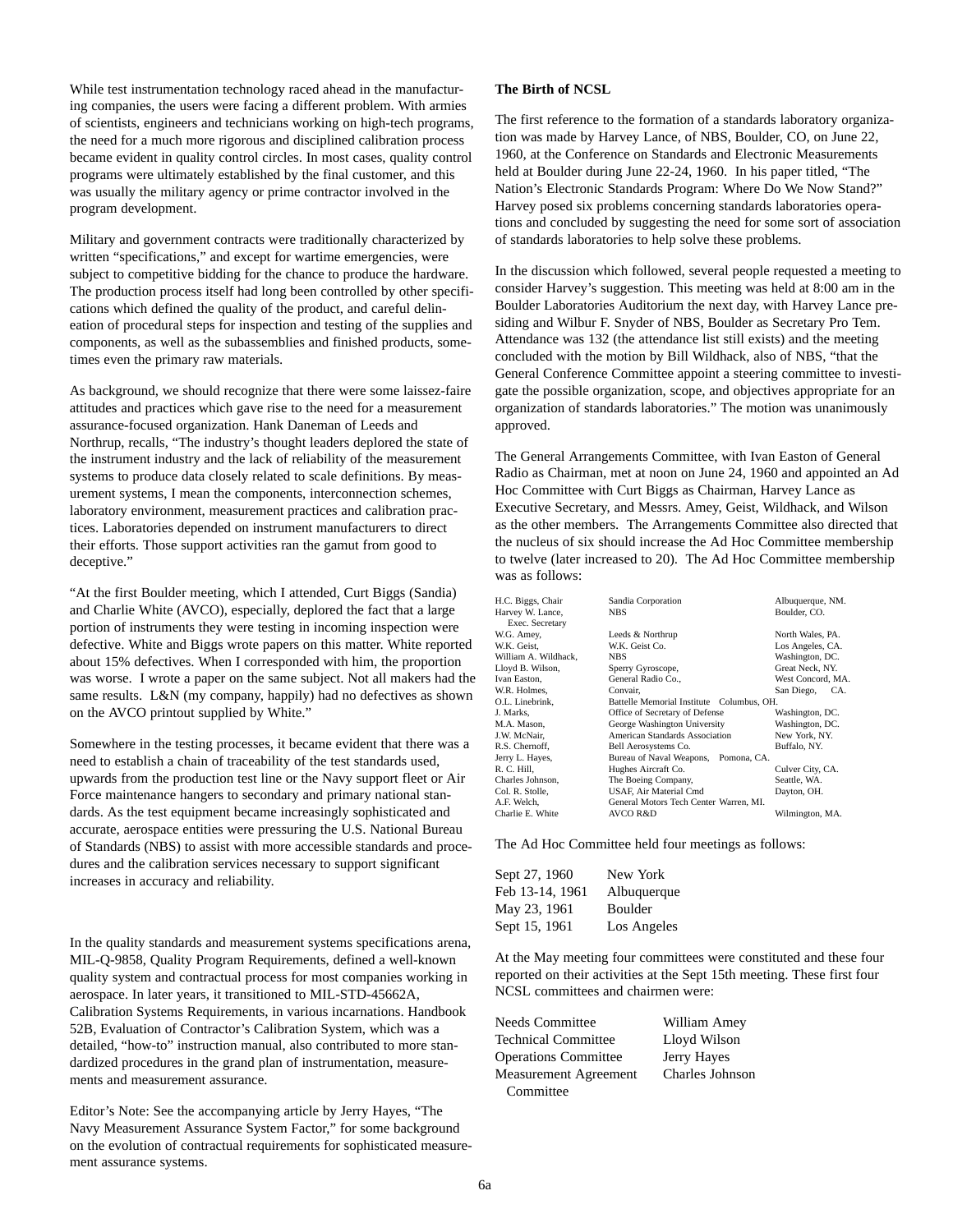While test instrumentation technology raced ahead in the manufacturing companies, the users were facing a different problem. With armies of scientists, engineers and technicians working on high-tech programs, the need for a much more rigorous and disciplined calibration process became evident in quality control circles. In most cases, quality control programs were ultimately established by the final customer, and this was usually the military agency or prime contractor involved in the program development.

Military and government contracts were traditionally characterized by written "specifications," and except for wartime emergencies, were subject to competitive bidding for the chance to produce the hardware. The production process itself had long been controlled by other specifications which defined the quality of the product, and careful delineation of procedural steps for inspection and testing of the supplies and components, as well as the subassemblies and finished products, sometimes even the primary raw materials.

As background, we should recognize that there were some laissez-faire attitudes and practices which gave rise to the need for a measurement assurance-focused organization. Hank Daneman of Leeds and Northrup, recalls, "The industry's thought leaders deplored the state of the instrument industry and the lack of reliability of the measurement systems to produce data closely related to scale definitions. By measurement systems, I mean the components, interconnection schemes, laboratory environment, measurement practices and calibration practices. Laboratories depended on instrument manufacturers to direct their efforts. Those support activities ran the gamut from good to deceptive."

"At the first Boulder meeting, which I attended, Curt Biggs (Sandia) and Charlie White (AVCO), especially, deplored the fact that a large portion of instruments they were testing in incoming inspection were defective. White and Biggs wrote papers on this matter. White reported about 15% defectives. When I corresponded with him, the proportion was worse. I wrote a paper on the same subject. Not all makers had the same results. L&N (my company, happily) had no defectives as shown on the AVCO printout supplied by White."

Somewhere in the testing processes, it became evident that there was a need to establish a chain of traceability of the test standards used, upwards from the production test line or the Navy support fleet or Air Force maintenance hangers to secondary and primary national standards. As the test equipment became increasingly sophisticated and accurate, aerospace entities were pressuring the U.S. National Bureau of Standards (NBS) to assist with more accessible standards and procedures and the calibration services necessary to support significant increases in accuracy and reliability.

In the quality standards and measurement systems specifications arena, MIL-Q-9858, Quality Program Requirements, defined a well-known quality system and contractual process for most companies working in aerospace. In later years, it transitioned to MIL-STD-45662A, Calibration Systems Requirements, in various incarnations. Handbook 52B, Evaluation of Contractor's Calibration System, which was a detailed, "how-to" instruction manual, also contributed to more standardized procedures in the grand plan of instrumentation, measurements and measurement assurance.

Editor's Note: See the accompanying article by Jerry Hayes, "The Navy Measurement Assurance System Factor," for some background on the evolution of contractual requirements for sophisticated measurement assurance systems.

### The Birth of NCSL

The first reference to the formation of a standards laboratory organization was made by Harvey Lance, of NBS, Boulder, CO, on June 22, 1960, at the Conference on Standards and Electronic Measurements held at Boulder during June 22-24, 1960. In his paper titled, "The Nation's Electronic Standards Program: Where Do We Now Stand?" Harvey posed six problems concerning standards laboratories operations and concluded by suggesting the need for some sort of association of standards laboratories to help solve these problems.

In the discussion which followed, several people requested a meeting to consider Harvey's suggestion. This meeting was held at 8:00 am in the Boulder Laboratories Auditorium the next day, with Harvey Lance presiding and Wilbur F. Snyder of NBS, Boulder as Secretary Pro Tem. Attendance was 132 (the attendance list still exists) and the meeting concluded with the motion by Bill Wildhack, also of NBS, "that the General Conference Committee appoint a steering committee to investigate the possible organization, scope, and objectives appropriate for an organization of standards laboratories." The motion was unanimously approved.

The General Arrangements Committee, with Ivan Easton of General Radio as Chairman, met at noon on June 24, 1960 and appointed an Ad Hoc Committee with Curt Biggs as Chairman, Harvey Lance as Executive Secretary, and Messrs. Amey, Geist, Wildhack, and Wilson as the other members. The Arrangements Committee also directed that the nucleus of six should increase the Ad Hoc Committee membership to twelve (later increased to 20). The Ad Hoc Committee membership was as follows:

| | | |
|---|---|---|
| H.C. Biggs, Chair | Sandia Corporation | Albuquerque, NM. |
| Harvey W. Lance, Exec. Secretary | NBS | Boulder, CO. |
| W.G. Amey, | Leeds & Northrup | North Wales, PA. |
| W.K. Geist, | W.K. Geist Co. | Los Angeles, CA. |
| William A. Wildhack, | NBS | Washington, DC. |
| Lloyd B. Wilson, | Sperry Gyroscope, | Great Neck, NY. |
| Ivan Easton, | General Radio Co., | West Concord, MA. |
| W.R. Holmes, | Convair, | San Diego, CA. |
| O.L. Linebrink, | Battelle Memorial Institute | Columbus, OH. |
| J. Marks, | Office of Secretary of Defense | Washington, DC. |
| M.A. Mason, | George Washington University | Washington, DC. |
| J.W. McNair, | American Standards Association | New York, NY. |
| R.S. Chernoff, | Bell Aerosystems Co. | Buffalo, NY. |
| Jerry L. Hayes, | Bureau of Naval Weapons, | Pomona, CA. |
| R. C. Hill, | Hughes Aircraft Co. | Culver City, CA. |
| Charles Johnson, | The Boeing Company, | Seattle, WA. |
| Col. R. Stolle, | USAF, Air Material Cmd | Dayton, OH. |
| A.F. Welch, | General Motors Tech Center | Warren, MI. |
| Charlie E. White | AVCO R&D | Wilmington, MA. |

The Ad Hoc Committee held four meetings as follows:

| | |
|---|---|
| Sept 27, 1960 | New York |
| Feb 13-14, 1961 | Albuquerque |
| May 23, 1961 | Boulder |
| Sept 15, 1961 | Los Angeles |

At the May meeting four committees were constituted and these four reported on their activities at the Sept 15th meeting. These first four NCSL committees and chairmen were:

| | |
|---|---|
| Needs Committee | William Amey |
| Technical Committee | Lloyd Wilson |
| Operations Committee | Jerry Hayes |
| Measurement Agreement Committee | Charles Johnson |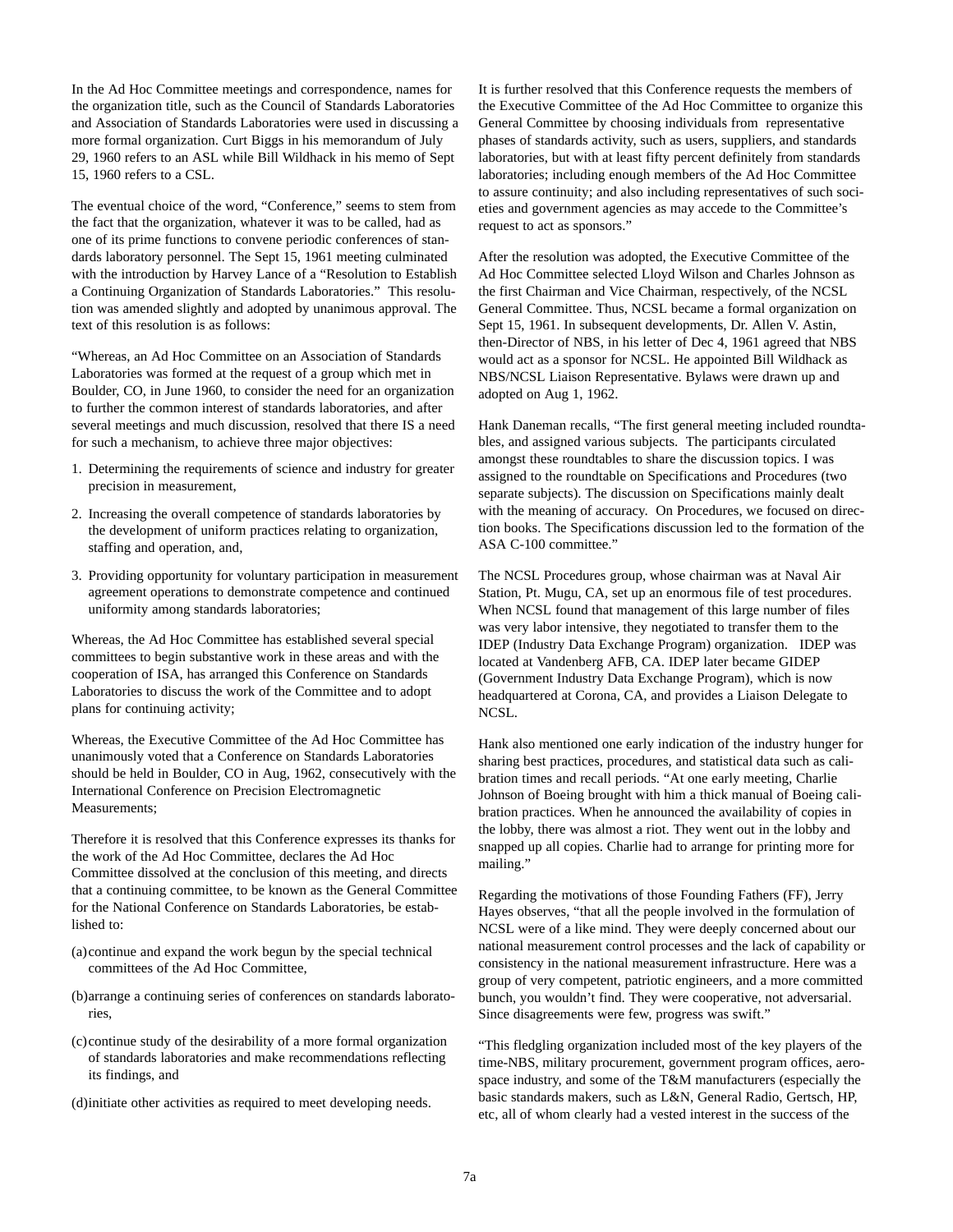In the Ad Hoc Committee meetings and correspondence, names for the organization title, such as the Council of Standards Laboratories and Association of Standards Laboratories were used in discussing a more formal organization. Curt Biggs in his memorandum of July 29, 1960 refers to an ASL while Bill Wildhack in his memo of Sept 15, 1960 refers to a CSL.

The eventual choice of the word, "Conference," seems to stem from the fact that the organization, whatever it was to be called, had as one of its prime functions to convene periodic conferences of standards laboratory personnel. The Sept 15, 1961 meeting culminated with the introduction by Harvey Lance of a "Resolution to Establish a Continuing Organization of Standards Laboratories." This resolution was amended slightly and adopted by unanimous approval. The text of this resolution is as follows:

"Whereas, an Ad Hoc Committee on an Association of Standards Laboratories was formed at the request of a group which met in Boulder, CO, in June 1960, to consider the need for an organization to further the common interest of standards laboratories, and after several meetings and much discussion, resolved that there IS a need for such a mechanism, to achieve three major objectives:

1. Determining the requirements of science and industry for greater precision in measurement,
2. Increasing the overall competence of standards laboratories by the development of uniform practices relating to organization, staffing and operation, and,
3. Providing opportunity for voluntary participation in measurement agreement operations to demonstrate competence and continued uniformity among standards laboratories;

Whereas, the Ad Hoc Committee has established several special committees to begin substantive work in these areas and with the cooperation of ISA, has arranged this Conference on Standards Laboratories to discuss the work of the Committee and to adopt plans for continuing activity;

Whereas, the Executive Committee of the Ad Hoc Committee has unanimously voted that a Conference on Standards Laboratories should be held in Boulder, CO in Aug, 1962, consecutively with the International Conference on Precision Electromagnetic Measurements;

Therefore it is resolved that this Conference expresses its thanks for the work of the Ad Hoc Committee, declares the Ad Hoc Committee dissolved at the conclusion of this meeting, and directs that a continuing committee, to be known as the General Committee for the National Conference on Standards Laboratories, be established to:

(a) continue and expand the work begun by the special technical committees of the Ad Hoc Committee,

(b) arrange a continuing series of conferences on standards laboratories,

(c) continue study of the desirability of a more formal organization of standards laboratories and make recommendations reflecting its findings, and

(d) initiate other activities as required to meet developing needs.

It is further resolved that this Conference requests the members of the Executive Committee of the Ad Hoc Committee to organize this General Committee by choosing individuals from representative phases of standards activity, such as users, suppliers, and standards laboratories, but with at least fifty percent definitely from standards laboratories; including enough members of the Ad Hoc Committee to assure continuity; and also including representatives of such societies and government agencies as may accede to the Committee's request to act as sponsors."

After the resolution was adopted, the Executive Committee of the Ad Hoc Committee selected Lloyd Wilson and Charles Johnson as the first Chairman and Vice Chairman, respectively, of the NCSL General Committee. Thus, NCSL became a formal organization on Sept 15, 1961. In subsequent developments, Dr. Allen V. Astin, then-Director of NBS, in his letter of Dec 4, 1961 agreed that NBS would act as a sponsor for NCSL. He appointed Bill Wildhack as NBS/NCSL Liaison Representative. Bylaws were drawn up and adopted on Aug 1, 1962.

Hank Daneman recalls, "The first general meeting included roundtables, and assigned various subjects. The participants circulated amongst these roundtables to share the discussion topics. I was assigned to the roundtable on Specifications and Procedures (two separate subjects). The discussion on Specifications mainly dealt with the meaning of accuracy. On Procedures, we focused on direction books. The Specifications discussion led to the formation of the ASA C-100 committee."

The NCSL Procedures group, whose chairman was at Naval Air Station, Pt. Mugu, CA, set up an enormous file of test procedures. When NCSL found that management of this large number of files was very labor intensive, they negotiated to transfer them to the IDEP (Industry Data Exchange Program) organization. IDEP was located at Vandenberg AFB, CA. IDEP later became GIDEP (Government Industry Data Exchange Program), which is now headquartered at Corona, CA, and provides a Liaison Delegate to NCSL.

Hank also mentioned one early indication of the industry hunger for sharing best practices, procedures, and statistical data such as calibration times and recall periods. "At one early meeting, Charlie Johnson of Boeing brought with him a thick manual of Boeing calibration practices. When he announced the availability of copies in the lobby, there was almost a riot. They went out in the lobby and snapped up all copies. Charlie had to arrange for printing more for mailing."

Regarding the motivations of those Founding Fathers (FF), Jerry Hayes observes, "that all the people involved in the formulation of NCSL were of a like mind. They were deeply concerned about our national measurement control processes and the lack of capability or consistency in the national measurement infrastructure. Here was a group of very competent, patriotic engineers, and a more committed bunch, you wouldn't find. They were cooperative, not adversarial. Since disagreements were few, progress was swift."

"This fledgling organization included most of the key players of the time-NBS, military procurement, government program offices, aerospace industry, and some of the T&M manufacturers (especially the basic standards makers, such as L&N, General Radio, Gertsch, HP, etc, all of whom clearly had a vested interest in the success of the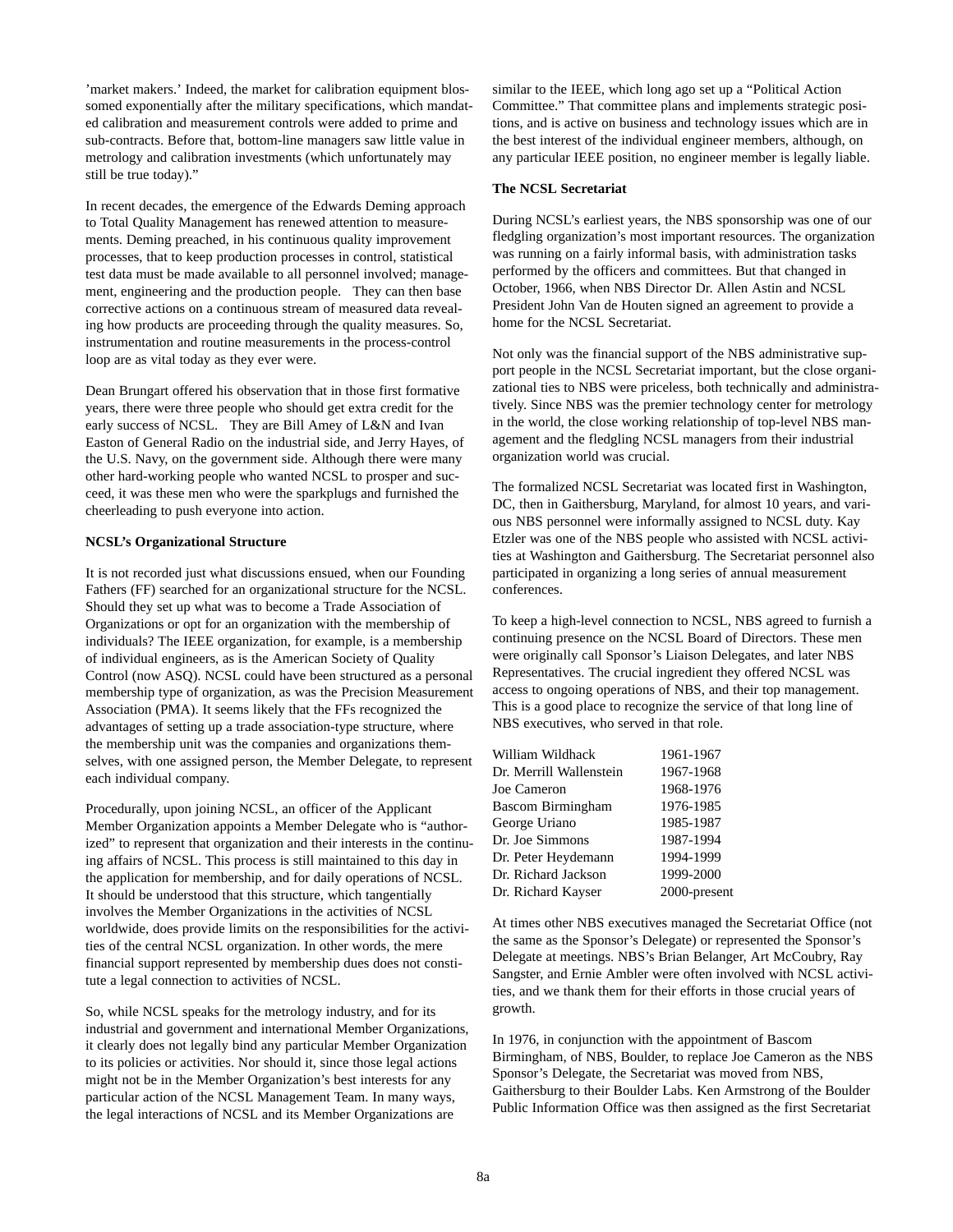'market makers.' Indeed, the market for calibration equipment blossomed exponentially after the military specifications, which mandated calibration and measurement controls were added to prime and sub-contracts. Before that, bottom-line managers saw little value in metrology and calibration investments (which unfortunately may still be true today)."

In recent decades, the emergence of the Edwards Deming approach to Total Quality Management has renewed attention to measurements. Deming preached, in his continuous quality improvement processes, that to keep production processes in control, statistical test data must be made available to all personnel involved; management, engineering and the production people. They can then base corrective actions on a continuous stream of measured data revealing how products are proceeding through the quality measures. So, instrumentation and routine measurements in the process-control loop are as vital today as they ever were.

Dean Brungart offered his observation that in those first formative years, there were three people who should get extra credit for the early success of NCSL. They are Bill Amey of L&N and Ivan Easton of General Radio on the industrial side, and Jerry Hayes, of the U.S. Navy, on the government side. Although there were many other hard-working people who wanted NCSL to prosper and succeed, it was these men who were the sparkplugs and furnished the cheerleading to push everyone into action.

**NCSL's Organizational Structure**

It is not recorded just what discussions ensued, when our Founding Fathers (FF) searched for an organizational structure for the NCSL. Should they set up what was to become a Trade Association of Organizations or opt for an organization with the membership of individuals? The IEEE organization, for example, is a membership of individual engineers, as is the American Society of Quality Control (now ASQ). NCSL could have been structured as a personal membership type of organization, as was the Precision Measurement Association (PMA). It seems likely that the FFs recognized the advantages of setting up a trade association-type structure, where the membership unit was the companies and organizations themselves, with one assigned person, the Member Delegate, to represent each individual company.

Procedurally, upon joining NCSL, an officer of the Applicant Member Organization appoints a Member Delegate who is "authorized" to represent that organization and their interests in the continuing affairs of NCSL. This process is still maintained to this day in the application for membership, and for daily operations of NCSL. It should be understood that this structure, which tangentially involves the Member Organizations in the activities of NCSL worldwide, does provide limits on the responsibilities for the activities of the central NCSL organization. In other words, the mere financial support represented by membership dues does not constitute a legal connection to activities of NCSL.

So, while NCSL speaks for the metrology industry, and for its industrial and government and international Member Organizations, it clearly does not legally bind any particular Member Organization to its policies or activities. Nor should it, since those legal actions might not be in the Member Organization's best interests for any particular action of the NCSL Management Team. In many ways, the legal interactions of NCSL and its Member Organizations are similar to the IEEE, which long ago set up a "Political Action Committee." That committee plans and implements strategic positions, and is active on business and technology issues which are in the best interest of the individual engineer members, although, on any particular IEEE position, no engineer member is legally liable.

**The NCSL Secretariat**

During NCSL's earliest years, the NBS sponsorship was one of our fledgling organization's most important resources. The organization was running on a fairly informal basis, with administration tasks performed by the officers and committees. But that changed in October, 1966, when NBS Director Dr. Allen Astin and NCSL President John Van de Houten signed an agreement to provide a home for the NCSL Secretariat.

Not only was the financial support of the NBS administrative support people in the NCSL Secretariat important, but the close organizational ties to NBS were priceless, both technically and administratively. Since NBS was the premier technology center for metrology in the world, the close working relationship of top-level NBS management and the fledgling NCSL managers from their industrial organization world was crucial.

The formalized NCSL Secretariat was located first in Washington, DC, then in Gaithersburg, Maryland, for almost 10 years, and various NBS personnel were informally assigned to NCSL duty. Kay Etzler was one of the NBS people who assisted with NCSL activities at Washington and Gaithersburg. The Secretariat personnel also participated in organizing a long series of annual measurement conferences.

To keep a high-level connection to NCSL, NBS agreed to furnish a continuing presence on the NCSL Board of Directors. These men were originally call Sponsor's Liaison Delegates, and later NBS Representatives. The crucial ingredient they offered NCSL was access to ongoing operations of NBS, and their top management. This is a good place to recognize the service of that long line of NBS executives, who served in that role.

| | |
|---|---|
| William Wildhack | 1961-1967 |
| Dr. Merrill Wallenstein | 1967-1968 |
| Joe Cameron | 1968-1976 |
| Bascom Birmingham | 1976-1985 |
| George Uriano | 1985-1987 |
| Dr. Joe Simmons | 1987-1994 |
| Dr. Peter Heydemann | 1994-1999 |
| Dr. Richard Jackson | 1999-2000 |
| Dr. Richard Kayser | 2000-present |

At times other NBS executives managed the Secretariat Office (not the same as the Sponsor's Delegate) or represented the Sponsor's Delegate at meetings. NBS's Brian Belanger, Art McCoubry, Ray Sangster, and Ernie Ambler were often involved with NCSL activities, and we thank them for their efforts in those crucial years of growth.

In 1976, in conjunction with the appointment of Bascom Birmingham, of NBS, Boulder, to replace Joe Cameron as the NBS Sponsor's Delegate, the Secretariat was moved from NBS, Gaithersburg to their Boulder Labs. Ken Armstrong of the Boulder Public Information Office was then assigned as the first Secretariat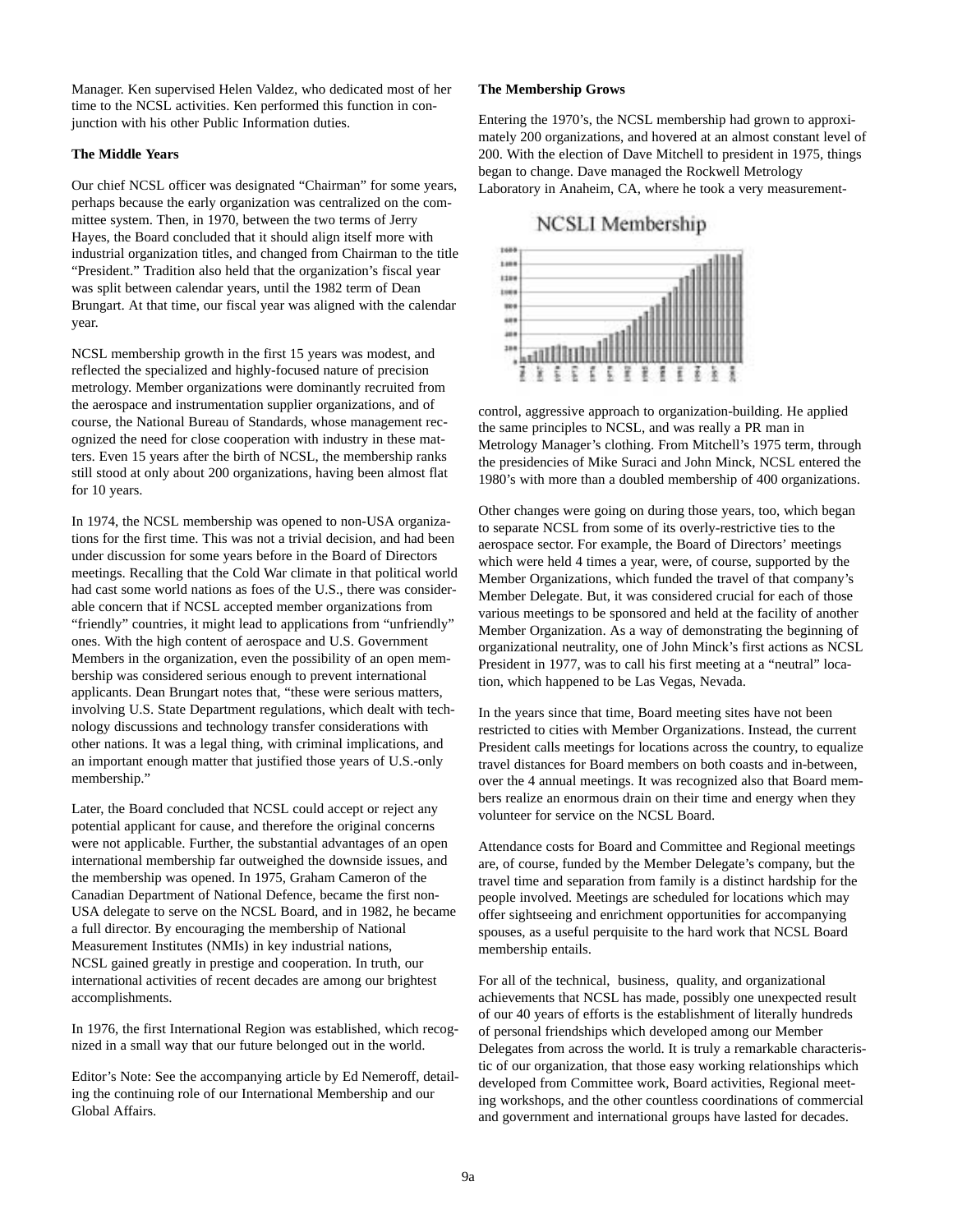Manager. Ken supervised Helen Valdez, who dedicated most of her time to the NCSL activities. Ken performed this function in conjunction with his other Public Information duties.

### The Middle Years

Our chief NCSL officer was designated "Chairman" for some years, perhaps because the early organization was centralized on the committee system. Then, in 1970, between the two terms of Jerry Hayes, the Board concluded that it should align itself more with industrial organization titles, and changed from Chairman to the title "President." Tradition also held that the organization's fiscal year was split between calendar years, until the 1982 term of Dean Brungart. At that time, our fiscal year was aligned with the calendar year.

NCSL membership growth in the first 15 years was modest, and reflected the specialized and highly-focused nature of precision metrology. Member organizations were dominantly recruited from the aerospace and instrumentation supplier organizations, and of course, the National Bureau of Standards, whose management recognized the need for close cooperation with industry in these matters. Even 15 years after the birth of NCSL, the membership ranks still stood at only about 200 organizations, having been almost flat for 10 years.

In 1974, the NCSL membership was opened to non-USA organizations for the first time. This was not a trivial decision, and had been under discussion for some years before in the Board of Directors meetings. Recalling that the Cold War climate in that political world had cast some world nations as foes of the U.S., there was considerable concern that if NCSL accepted member organizations from "friendly" countries, it might lead to applications from "unfriendly" ones. With the high content of aerospace and U.S. Government Members in the organization, even the possibility of an open membership was considered serious enough to prevent international applicants. Dean Brungart notes that, "these were serious matters, involving U.S. State Department regulations, which dealt with technology discussions and technology transfer considerations with other nations. It was a legal thing, with criminal implications, and an important enough matter that justified those years of U.S.-only membership."

Later, the Board concluded that NCSL could accept or reject any potential applicant for cause, and therefore the original concerns were not applicable. Further, the substantial advantages of an open international membership far outweighed the downside issues, and the membership was opened. In 1975, Graham Cameron of the Canadian Department of National Defence, became the first non-USA delegate to serve on the NCSL Board, and in 1982, he became a full director. By encouraging the membership of National Measurement Institutes (NMIs) in key industrial nations, NCSL gained greatly in prestige and cooperation. In truth, our international activities of recent decades are among our brightest accomplishments.

In 1976, the first International Region was established, which recognized in a small way that our future belonged out in the world.

Editor's Note: See the accompanying article by Ed Nemeroff, detailing the continuing role of our International Membership and our Global Affairs.

### The Membership Grows

Entering the 1970's, the NCSL membership had grown to approximately 200 organizations, and hovered at an almost constant level of 200. With the election of Dave Mitchell to president in 1975, things began to change. Dave managed the Rockwell Metrology Laboratory in Anaheim, CA, where he took a very measurement-control, aggressive approach to organization-building. He applied the same principles to NCSL, and was really a PR man in Metrology Manager's clothing. From Mitchell's 1975 term, through the presidencies of Mike Suraci and John Minck, NCSL entered the 1980's with more than a doubled membership of 400 organizations.

NCSLI Membership

Other changes were going on during those years, too, which began to separate NCSL from some of its overly-restrictive ties to the aerospace sector. For example, the Board of Directors' meetings which were held 4 times a year, were, of course, supported by the Member Organizations, which funded the travel of that company's Member Delegate. But, it was considered crucial for each of those various meetings to be sponsored and held at the facility of another Member Organization. As a way of demonstrating the beginning of organizational neutrality, one of John Minck's first actions as NCSL President in 1977, was to call his first meeting at a "neutral" location, which happened to be Las Vegas, Nevada.

In the years since that time, Board meeting sites have not been restricted to cities with Member Organizations. Instead, the current President calls meetings for locations across the country, to equalize travel distances for Board members on both coasts and in-between, over the 4 annual meetings. It was recognized also that Board members realize an enormous drain on their time and energy when they volunteer for service on the NCSL Board.

Attendance costs for Board and Committee and Regional meetings are, of course, funded by the Member Delegate's company, but the travel time and separation from family is a distinct hardship for the people involved. Meetings are scheduled for locations which may offer sightseeing and enrichment opportunities for accompanying spouses, as a useful perquisite to the hard work that NCSL Board membership entails.

For all of the technical, business, quality, and organizational achievements that NCSL has made, possibly one unexpected result of our 40 years of efforts is the establishment of literally hundreds of personal friendships which developed among our Member Delegates from across the world. It is truly a remarkable characteristic of our organization, that those easy working relationships which developed from Committee work, Board activities, Regional meeting workshops, and the other countless coordinations of commercial and government and international groups have lasted for decades.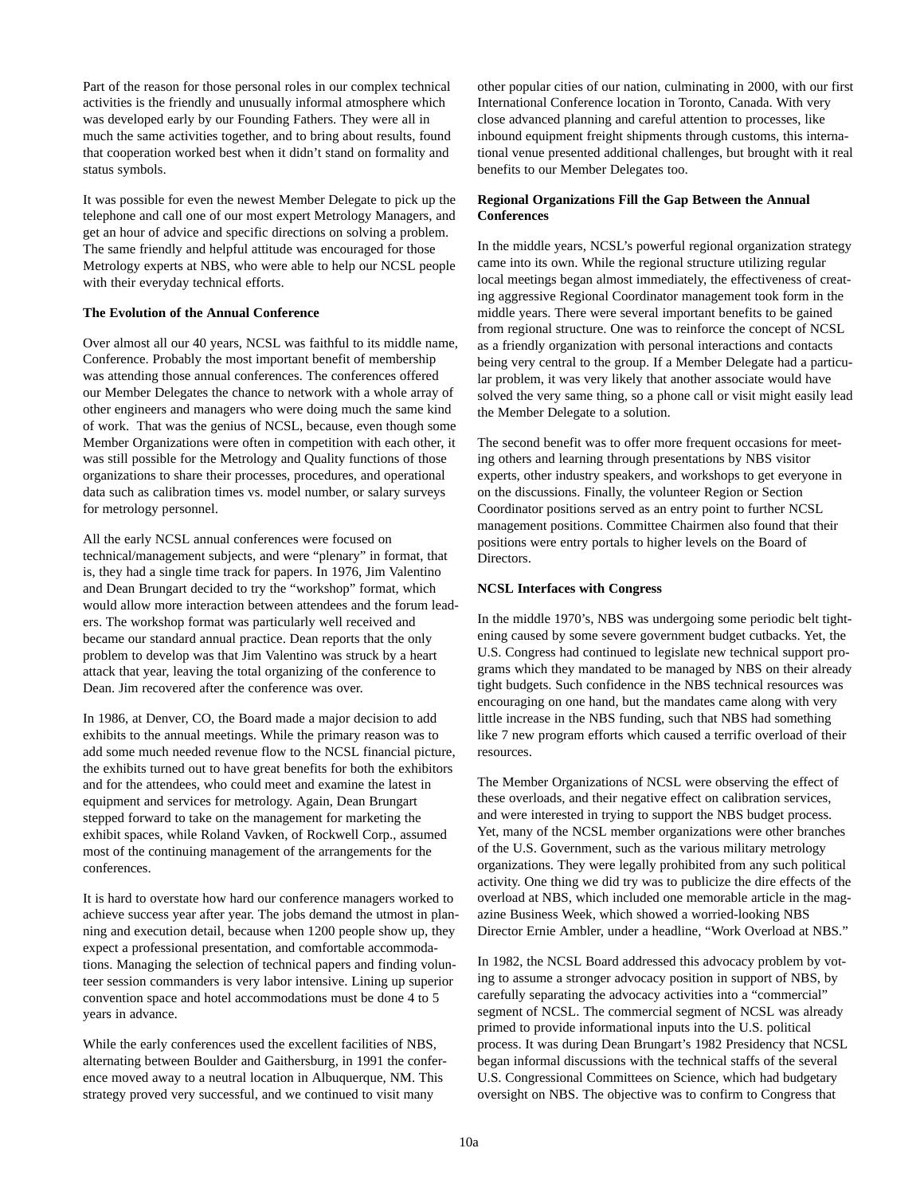Part of the reason for those personal roles in our complex technical activities is the friendly and unusually informal atmosphere which was developed early by our Founding Fathers. They were all in much the same activities together, and to bring about results, found that cooperation worked best when it didn't stand on formality and status symbols.

It was possible for even the newest Member Delegate to pick up the telephone and call one of our most expert Metrology Managers, and get an hour of advice and specific directions on solving a problem. The same friendly and helpful attitude was encouraged for those Metrology experts at NBS, who were able to help our NCSL people with their everyday technical efforts.

**The Evolution of the Annual Conference**

Over almost all our 40 years, NCSL was faithful to its middle name, Conference. Probably the most important benefit of membership was attending those annual conferences. The conferences offered our Member Delegates the chance to network with a whole array of other engineers and managers who were doing much the same kind of work. That was the genius of NCSL, because, even though some Member Organizations were often in competition with each other, it was still possible for the Metrology and Quality functions of those organizations to share their processes, procedures, and operational data such as calibration times vs. model number, or salary surveys for metrology personnel.

All the early NCSL annual conferences were focused on technical/management subjects, and were "plenary" in format, that is, they had a single time track for papers. In 1976, Jim Valentino and Dean Brungart decided to try the "workshop" format, which would allow more interaction between attendees and the forum leaders. The workshop format was particularly well received and became our standard annual practice. Dean reports that the only problem to develop was that Jim Valentino was struck by a heart attack that year, leaving the total organizing of the conference to Dean. Jim recovered after the conference was over.

In 1986, at Denver, CO, the Board made a major decision to add exhibits to the annual meetings. While the primary reason was to add some much needed revenue flow to the NCSL financial picture, the exhibits turned out to have great benefits for both the exhibitors and for the attendees, who could meet and examine the latest in equipment and services for metrology. Again, Dean Brungart stepped forward to take on the management for marketing the exhibit spaces, while Roland Vavken, of Rockwell Corp., assumed most of the continuing management of the arrangements for the conferences.

It is hard to overstate how hard our conference managers worked to achieve success year after year. The jobs demand the utmost in planning and execution detail, because when 1200 people show up, they expect a professional presentation, and comfortable accommodations. Managing the selection of technical papers and finding volunteer session commanders is very labor intensive. Lining up superior convention space and hotel accommodations must be done 4 to 5 years in advance.

While the early conferences used the excellent facilities of NBS, alternating between Boulder and Gaithersburg, in 1991 the conference moved away to a neutral location in Albuquerque, NM. This strategy proved very successful, and we continued to visit many other popular cities of our nation, culminating in 2000, with our first International Conference location in Toronto, Canada. With very close advanced planning and careful attention to processes, like inbound equipment freight shipments through customs, this international venue presented additional challenges, but brought with it real benefits to our Member Delegates too.

**Regional Organizations Fill the Gap Between the Annual Conferences**

In the middle years, NCSL's powerful regional organization strategy came into its own. While the regional structure utilizing regular local meetings began almost immediately, the effectiveness of creating aggressive Regional Coordinator management took form in the middle years. There were several important benefits to be gained from regional structure. One was to reinforce the concept of NCSL as a friendly organization with personal interactions and contacts being very central to the group. If a Member Delegate had a particular problem, it was very likely that another associate would have solved the very same thing, so a phone call or visit might easily lead the Member Delegate to a solution.

The second benefit was to offer more frequent occasions for meeting others and learning through presentations by NBS visitor experts, other industry speakers, and workshops to get everyone in on the discussions. Finally, the volunteer Region or Section Coordinator positions served as an entry point to further NCSL management positions. Committee Chairmen also found that their positions were entry portals to higher levels on the Board of Directors.

**NCSL Interfaces with Congress**

In the middle 1970's, NBS was undergoing some periodic belt tightening caused by some severe government budget cutbacks. Yet, the U.S. Congress had continued to legislate new technical support programs which they mandated to be managed by NBS on their already tight budgets. Such confidence in the NBS technical resources was encouraging on one hand, but the mandates came along with very little increase in the NBS funding, such that NBS had something like 7 new program efforts which caused a terrific overload of their resources.

The Member Organizations of NCSL were observing the effect of these overloads, and their negative effect on calibration services, and were interested in trying to support the NBS budget process. Yet, many of the NCSL member organizations were other branches of the U.S. Government, such as the various military metrology organizations. They were legally prohibited from any such political activity. One thing we did try was to publicize the dire effects of the overload at NBS, which included one memorable article in the magazine Business Week, which showed a worried-looking NBS Director Ernie Ambler, under a headline, "Work Overload at NBS."

In 1982, the NCSL Board addressed this advocacy problem by voting to assume a stronger advocacy position in support of NBS, by carefully separating the advocacy activities into a "commercial" segment of NCSL. The commercial segment of NCSL was already primed to provide informational inputs into the U.S. political process. It was during Dean Brungart's 1982 Presidency that NCSL began informal discussions with the technical staffs of the several U.S. Congressional Committees on Science, which had budgetary oversight on NBS. The objective was to confirm to Congress that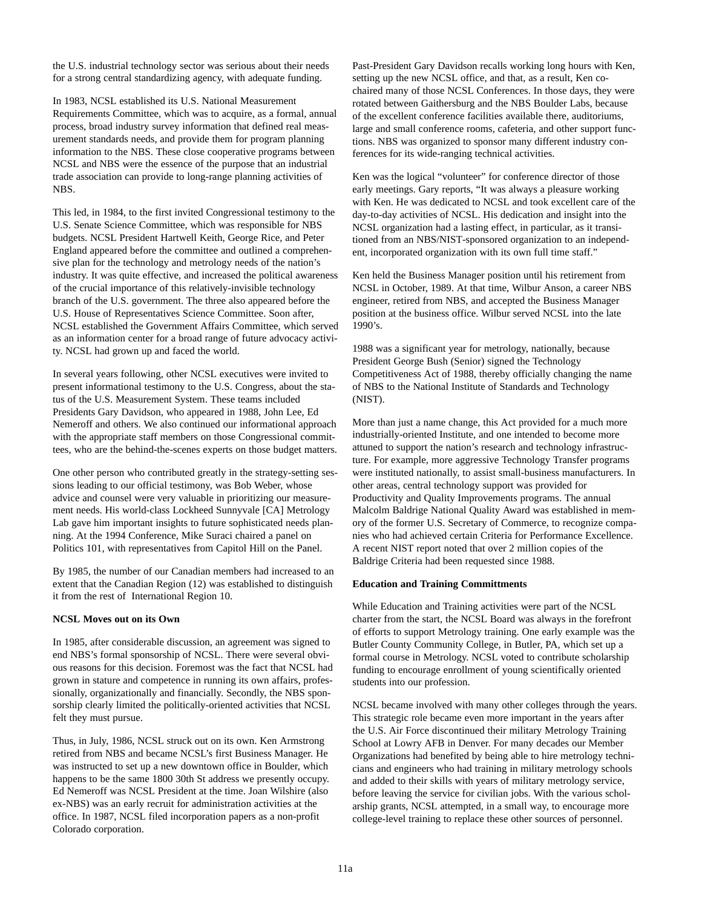the U.S. industrial technology sector was serious about their needs for a strong central standardizing agency, with adequate funding.

In 1983, NCSL established its U.S. National Measurement Requirements Committee, which was to acquire, as a formal, annual process, broad industry survey information that defined real measurement standards needs, and provide them for program planning information to the NBS. These close cooperative programs between NCSL and NBS were the essence of the purpose that an industrial trade association can provide to long-range planning activities of NBS.

This led, in 1984, to the first invited Congressional testimony to the U.S. Senate Science Committee, which was responsible for NBS budgets. NCSL President Hartwell Keith, George Rice, and Peter England appeared before the committee and outlined a comprehensive plan for the technology and metrology needs of the nation's industry. It was quite effective, and increased the political awareness of the crucial importance of this relatively-invisible technology branch of the U.S. government. The three also appeared before the U.S. House of Representatives Science Committee. Soon after, NCSL established the Government Affairs Committee, which served as an information center for a broad range of future advocacy activity. NCSL had grown up and faced the world.

In several years following, other NCSL executives were invited to present informational testimony to the U.S. Congress, about the status of the U.S. Measurement System. These teams included Presidents Gary Davidson, who appeared in 1988, John Lee, Ed Nemeroff and others. We also continued our informational approach with the appropriate staff members on those Congressional committees, who are the behind-the-scenes experts on those budget matters.

One other person who contributed greatly in the strategy-setting sessions leading to our official testimony, was Bob Weber, whose advice and counsel were very valuable in prioritizing our measurement needs. His world-class Lockheed Sunnyvale [CA] Metrology Lab gave him important insights to future sophisticated needs planning. At the 1994 Conference, Mike Suraci chaired a panel on Politics 101, with representatives from Capitol Hill on the Panel.

By 1985, the number of our Canadian members had increased to an extent that the Canadian Region (12) was established to distinguish it from the rest of International Region 10.

**NCSL Moves out on its Own**

In 1985, after considerable discussion, an agreement was signed to end NBS's formal sponsorship of NCSL. There were several obvious reasons for this decision. Foremost was the fact that NCSL had grown in stature and competence in running its own affairs, professionally, organizationally and financially. Secondly, the NBS sponsorship clearly limited the politically-oriented activities that NCSL felt they must pursue.

Thus, in July, 1986, NCSL struck out on its own. Ken Armstrong retired from NBS and became NCSL's first Business Manager. He was instructed to set up a new downtown office in Boulder, which happens to be the same 1800 30th St address we presently occupy. Ed Nemeroff was NCSL President at the time. Joan Wilshire (also ex-NBS) was an early recruit for administration activities at the office. In 1987, NCSL filed incorporation papers as a non-profit Colorado corporation.

Past-President Gary Davidson recalls working long hours with Ken, setting up the new NCSL office, and that, as a result, Ken co-chaired many of those NCSL Conferences. In those days, they were rotated between Gaithersburg and the NBS Boulder Labs, because of the excellent conference facilities available there, auditoriums, large and small conference rooms, cafeteria, and other support functions. NBS was organized to sponsor many different industry conferences for its wide-ranging technical activities.

Ken was the logical "volunteer" for conference director of those early meetings. Gary reports, "It was always a pleasure working with Ken. He was dedicated to NCSL and took excellent care of the day-to-day activities of NCSL. His dedication and insight into the NCSL organization had a lasting effect, in particular, as it transitioned from an NBS/NIST-sponsored organization to an independent, incorporated organization with its own full time staff."

Ken held the Business Manager position until his retirement from NCSL in October, 1989. At that time, Wilbur Anson, a career NBS engineer, retired from NBS, and accepted the Business Manager position at the business office. Wilbur served NCSL into the late 1990's.

1988 was a significant year for metrology, nationally, because President George Bush (Senior) signed the Technology Competitiveness Act of 1988, thereby officially changing the name of NBS to the National Institute of Standards and Technology (NIST).

More than just a name change, this Act provided for a much more industrially-oriented Institute, and one intended to become more attuned to support the nation's research and technology infrastructure. For example, more aggressive Technology Transfer programs were instituted nationally, to assist small-business manufacturers. In other areas, central technology support was provided for Productivity and Quality Improvements programs. The annual Malcolm Baldrige National Quality Award was established in memory of the former U.S. Secretary of Commerce, to recognize companies who had achieved certain Criteria for Performance Excellence. A recent NIST report noted that over 2 million copies of the Baldrige Criteria had been requested since 1988.

**Education and Training Committments**

While Education and Training activities were part of the NCSL charter from the start, the NCSL Board was always in the forefront of efforts to support Metrology training. One early example was the Butler County Community College, in Butler, PA, which set up a formal course in Metrology. NCSL voted to contribute scholarship funding to encourage enrollment of young scientifically oriented students into our profession.

NCSL became involved with many other colleges through the years. This strategic role became even more important in the years after the U.S. Air Force discontinued their military Metrology Training School at Lowry AFB in Denver. For many decades our Member Organizations had benefited by being able to hire metrology technicians and engineers who had training in military metrology schools and added to their skills with years of military metrology service, before leaving the service for civilian jobs. With the various scholarship grants, NCSL attempted, in a small way, to encourage more college-level training to replace these other sources of personnel.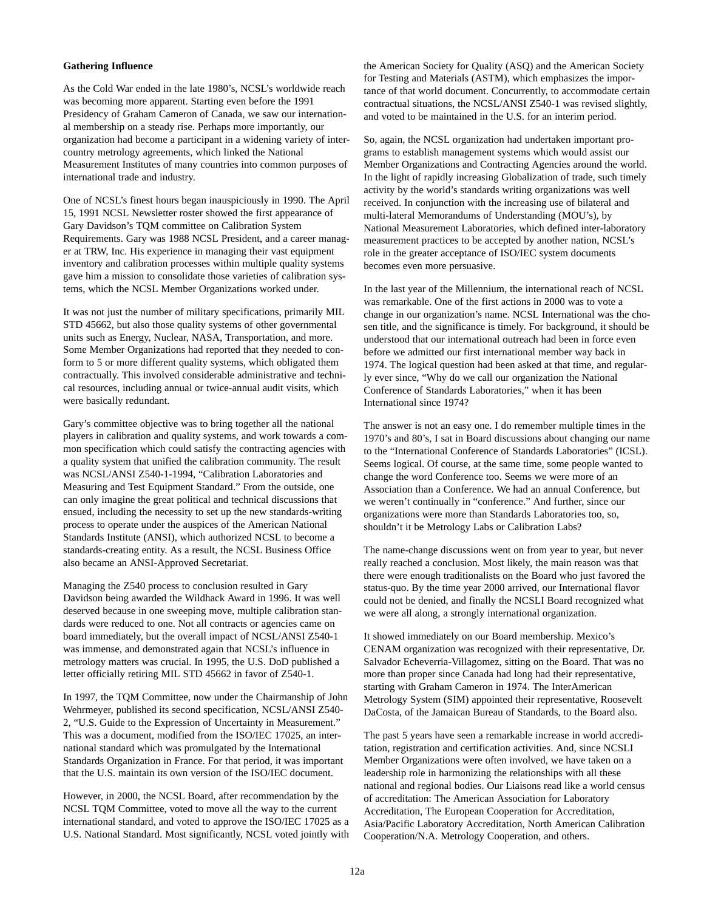**Gathering Influence**

As the Cold War ended in the late 1980's, NCSL's worldwide reach was becoming more apparent. Starting even before the 1991 Presidency of Graham Cameron of Canada, we saw our international membership on a steady rise. Perhaps more importantly, our organization had become a participant in a widening variety of inter-country metrology agreements, which linked the National Measurement Institutes of many countries into common purposes of international trade and industry.

One of NCSL's finest hours began inauspiciously in 1990. The April 15, 1991 NCSL Newsletter roster showed the first appearance of Gary Davidson's TQM committee on Calibration System Requirements. Gary was 1988 NCSL President, and a career manager at TRW, Inc. His experience in managing their vast equipment inventory and calibration processes within multiple quality systems gave him a mission to consolidate those varieties of calibration systems, which the NCSL Member Organizations worked under.

It was not just the number of military specifications, primarily MIL STD 45662, but also those quality systems of other governmental units such as Energy, Nuclear, NASA, Transportation, and more. Some Member Organizations had reported that they needed to conform to 5 or more different quality systems, which obligated them contractually. This involved considerable administrative and technical resources, including annual or twice-annual audit visits, which were basically redundant.

Gary's committee objective was to bring together all the national players in calibration and quality systems, and work towards a common specification which could satisfy the contracting agencies with a quality system that unified the calibration community. The result was NCSL/ANSI Z540-1-1994, "Calibration Laboratories and Measuring and Test Equipment Standard." From the outside, one can only imagine the great political and technical discussions that ensued, including the necessity to set up the new standards-writing process to operate under the auspices of the American National Standards Institute (ANSI), which authorized NCSL to become a standards-creating entity. As a result, the NCSL Business Office also became an ANSI-Approved Secretariat.

Managing the Z540 process to conclusion resulted in Gary Davidson being awarded the Wildhack Award in 1996. It was well deserved because in one sweeping move, multiple calibration standards were reduced to one. Not all contracts or agencies came on board immediately, but the overall impact of NCSL/ANSI Z540-1 was immense, and demonstrated again that NCSL's influence in metrology matters was crucial. In 1995, the U.S. DoD published a letter officially retiring MIL STD 45662 in favor of Z540-1.

In 1997, the TQM Committee, now under the Chairmanship of John Wehrmeyer, published its second specification, NCSL/ANSI Z540-2, "U.S. Guide to the Expression of Uncertainty in Measurement." This was a document, modified from the ISO/IEC 17025, an international standard which was promulgated by the International Standards Organization in France. For that period, it was important that the U.S. maintain its own version of the ISO/IEC document.

However, in 2000, the NCSL Board, after recommendation by the NCSL TQM Committee, voted to move all the way to the current international standard, and voted to approve the ISO/IEC 17025 as a U.S. National Standard. Most significantly, NCSL voted jointly with the American Society for Quality (ASQ) and the American Society for Testing and Materials (ASTM), which emphasizes the importance of that world document. Concurrently, to accommodate certain contractual situations, the NCSL/ANSI Z540-1 was revised slightly, and voted to be maintained in the U.S. for an interim period.

So, again, the NCSL organization had undertaken important programs to establish management systems which would assist our Member Organizations and Contracting Agencies around the world. In the light of rapidly increasing Globalization of trade, such timely activity by the world's standards writing organizations was well received. In conjunction with the increasing use of bilateral and multi-lateral Memorandums of Understanding (MOU's), by National Measurement Laboratories, which defined inter-laboratory measurement practices to be accepted by another nation, NCSL's role in the greater acceptance of ISO/IEC system documents becomes even more persuasive.

In the last year of the Millennium, the international reach of NCSL was remarkable. One of the first actions in 2000 was to vote a change in our organization's name. NCSL International was the chosen title, and the significance is timely. For background, it should be understood that our international outreach had been in force even before we admitted our first international member way back in 1974. The logical question had been asked at that time, and regularly ever since, "Why do we call our organization the National Conference of Standards Laboratories," when it has been International since 1974?

The answer is not an easy one. I do remember multiple times in the 1970's and 80's, I sat in Board discussions about changing our name to the "International Conference of Standards Laboratories" (ICSL). Seems logical. Of course, at the same time, some people wanted to change the word Conference too. Seems we were more of an Association than a Conference. We had an annual Conference, but we weren't continually in "conference." And further, since our organizations were more than Standards Laboratories too, so, shouldn't it be Metrology Labs or Calibration Labs?

The name-change discussions went on from year to year, but never really reached a conclusion. Most likely, the main reason was that there were enough traditionalists on the Board who just favored the status-quo. By the time year 2000 arrived, our International flavor could not be denied, and finally the NCSLI Board recognized what we were all along, a strongly international organization.

It showed immediately on our Board membership. Mexico's CENAM organization was recognized with their representative, Dr. Salvador Echeverria-Villagomez, sitting on the Board. That was no more than proper since Canada had long had their representative, starting with Graham Cameron in 1974. The InterAmerican Metrology System (SIM) appointed their representative, Roosevelt DaCosta, of the Jamaican Bureau of Standards, to the Board also.

The past 5 years have seen a remarkable increase in world accreditation, registration and certification activities. And, since NCSLI Member Organizations were often involved, we have taken on a leadership role in harmonizing the relationships with all these national and regional bodies. Our Liaisons read like a world census of accreditation: The American Association for Laboratory Accreditation, The European Cooperation for Accreditation, Asia/Pacific Laboratory Accreditation, North American Calibration Cooperation/N.A. Metrology Cooperation, and others.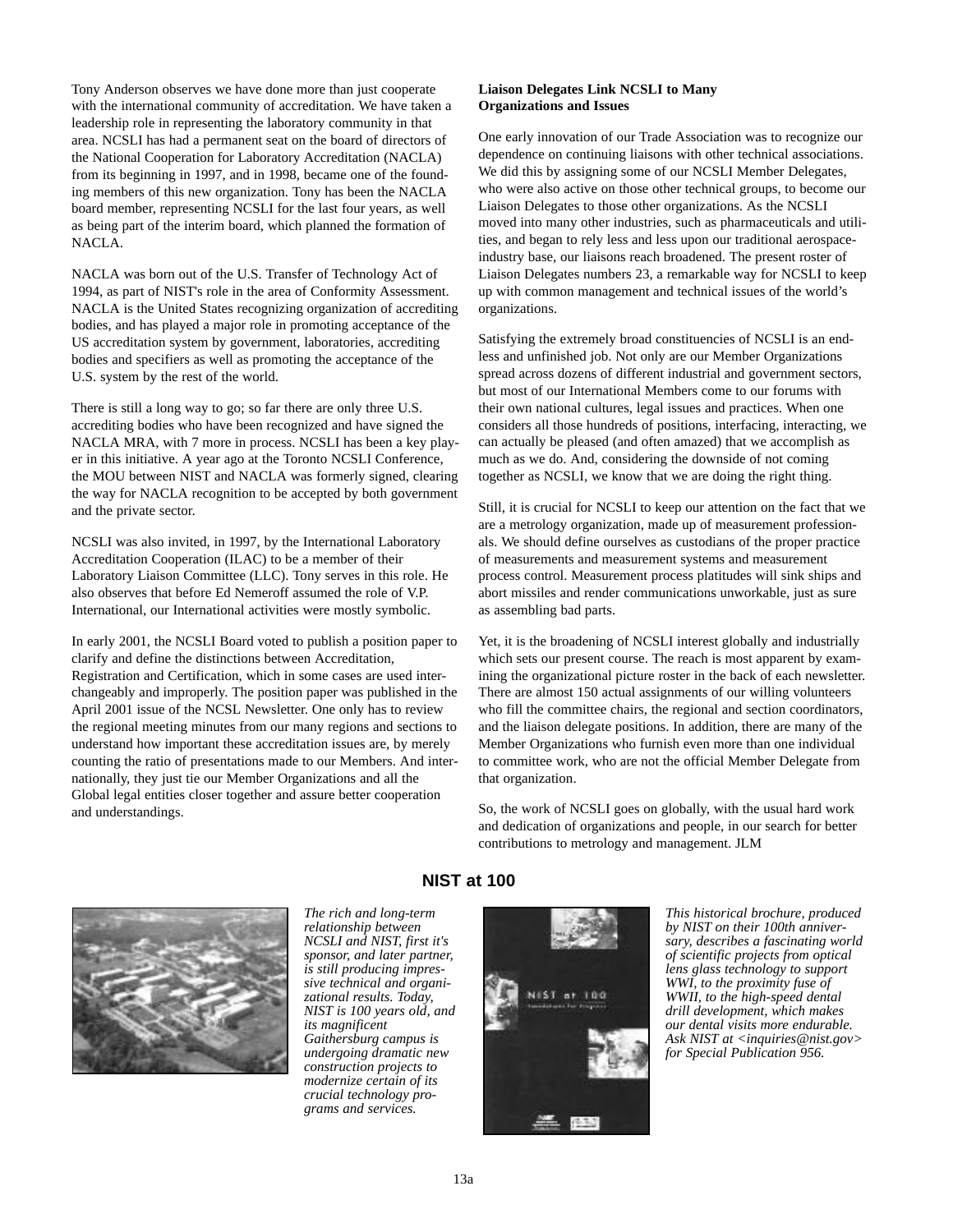Tony Anderson observes we have done more than just cooperate with the international community of accreditation. We have taken a leadership role in representing the laboratory community in that area. NCSLI has had a permanent seat on the board of directors of the National Cooperation for Laboratory Accreditation (NACLA) from its beginning in 1997, and in 1998, became one of the founding members of this new organization. Tony has been the NACLA board member, representing NCSLI for the last four years, as well as being part of the interim board, which planned the formation of NACLA.

NACLA was born out of the U.S. Transfer of Technology Act of 1994, as part of NIST's role in the area of Conformity Assessment. NACLA is the United States recognizing organization of accrediting bodies, and has played a major role in promoting acceptance of the US accreditation system by government, laboratories, accrediting bodies and specifiers as well as promoting the acceptance of the U.S. system by the rest of the world.

There is still a long way to go; so far there are only three U.S. accrediting bodies who have been recognized and have signed the NACLA MRA, with 7 more in process. NCSLI has been a key player in this initiative. A year ago at the Toronto NCSLI Conference, the MOU between NIST and NACLA was formerly signed, clearing the way for NACLA recognition to be accepted by both government and the private sector.

NCSLI was also invited, in 1997, by the International Laboratory Accreditation Cooperation (ILAC) to be a member of their Laboratory Liaison Committee (LLC). Tony serves in this role. He also observes that before Ed Nemeroff assumed the role of V.P. International, our International activities were mostly symbolic.

In early 2001, the NCSLI Board voted to publish a position paper to clarify and define the distinctions between Accreditation, Registration and Certification, which in some cases are used interchangeably and improperly. The position paper was published in the April 2001 issue of the NCSL Newsletter. One only has to review the regional meeting minutes from our many regions and sections to understand how important these accreditation issues are, by merely counting the ratio of presentations made to our Members. And internationally, they just tie our Member Organizations and all the Global legal entities closer together and assure better cooperation and understandings.

**Liaison Delegates Link NCSLI to Many Organizations and Issues**

One early innovation of our Trade Association was to recognize our dependence on continuing liaisons with other technical associations. We did this by assigning some of our NCSLI Member Delegates, who were also active on those other technical groups, to become our Liaison Delegates to those other organizations. As the NCSLI moved into many other industries, such as pharmaceuticals and utilities, and began to rely less and less upon our traditional aerospace-industry base, our liaisons reach broadened. The present roster of Liaison Delegates numbers 23, a remarkable way for NCSLI to keep up with common management and technical issues of the world's organizations.

Satisfying the extremely broad constituencies of NCSLI is an endless and unfinished job. Not only are our Member Organizations spread across dozens of different industrial and government sectors, but most of our International Members come to our forums with their own national cultures, legal issues and practices. When one considers all those hundreds of positions, interfacing, interacting, we can actually be pleased (and often amazed) that we accomplish as much as we do. And, considering the downside of not coming together as NCSLI, we know that we are doing the right thing.

Still, it is crucial for NCSLI to keep our attention on the fact that we are a metrology organization, made up of measurement professionals. We should define ourselves as custodians of the proper practice of measurements and measurement systems and measurement process control. Measurement process platitudes will sink ships and abort missiles and render communications unworkable, just as sure as assembling bad parts.

Yet, it is the broadening of NCSLI interest globally and industrially which sets our present course. The reach is most apparent by examining the organizational picture roster in the back of each newsletter. There are almost 150 actual assignments of our willing volunteers who fill the committee chairs, the regional and section coordinators, and the liaison delegate positions. In addition, there are many of the Member Organizations who furnish even more than one individual to committee work, who are not the official Member Delegate from that organization.

So, the work of NCSLI goes on globally, with the usual hard work and dedication of organizations and people, in our search for better contributions to metrology and management. JLM

## NIST at 100

*The rich and long-term relationship between NCSLI and NIST, first it's sponsor, and later partner, is still producing impressive technical and organizational results. Today, NIST is 100 years old, and its magnificent Gaithersburg campus is undergoing dramatic new construction projects to modernize certain of its crucial technology programs and services.*

*This historical brochure, produced by NIST on their 100th anniversary, describes a fascinating world of scientific projects from optical lens glass technology to support WWI, to the proximity fuse of WWII, to the high-speed dental drill development, which makes our dental visits more endurable. Ask NIST at <inquiries@nist.gov> for Special Publication 956.*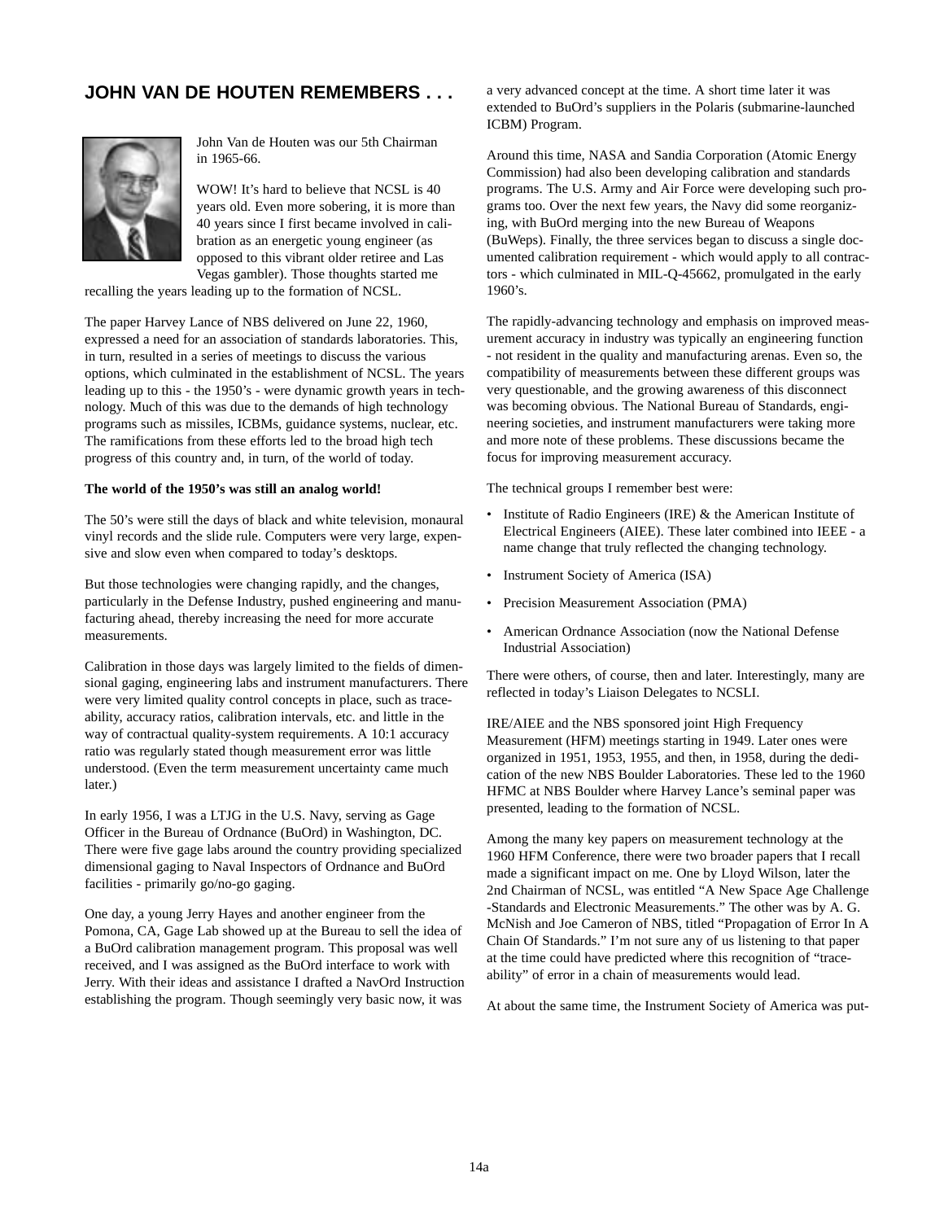## JOHN VAN DE HOUTEN REMEMBERS . . .

John Van de Houten was our 5th Chairman in 1965-66.

WOW! It's hard to believe that NCSL is 40 years old. Even more sobering, it is more than 40 years since I first became involved in calibration as an energetic young engineer (as opposed to this vibrant older retiree and Las Vegas gambler). Those thoughts started me recalling the years leading up to the formation of NCSL.

The paper Harvey Lance of NBS delivered on June 22, 1960, expressed a need for an association of standards laboratories. This, in turn, resulted in a series of meetings to discuss the various options, which culminated in the establishment of NCSL. The years leading up to this - the 1950's - were dynamic growth years in technology. Much of this was due to the demands of high technology programs such as missiles, ICBMs, guidance systems, nuclear, etc. The ramifications from these efforts led to the broad high tech progress of this country and, in turn, of the world of today.

**The world of the 1950's was still an analog world!**

The 50's were still the days of black and white television, monaural vinyl records and the slide rule. Computers were very large, expensive and slow even when compared to today's desktops.

But those technologies were changing rapidly, and the changes, particularly in the Defense Industry, pushed engineering and manufacturing ahead, thereby increasing the need for more accurate measurements.

Calibration in those days was largely limited to the fields of dimensional gaging, engineering labs and instrument manufacturers. There were very limited quality control concepts in place, such as traceability, accuracy ratios, calibration intervals, etc. and little in the way of contractual quality-system requirements. A 10:1 accuracy ratio was regularly stated though measurement error was little understood. (Even the term measurement uncertainty came much later.)

In early 1956, I was a LTJG in the U.S. Navy, serving as Gage Officer in the Bureau of Ordnance (BuOrd) in Washington, DC. There were five gage labs around the country providing specialized dimensional gaging to Naval Inspectors of Ordnance and BuOrd facilities - primarily go/no-go gaging.

One day, a young Jerry Hayes and another engineer from the Pomona, CA, Gage Lab showed up at the Bureau to sell the idea of a BuOrd calibration management program. This proposal was well received, and I was assigned as the BuOrd interface to work with Jerry. With their ideas and assistance I drafted a NavOrd Instruction establishing the program. Though seemingly very basic now, it was a very advanced concept at the time. A short time later it was extended to BuOrd's suppliers in the Polaris (submarine-launched ICBM) Program.

Around this time, NASA and Sandia Corporation (Atomic Energy Commission) had also been developing calibration and standards programs. The U.S. Army and Air Force were developing such programs too. Over the next few years, the Navy did some reorganizing, with BuOrd merging into the new Bureau of Weapons (BuWeps). Finally, the three services began to discuss a single documented calibration requirement - which would apply to all contractors - which culminated in MIL-Q-45662, promulgated in the early 1960's.

The rapidly-advancing technology and emphasis on improved measurement accuracy in industry was typically an engineering function - not resident in the quality and manufacturing arenas. Even so, the compatibility of measurements between these different groups was very questionable, and the growing awareness of this disconnect was becoming obvious. The National Bureau of Standards, engineering societies, and instrument manufacturers were taking more and more note of these problems. These discussions became the focus for improving measurement accuracy.

The technical groups I remember best were:

- Institute of Radio Engineers (IRE) & the American Institute of Electrical Engineers (AIEE). These later combined into IEEE - a name change that truly reflected the changing technology.
- Instrument Society of America (ISA)
- Precision Measurement Association (PMA)
- American Ordnance Association (now the National Defense Industrial Association)

There were others, of course, then and later. Interestingly, many are reflected in today's Liaison Delegates to NCSLI.

IRE/AIEE and the NBS sponsored joint High Frequency Measurement (HFM) meetings starting in 1949. Later ones were organized in 1951, 1953, 1955, and then, in 1958, during the dedication of the new NBS Boulder Laboratories. These led to the 1960 HFMC at NBS Boulder where Harvey Lance's seminal paper was presented, leading to the formation of NCSL.

Among the many key papers on measurement technology at the 1960 HFM Conference, there were two broader papers that I recall made a significant impact on me. One by Lloyd Wilson, later the 2nd Chairman of NCSL, was entitled "A New Space Age Challenge -Standards and Electronic Measurements." The other was by A. G. McNish and Joe Cameron of NBS, titled "Propagation of Error In A Chain Of Standards." I'm not sure any of us listening to that paper at the time could have predicted where this recognition of "traceability" of error in a chain of measurements would lead.

At about the same time, the Instrument Society of America was put-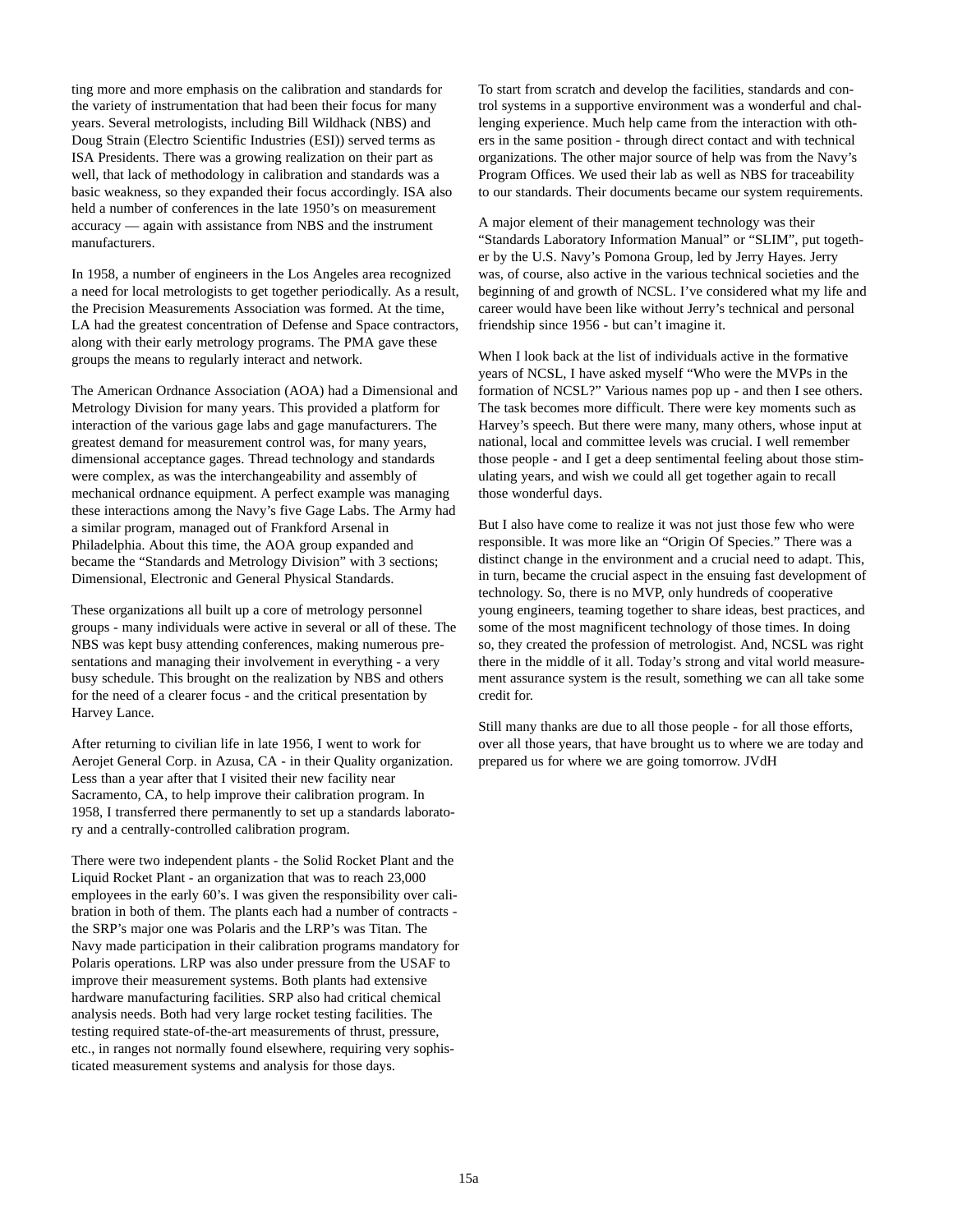ting more and more emphasis on the calibration and standards for the variety of instrumentation that had been their focus for many years. Several metrologists, including Bill Wildhack (NBS) and Doug Strain (Electro Scientific Industries (ESI)) served terms as ISA Presidents. There was a growing realization on their part as well, that lack of methodology in calibration and standards was a basic weakness, so they expanded their focus accordingly. ISA also held a number of conferences in the late 1950's on measurement accuracy — again with assistance from NBS and the instrument manufacturers.

In 1958, a number of engineers in the Los Angeles area recognized a need for local metrologists to get together periodically. As a result, the Precision Measurements Association was formed. At the time, LA had the greatest concentration of Defense and Space contractors, along with their early metrology programs. The PMA gave these groups the means to regularly interact and network.

The American Ordnance Association (AOA) had a Dimensional and Metrology Division for many years. This provided a platform for interaction of the various gage labs and gage manufacturers. The greatest demand for measurement control was, for many years, dimensional acceptance gages. Thread technology and standards were complex, as was the interchangeability and assembly of mechanical ordnance equipment. A perfect example was managing these interactions among the Navy's five Gage Labs. The Army had a similar program, managed out of Frankford Arsenal in Philadelphia. About this time, the AOA group expanded and became the "Standards and Metrology Division" with 3 sections; Dimensional, Electronic and General Physical Standards.

These organizations all built up a core of metrology personnel groups - many individuals were active in several or all of these. The NBS was kept busy attending conferences, making numerous presentations and managing their involvement in everything - a very busy schedule. This brought on the realization by NBS and others for the need of a clearer focus - and the critical presentation by Harvey Lance.

After returning to civilian life in late 1956, I went to work for Aerojet General Corp. in Azusa, CA - in their Quality organization. Less than a year after that I visited their new facility near Sacramento, CA, to help improve their calibration program. In 1958, I transferred there permanently to set up a standards laboratory and a centrally-controlled calibration program.

There were two independent plants - the Solid Rocket Plant and the Liquid Rocket Plant - an organization that was to reach 23,000 employees in the early 60's. I was given the responsibility over calibration in both of them. The plants each had a number of contracts - the SRP's major one was Polaris and the LRP's was Titan. The Navy made participation in their calibration programs mandatory for Polaris operations. LRP was also under pressure from the USAF to improve their measurement systems. Both plants had extensive hardware manufacturing facilities. SRP also had critical chemical analysis needs. Both had very large rocket testing facilities. The testing required state-of-the-art measurements of thrust, pressure, etc., in ranges not normally found elsewhere, requiring very sophisticated measurement systems and analysis for those days.

To start from scratch and develop the facilities, standards and control systems in a supportive environment was a wonderful and challenging experience. Much help came from the interaction with others in the same position - through direct contact and with technical organizations. The other major source of help was from the Navy's Program Offices. We used their lab as well as NBS for traceability to our standards. Their documents became our system requirements.

A major element of their management technology was their "Standards Laboratory Information Manual" or "SLIM", put together by the U.S. Navy's Pomona Group, led by Jerry Hayes. Jerry was, of course, also active in the various technical societies and the beginning of and growth of NCSL. I've considered what my life and career would have been like without Jerry's technical and personal friendship since 1956 - but can't imagine it.

When I look back at the list of individuals active in the formative years of NCSL, I have asked myself "Who were the MVPs in the formation of NCSL?" Various names pop up - and then I see others. The task becomes more difficult. There were key moments such as Harvey's speech. But there were many, many others, whose input at national, local and committee levels was crucial. I well remember those people - and I get a deep sentimental feeling about those stimulating years, and wish we could all get together again to recall those wonderful days.

But I also have come to realize it was not just those few who were responsible. It was more like an "Origin Of Species." There was a distinct change in the environment and a crucial need to adapt. This, in turn, became the crucial aspect in the ensuing fast development of technology. So, there is no MVP, only hundreds of cooperative young engineers, teaming together to share ideas, best practices, and some of the most magnificent technology of those times. In doing so, they created the profession of metrologist. And, NCSL was right there in the middle of it all. Today's strong and vital world measurement assurance system is the result, something we can all take some credit for.

Still many thanks are due to all those people - for all those efforts, over all those years, that have brought us to where we are today and prepared us for where we are going tomorrow. JVdH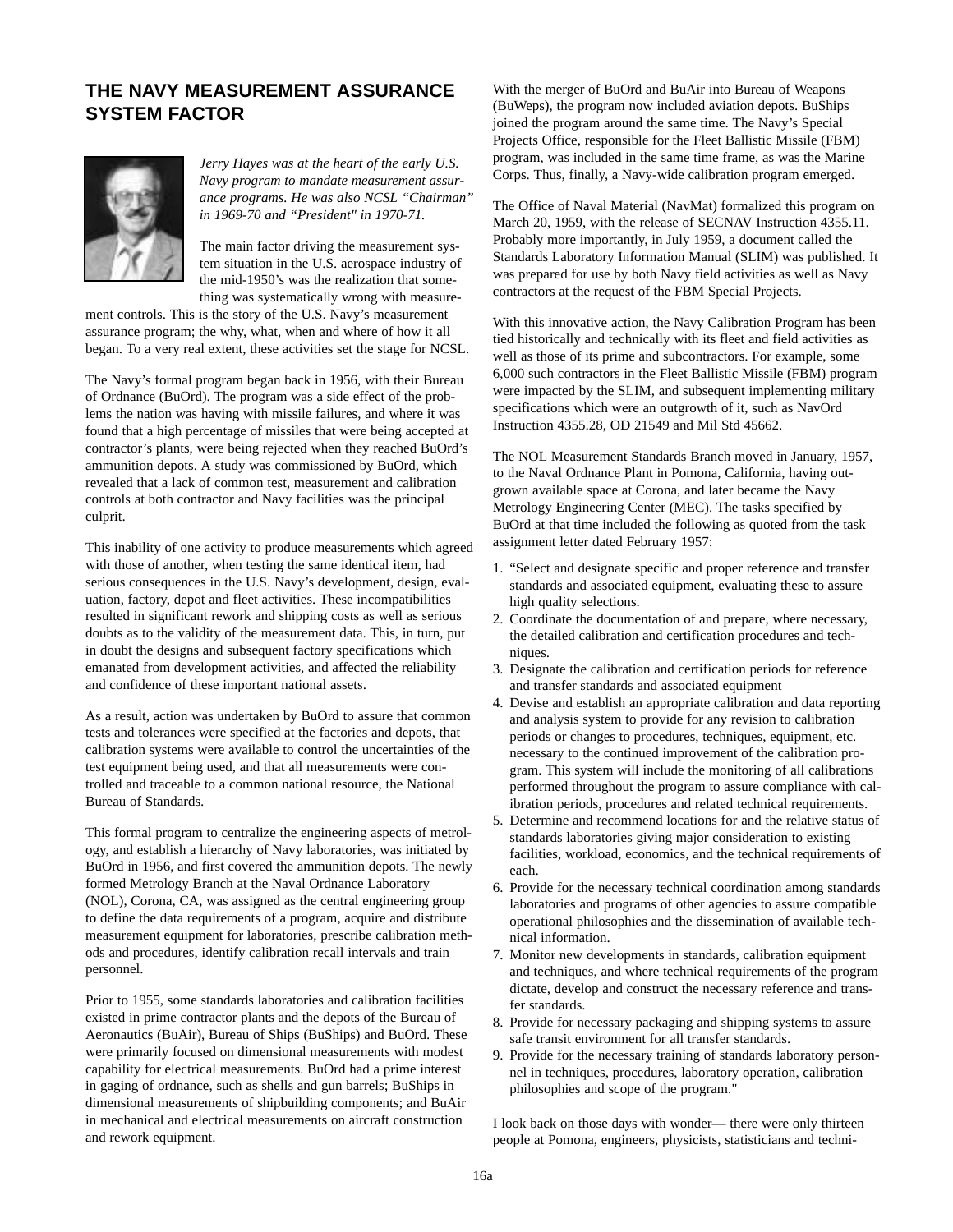## THE NAVY MEASUREMENT ASSURANCE SYSTEM FACTOR

*Jerry Hayes was at the heart of the early U.S. Navy program to mandate measurement assurance programs. He was also NCSL "Chairman" in 1969-70 and "President" in 1970-71.*

The main factor driving the measurement system situation in the U.S. aerospace industry of the mid-1950's was the realization that something was systematically wrong with measurement controls. This is the story of the U.S. Navy's measurement assurance program; the why, what, when and where of how it all began. To a very real extent, these activities set the stage for NCSL.

The Navy's formal program began back in 1956, with their Bureau of Ordnance (BuOrd). The program was a side effect of the problems the nation was having with missile failures, and where it was found that a high percentage of missiles that were being accepted at contractor's plants, were being rejected when they reached BuOrd's ammunition depots. A study was commissioned by BuOrd, which revealed that a lack of common test, measurement and calibration controls at both contractor and Navy facilities was the principal culprit.

This inability of one activity to produce measurements which agreed with those of another, when testing the same identical item, had serious consequences in the U.S. Navy's development, design, evaluation, factory, depot and fleet activities. These incompatibilities resulted in significant rework and shipping costs as well as serious doubts as to the validity of the measurement data. This, in turn, put in doubt the designs and subsequent factory specifications which emanated from development activities, and affected the reliability and confidence of these important national assets.

As a result, action was undertaken by BuOrd to assure that common tests and tolerances were specified at the factories and depots, that calibration systems were available to control the uncertainties of the test equipment being used, and that all measurements were controlled and traceable to a common national resource, the National Bureau of Standards.

This formal program to centralize the engineering aspects of metrology, and establish a hierarchy of Navy laboratories, was initiated by BuOrd in 1956, and first covered the ammunition depots. The newly formed Metrology Branch at the Naval Ordnance Laboratory (NOL), Corona, CA, was assigned as the central engineering group to define the data requirements of a program, acquire and distribute measurement equipment for laboratories, prescribe calibration methods and procedures, identify calibration recall intervals and train personnel.

Prior to 1955, some standards laboratories and calibration facilities existed in prime contractor plants and the depots of the Bureau of Aeronautics (BuAir), Bureau of Ships (BuShips) and BuOrd. These were primarily focused on dimensional measurements with modest capability for electrical measurements. BuOrd had a prime interest in gaging of ordnance, such as shells and gun barrels; BuShips in dimensional measurements of shipbuilding components; and BuAir in mechanical and electrical measurements on aircraft construction and rework equipment.

With the merger of BuOrd and BuAir into Bureau of Weapons (BuWeps), the program now included aviation depots. BuShips joined the program around the same time. The Navy's Special Projects Office, responsible for the Fleet Ballistic Missile (FBM) program, was included in the same time frame, as was the Marine Corps. Thus, finally, a Navy-wide calibration program emerged.

The Office of Naval Material (NavMat) formalized this program on March 20, 1959, with the release of SECNAV Instruction 4355.11. Probably more importantly, in July 1959, a document called the Standards Laboratory Information Manual (SLIM) was published. It was prepared for use by both Navy field activities as well as Navy contractors at the request of the FBM Special Projects.

With this innovative action, the Navy Calibration Program has been tied historically and technically with its fleet and field activities as well as those of its prime and subcontractors. For example, some 6,000 such contractors in the Fleet Ballistic Missile (FBM) program were impacted by the SLIM, and subsequent implementing military specifications which were an outgrowth of it, such as NavOrd Instruction 4355.28, OD 21549 and Mil Std 45662.

The NOL Measurement Standards Branch moved in January, 1957, to the Naval Ordnance Plant in Pomona, California, having outgrown available space at Corona, and later became the Navy Metrology Engineering Center (MEC). The tasks specified by BuOrd at that time included the following as quoted from the task assignment letter dated February 1957:

1. "Select and designate specific and proper reference and transfer standards and associated equipment, evaluating these to assure high quality selections.
2. Coordinate the documentation of and prepare, where necessary, the detailed calibration and certification procedures and techniques.
3. Designate the calibration and certification periods for reference and transfer standards and associated equipment
4. Devise and establish an appropriate calibration and data reporting and analysis system to provide for any revision to calibration periods or changes to procedures, techniques, equipment, etc. necessary to the continued improvement of the calibration program. This system will include the monitoring of all calibrations performed throughout the program to assure compliance with calibration periods, procedures and related technical requirements.
5. Determine and recommend locations for and the relative status of standards laboratories giving major consideration to existing facilities, workload, economics, and the technical requirements of each.
6. Provide for the necessary technical coordination among standards laboratories and programs of other agencies to assure compatible operational philosophies and the dissemination of available technical information.
7. Monitor new developments in standards, calibration equipment and techniques, and where technical requirements of the program dictate, develop and construct the necessary reference and transfer standards.
8. Provide for necessary packaging and shipping systems to assure safe transit environment for all transfer standards.
9. Provide for the necessary training of standards laboratory personnel in techniques, procedures, laboratory operation, calibration philosophies and scope of the program."

I look back on those days with wonder— there were only thirteen people at Pomona, engineers, physicists, statisticians and techni-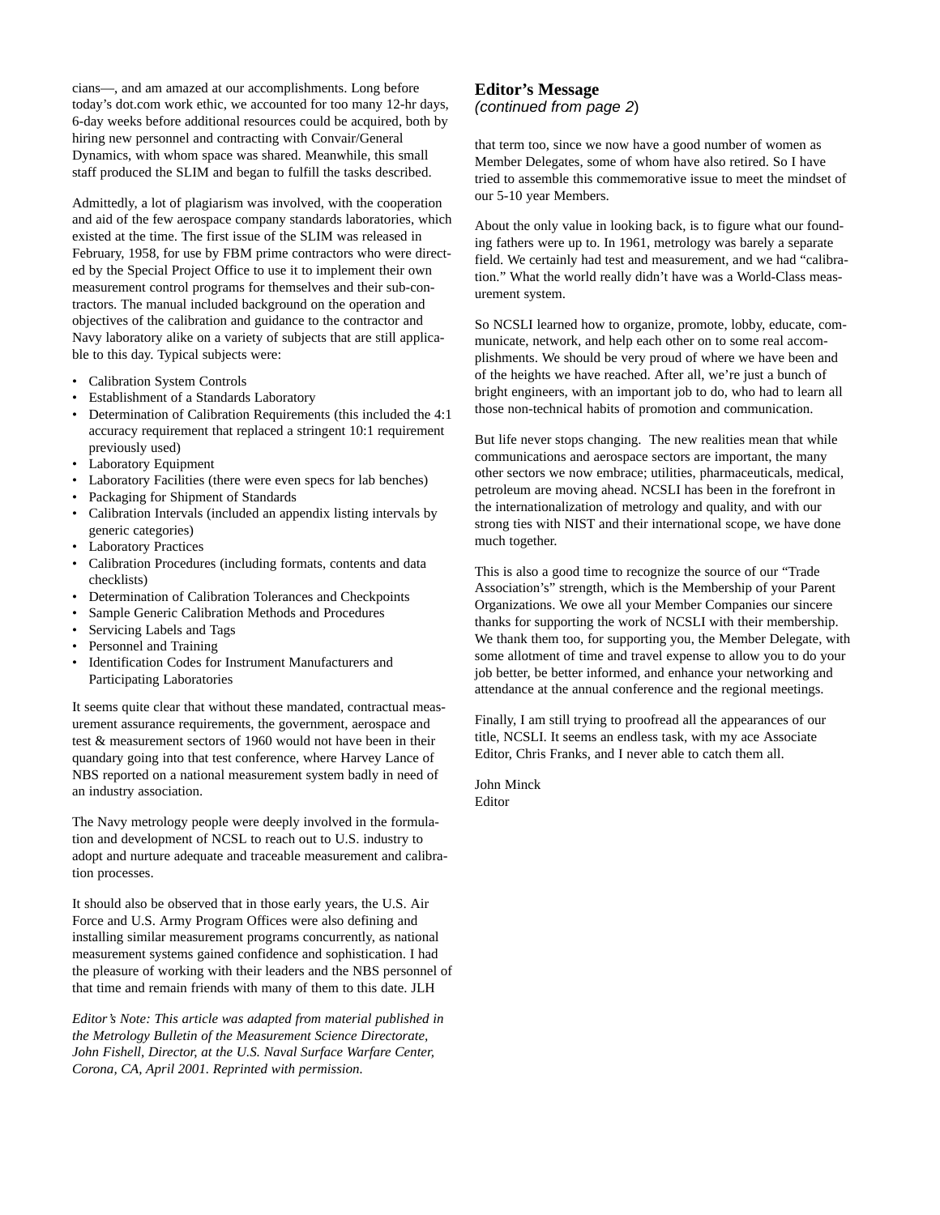cians—, and am amazed at our accomplishments. Long before today's dot.com work ethic, we accounted for too many 12-hr days, 6-day weeks before additional resources could be acquired, both by hiring new personnel and contracting with Convair/General Dynamics, with whom space was shared. Meanwhile, this small staff produced the SLIM and began to fulfill the tasks described.

Admittedly, a lot of plagiarism was involved, with the cooperation and aid of the few aerospace company standards laboratories, which existed at the time. The first issue of the SLIM was released in February, 1958, for use by FBM prime contractors who were directed by the Special Project Office to use it to implement their own measurement control programs for themselves and their sub-contractors. The manual included background on the operation and objectives of the calibration and guidance to the contractor and Navy laboratory alike on a variety of subjects that are still applicable to this day. Typical subjects were:

- Calibration System Controls
- Establishment of a Standards Laboratory
- Determination of Calibration Requirements (this included the 4:1 accuracy requirement that replaced a stringent 10:1 requirement previously used)
- Laboratory Equipment
- Laboratory Facilities (there were even specs for lab benches)
- Packaging for Shipment of Standards
- Calibration Intervals (included an appendix listing intervals by generic categories)
- Laboratory Practices
- Calibration Procedures (including formats, contents and data checklists)
- Determination of Calibration Tolerances and Checkpoints
- Sample Generic Calibration Methods and Procedures
- Servicing Labels and Tags
- Personnel and Training
- Identification Codes for Instrument Manufacturers and Participating Laboratories

It seems quite clear that without these mandated, contractual measurement assurance requirements, the government, aerospace and test & measurement sectors of 1960 would not have been in their quandary going into that test conference, where Harvey Lance of NBS reported on a national measurement system badly in need of an industry association.

The Navy metrology people were deeply involved in the formulation and development of NCSL to reach out to U.S. industry to adopt and nurture adequate and traceable measurement and calibration processes.

It should also be observed that in those early years, the U.S. Air Force and U.S. Army Program Offices were also defining and installing similar measurement programs concurrently, as national measurement systems gained confidence and sophistication. I had the pleasure of working with their leaders and the NBS personnel of that time and remain friends with many of them to this date. JLH

*Editor's Note: This article was adapted from material published in the Metrology Bulletin of the Measurement Science Directorate, John Fishell, Director, at the U.S. Naval Surface Warfare Center, Corona, CA, April 2001. Reprinted with permission.*

## Editor's Message
*(continued from page 2)*

that term too, since we now have a good number of women as Member Delegates, some of whom have also retired. So I have tried to assemble this commemorative issue to meet the mindset of our 5-10 year Members.

About the only value in looking back, is to figure what our founding fathers were up to. In 1961, metrology was barely a separate field. We certainly had test and measurement, and we had "calibration." What the world really didn't have was a World-Class measurement system.

So NCSLI learned how to organize, promote, lobby, educate, communicate, network, and help each other on to some real accomplishments. We should be very proud of where we have been and of the heights we have reached. After all, we're just a bunch of bright engineers, with an important job to do, who had to learn all those non-technical habits of promotion and communication.

But life never stops changing. The new realities mean that while communications and aerospace sectors are important, the many other sectors we now embrace; utilities, pharmaceuticals, medical, petroleum are moving ahead. NCSLI has been in the forefront in the internationalization of metrology and quality, and with our strong ties with NIST and their international scope, we have done much together.

This is also a good time to recognize the source of our "Trade Association's" strength, which is the Membership of your Parent Organizations. We owe all your Member Companies our sincere thanks for supporting the work of NCSLI with their membership. We thank them too, for supporting you, the Member Delegate, with some allotment of time and travel expense to allow you to do your job better, be better informed, and enhance your networking and attendance at the annual conference and the regional meetings.

Finally, I am still trying to proofread all the appearances of our title, NCSLI. It seems an endless task, with my ace Associate Editor, Chris Franks, and I never able to catch them all.

John Minck
Editor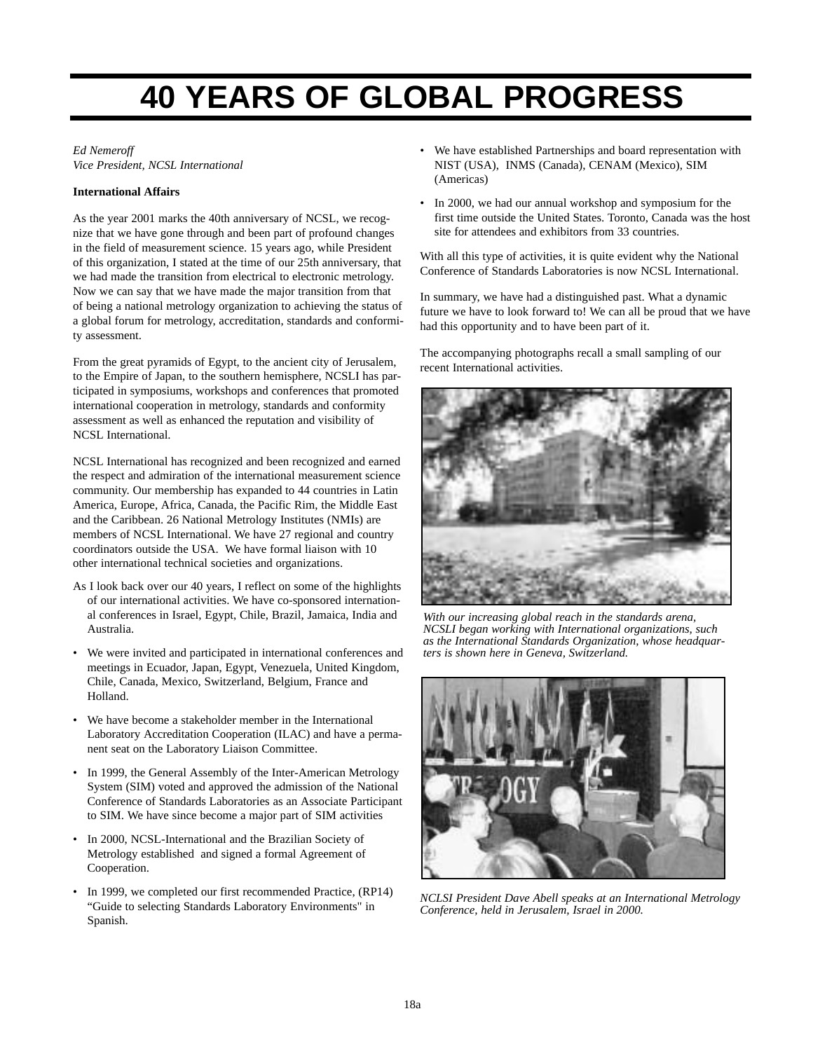# 40 YEARS OF GLOBAL PROGRESS

*Ed Nemeroff*
*Vice President, NCSL International*

**International Affairs**

As the year 2001 marks the 40th anniversary of NCSL, we recognize that we have gone through and been part of profound changes in the field of measurement science. 15 years ago, while President of this organization, I stated at the time of our 25th anniversary, that we had made the transition from electrical to electronic metrology. Now we can say that we have made the major transition from that of being a national metrology organization to achieving the status of a global forum for metrology, accreditation, standards and conformity assessment.

From the great pyramids of Egypt, to the ancient city of Jerusalem, to the Empire of Japan, to the southern hemisphere, NCSLI has participated in symposiums, workshops and conferences that promoted international cooperation in metrology, standards and conformity assessment as well as enhanced the reputation and visibility of NCSL International.

NCSL International has recognized and been recognized and earned the respect and admiration of the international measurement science community. Our membership has expanded to 44 countries in Latin America, Europe, Africa, Canada, the Pacific Rim, the Middle East and the Caribbean. 26 National Metrology Institutes (NMIs) are members of NCSL International. We have 27 regional and country coordinators outside the USA. We have formal liaison with 10 other international technical societies and organizations.

As I look back over our 40 years, I reflect on some of the highlights of our international activities. We have co-sponsored international conferences in Israel, Egypt, Chile, Brazil, Jamaica, India and Australia.

- We were invited and participated in international conferences and meetings in Ecuador, Japan, Egypt, Venezuela, United Kingdom, Chile, Canada, Mexico, Switzerland, Belgium, France and Holland.
- We have become a stakeholder member in the International Laboratory Accreditation Cooperation (ILAC) and have a permanent seat on the Laboratory Liaison Committee.
- In 1999, the General Assembly of the Inter-American Metrology System (SIM) voted and approved the admission of the National Conference of Standards Laboratories as an Associate Participant to SIM. We have since become a major part of SIM activities
- In 2000, NCSL-International and the Brazilian Society of Metrology established and signed a formal Agreement of Cooperation.
- In 1999, we completed our first recommended Practice, (RP14) "Guide to selecting Standards Laboratory Environments" in Spanish.
- We have established Partnerships and board representation with NIST (USA), INMS (Canada), CENAM (Mexico), SIM (Americas)
- In 2000, we had our annual workshop and symposium for the first time outside the United States. Toronto, Canada was the host site for attendees and exhibitors from 33 countries.

With all this type of activities, it is quite evident why the National Conference of Standards Laboratories is now NCSL International.

In summary, we have had a distinguished past. What a dynamic future we have to look forward to! We can all be proud that we have had this opportunity and to have been part of it.

The accompanying photographs recall a small sampling of our recent International activities.

*With our increasing global reach in the standards arena, NCSLI began working with International organizations, such as the International Standards Organization, whose headquarters is shown here in Geneva, Switzerland.*

*NCLSI President Dave Abell speaks at an International Metrology Conference, held in Jerusalem, Israel in 2000.*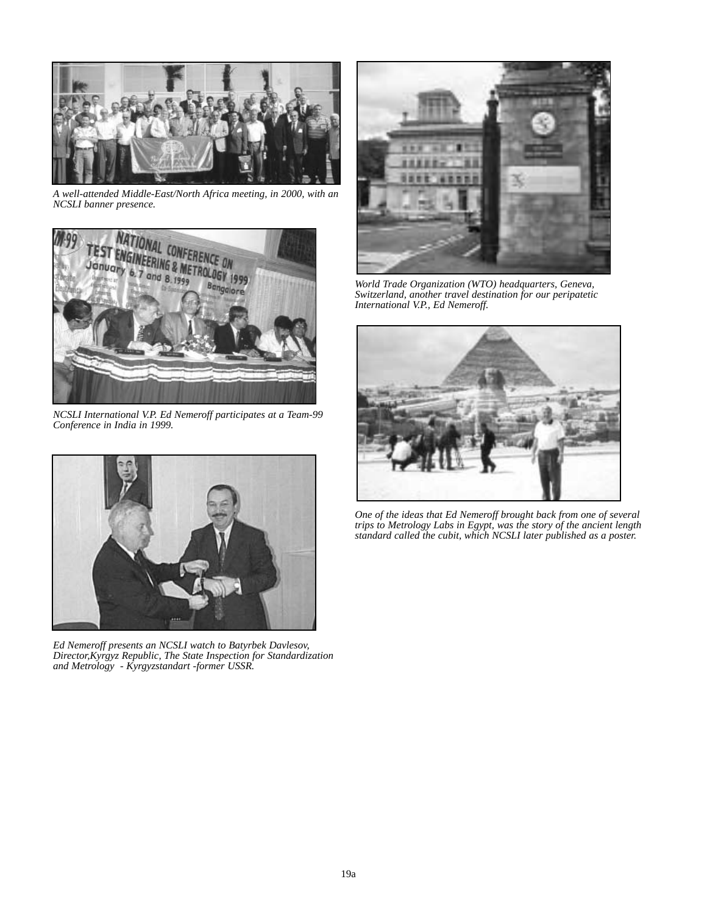*A well-attended Middle-East/North Africa meeting, in 2000, with an NCSLI banner presence.*

*NCSLI International V.P. Ed Nemeroff participates at a Team-99 Conference in India in 1999.*

*Ed Nemeroff presents an NCSLI watch to Batyrbek Davlesov, Director,Kyrgyz Republic, The State Inspection for Standardization and Metrology - Kyrgyzstandart -former USSR.*

*World Trade Organization (WTO) headquarters, Geneva, Switzerland, another travel destination for our peripatetic International V.P., Ed Nemeroff.*

*One of the ideas that Ed Nemeroff brought back from one of several trips to Metrology Labs in Egypt, was the story of the ancient length standard called the cubit, which NCSLI later published as a poster.*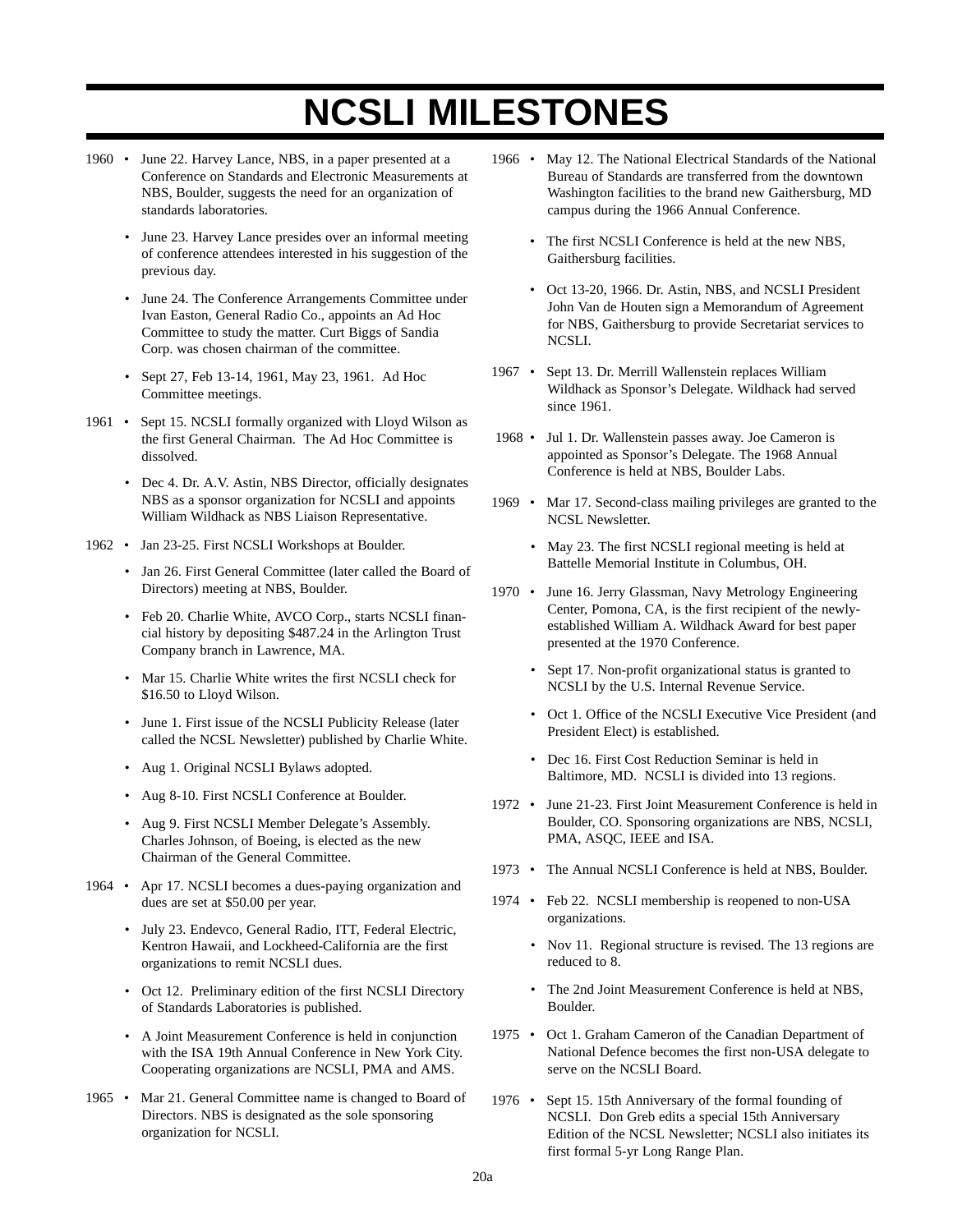# NCSLI MILESTONES

1960
- June 22. Harvey Lance, NBS, in a paper presented at a Conference on Standards and Electronic Measurements at NBS, Boulder, suggests the need for an organization of standards laboratories.
- June 23. Harvey Lance presides over an informal meeting of conference attendees interested in his suggestion of the previous day.
- June 24. The Conference Arrangements Committee under Ivan Easton, General Radio Co., appoints an Ad Hoc Committee to study the matter. Curt Biggs of Sandia Corp. was chosen chairman of the committee.
- Sept 27, Feb 13-14, 1961, May 23, 1961. Ad Hoc Committee meetings.

1961
- Sept 15. NCSLI formally organized with Lloyd Wilson as the first General Chairman. The Ad Hoc Committee is dissolved.
- Dec 4. Dr. A.V. Astin, NBS Director, officially designates NBS as a sponsor organization for NCSLI and appoints William Wildhack as NBS Liaison Representative.

1962
- Jan 23-25. First NCSLI Workshops at Boulder.
- Jan 26. First General Committee (later called the Board of Directors) meeting at NBS, Boulder.
- Feb 20. Charlie White, AVCO Corp., starts NCSLI financial history by depositing $487.24 in the Arlington Trust Company branch in Lawrence, MA.
- Mar 15. Charlie White writes the first NCSLI check for $16.50 to Lloyd Wilson.
- June 1. First issue of the NCSLI Publicity Release (later called the NCSL Newsletter) published by Charlie White.
- Aug 1. Original NCSLI Bylaws adopted.
- Aug 8-10. First NCSLI Conference at Boulder.
- Aug 9. First NCSLI Member Delegate's Assembly. Charles Johnson, of Boeing, is elected as the new Chairman of the General Committee.

1964
- Apr 17. NCSLI becomes a dues-paying organization and dues are set at $50.00 per year.
- July 23. Endevco, General Radio, ITT, Federal Electric, Kentron Hawaii, and Lockheed-California are the first organizations to remit NCSLI dues.
- Oct 12. Preliminary edition of the first NCSLI Directory of Standards Laboratories is published.
- A Joint Measurement Conference is held in conjunction with the ISA 19th Annual Conference in New York City. Cooperating organizations are NCSLI, PMA and AMS.

1965
- Mar 21. General Committee name is changed to Board of Directors. NBS is designated as the sole sponsoring organization for NCSLI.

1966
- May 12. The National Electrical Standards of the National Bureau of Standards are transferred from the downtown Washington facilities to the brand new Gaithersburg, MD campus during the 1966 Annual Conference.
- The first NCSLI Conference is held at the new NBS, Gaithersburg facilities.
- Oct 13-20, 1966. Dr. Astin, NBS, and NCSLI President John Van de Houten sign a Memorandum of Agreement for NBS, Gaithersburg to provide Secretariat services to NCSLI.

1967
- Sept 13. Dr. Merrill Wallenstein replaces William Wildhack as Sponsor's Delegate. Wildhack had served since 1961.

1968
- Jul 1. Dr. Wallenstein passes away. Joe Cameron is appointed as Sponsor's Delegate. The 1968 Annual Conference is held at NBS, Boulder Labs.

1969
- Mar 17. Second-class mailing privileges are granted to the NCSL Newsletter.
- May 23. The first NCSLI regional meeting is held at Battelle Memorial Institute in Columbus, OH.

1970
- June 16. Jerry Glassman, Navy Metrology Engineering Center, Pomona, CA, is the first recipient of the newly-established William A. Wildhack Award for best paper presented at the 1970 Conference.
- Sept 17. Non-profit organizational status is granted to NCSLI by the U.S. Internal Revenue Service.
- Oct 1. Office of the NCSLI Executive Vice President (and President Elect) is established.
- Dec 16. First Cost Reduction Seminar is held in Baltimore, MD. NCSLI is divided into 13 regions.

1972
- June 21-23. First Joint Measurement Conference is held in Boulder, CO. Sponsoring organizations are NBS, NCSLI, PMA, ASQC, IEEE and ISA.

1973
- The Annual NCSLI Conference is held at NBS, Boulder.

1974
- Feb 22. NCSLI membership is reopened to non-USA organizations.
- Nov 11. Regional structure is revised. The 13 regions are reduced to 8.
- The 2nd Joint Measurement Conference is held at NBS, Boulder.

1975
- Oct 1. Graham Cameron of the Canadian Department of National Defence becomes the first non-USA delegate to serve on the NCSLI Board.

1976
- Sept 15. 15th Anniversary of the formal founding of NCSLI. Don Greb edits a special 15th Anniversary Edition of the NCSL Newsletter; NCSLI also initiates its first formal 5-yr Long Range Plan.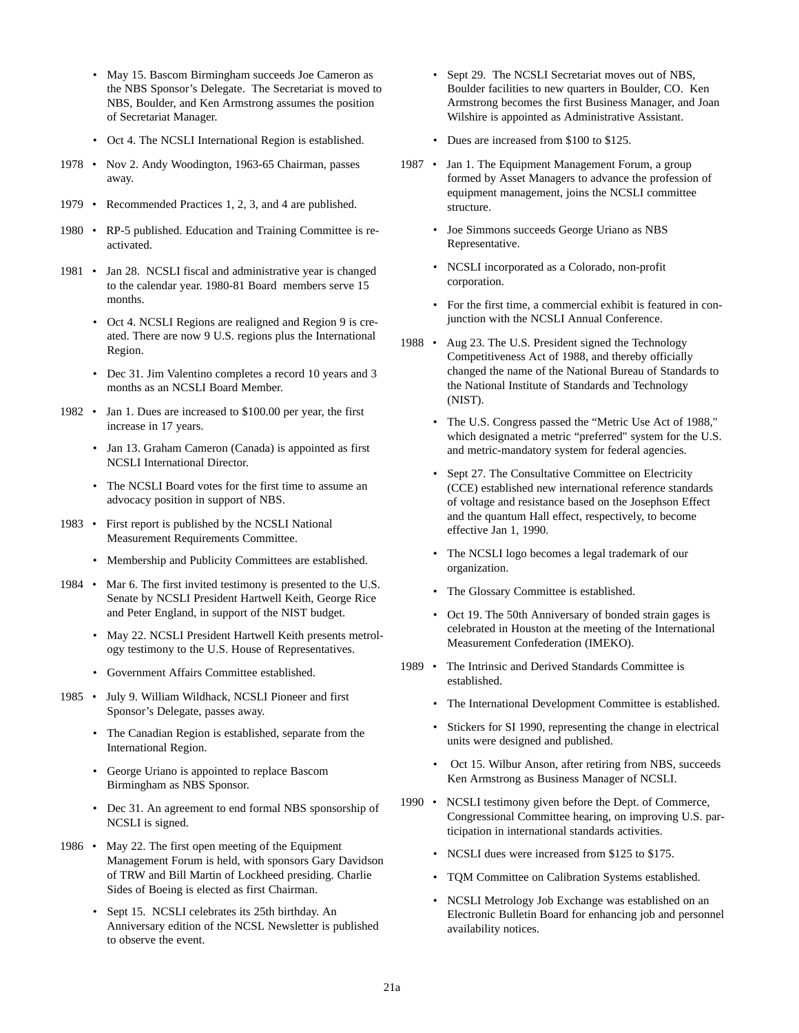- May 15. Bascom Birmingham succeeds Joe Cameron as the NBS Sponsor's Delegate. The Secretariat is moved to NBS, Boulder, and Ken Armstrong assumes the position of Secretariat Manager.
- Oct 4. The NCSLI International Region is established.

1978 • Nov 2. Andy Woodington, 1963-65 Chairman, passes away.

1979 • Recommended Practices 1, 2, 3, and 4 are published.

1980 • RP-5 published. Education and Training Committee is re-activated.

1981 • Jan 28. NCSLI fiscal and administrative year is changed to the calendar year. 1980-81 Board members serve 15 months.

- Oct 4. NCSLI Regions are realigned and Region 9 is created. There are now 9 U.S. regions plus the International Region.
- Dec 31. Jim Valentino completes a record 10 years and 3 months as an NCSLI Board Member.

1982 • Jan 1. Dues are increased to $100.00 per year, the first increase in 17 years.

- Jan 13. Graham Cameron (Canada) is appointed as first NCSLI International Director.
- The NCSLI Board votes for the first time to assume an advocacy position in support of NBS.

1983 • First report is published by the NCSLI National Measurement Requirements Committee.

- Membership and Publicity Committees are established.

1984 • Mar 6. The first invited testimony is presented to the U.S. Senate by NCSLI President Hartwell Keith, George Rice and Peter England, in support of the NIST budget.

- May 22. NCSLI President Hartwell Keith presents metrology testimony to the U.S. House of Representatives.
- Government Affairs Committee established.

1985 • July 9. William Wildhack, NCSLI Pioneer and first Sponsor's Delegate, passes away.

- The Canadian Region is established, separate from the International Region.
- George Uriano is appointed to replace Bascom Birmingham as NBS Sponsor.
- Dec 31. An agreement to end formal NBS sponsorship of NCSLI is signed.

1986 • May 22. The first open meeting of the Equipment Management Forum is held, with sponsors Gary Davidson of TRW and Bill Martin of Lockheed presiding. Charlie Sides of Boeing is elected as first Chairman.

- Sept 15. NCSLI celebrates its 25th birthday. An Anniversary edition of the NCSL Newsletter is published to observe the event.
- Sept 29. The NCSLI Secretariat moves out of NBS, Boulder facilities to new quarters in Boulder, CO. Ken Armstrong becomes the first Business Manager, and Joan Wilshire is appointed as Administrative Assistant.
- Dues are increased from $100 to $125.

1987 • Jan 1. The Equipment Management Forum, a group formed by Asset Managers to advance the profession of equipment management, joins the NCSLI committee structure.

- Joe Simmons succeeds George Uriano as NBS Representative.
- NCSLI incorporated as a Colorado, non-profit corporation.
- For the first time, a commercial exhibit is featured in conjunction with the NCSLI Annual Conference.

1988 • Aug 23. The U.S. President signed the Technology Competitiveness Act of 1988, and thereby officially changed the name of the National Bureau of Standards to the National Institute of Standards and Technology (NIST).

- The U.S. Congress passed the "Metric Use Act of 1988," which designated a metric "preferred" system for the U.S. and metric-mandatory system for federal agencies.
- Sept 27. The Consultative Committee on Electricity (CCE) established new international reference standards of voltage and resistance based on the Josephson Effect and the quantum Hall effect, respectively, to become effective Jan 1, 1990.
- The NCSLI logo becomes a legal trademark of our organization.
- The Glossary Committee is established.
- Oct 19. The 50th Anniversary of bonded strain gages is celebrated in Houston at the meeting of the International Measurement Confederation (IMEKO).

1989 • The Intrinsic and Derived Standards Committee is established.

- The International Development Committee is established.
- Stickers for SI 1990, representing the change in electrical units were designed and published.
- Oct 15. Wilbur Anson, after retiring from NBS, succeeds Ken Armstrong as Business Manager of NCSLI.

1990 • NCSLI testimony given before the Dept. of Commerce, Congressional Committee hearing, on improving U.S. participation in international standards activities.

- NCSLI dues were increased from $125 to $175.
- TQM Committee on Calibration Systems established.
- NCSLI Metrology Job Exchange was established on an Electronic Bulletin Board for enhancing job and personnel availability notices.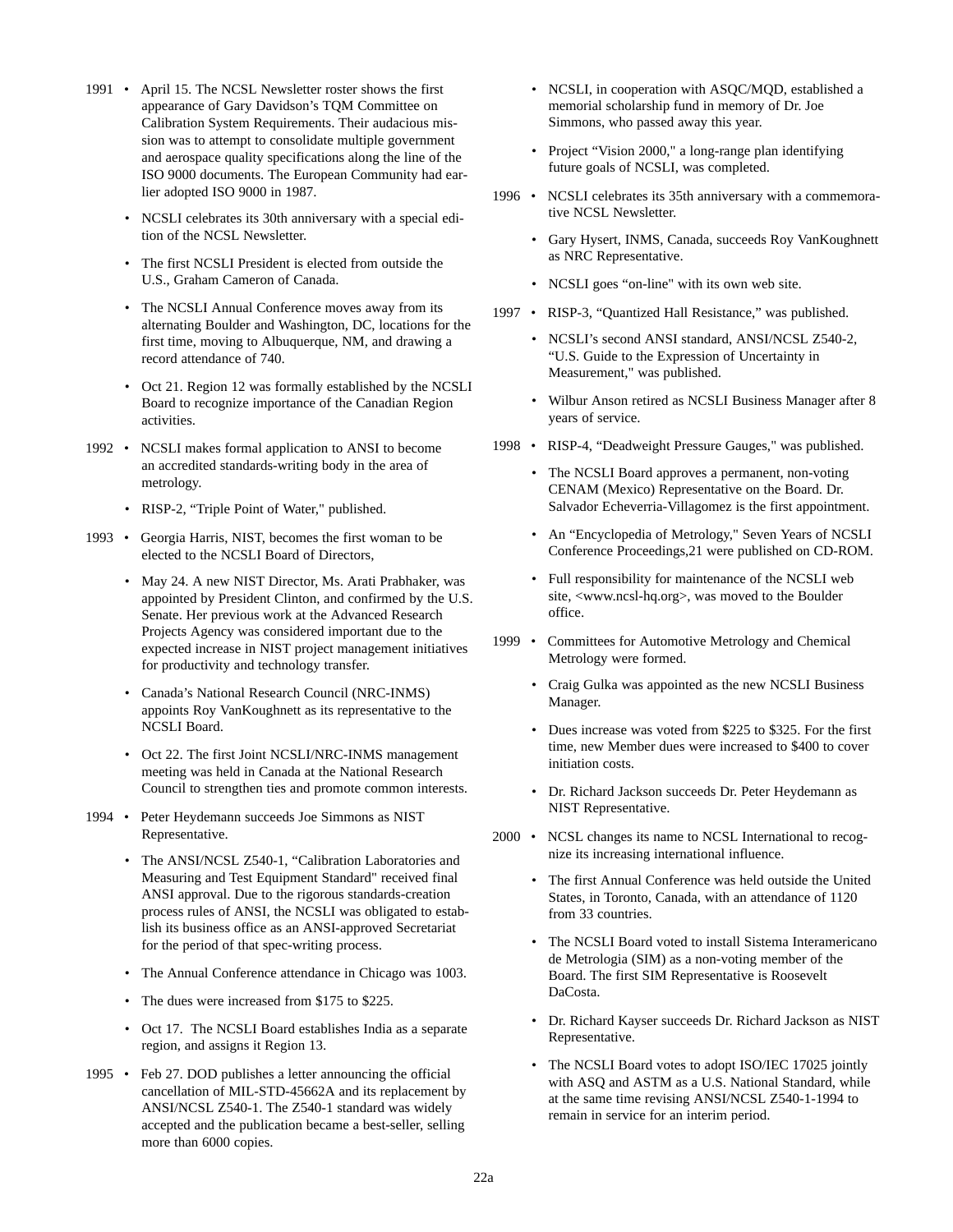1991 • April 15. The NCSL Newsletter roster shows the first appearance of Gary Davidson's TQM Committee on Calibration System Requirements. Their audacious mission was to attempt to consolidate multiple government and aerospace quality specifications along the line of the ISO 9000 documents. The European Community had earlier adopted ISO 9000 in 1987.

- NCSLI celebrates its 30th anniversary with a special edition of the NCSL Newsletter.
- The first NCSLI President is elected from outside the U.S., Graham Cameron of Canada.
- The NCSLI Annual Conference moves away from its alternating Boulder and Washington, DC, locations for the first time, moving to Albuquerque, NM, and drawing a record attendance of 740.
- Oct 21. Region 12 was formally established by the NCSLI Board to recognize importance of the Canadian Region activities.

1992 • NCSLI makes formal application to ANSI to become an accredited standards-writing body in the area of metrology.

- RISP-2, "Triple Point of Water," published.

1993 • Georgia Harris, NIST, becomes the first woman to be elected to the NCSLI Board of Directors,

- May 24. A new NIST Director, Ms. Arati Prabhaker, was appointed by President Clinton, and confirmed by the U.S. Senate. Her previous work at the Advanced Research Projects Agency was considered important due to the expected increase in NIST project management initiatives for productivity and technology transfer.
- Canada's National Research Council (NRC-INMS) appoints Roy VanKoughnett as its representative to the NCSLI Board.
- Oct 22. The first Joint NCSLI/NRC-INMS management meeting was held in Canada at the National Research Council to strengthen ties and promote common interests.

1994 • Peter Heydemann succeeds Joe Simmons as NIST Representative.

- The ANSI/NCSL Z540-1, "Calibration Laboratories and Measuring and Test Equipment Standard" received final ANSI approval. Due to the rigorous standards-creation process rules of ANSI, the NCSLI was obligated to establish its business office as an ANSI-approved Secretariat for the period of that spec-writing process.
- The Annual Conference attendance in Chicago was 1003.
- The dues were increased from $175 to $225.
- Oct 17. The NCSLI Board establishes India as a separate region, and assigns it Region 13.

1995 • Feb 27. DOD publishes a letter announcing the official cancellation of MIL-STD-45662A and its replacement by ANSI/NCSL Z540-1. The Z540-1 standard was widely accepted and the publication became a best-seller, selling more than 6000 copies.

- NCSLI, in cooperation with ASQC/MQD, established a memorial scholarship fund in memory of Dr. Joe Simmons, who passed away this year.
- Project "Vision 2000," a long-range plan identifying future goals of NCSLI, was completed.

1996 • NCSLI celebrates its 35th anniversary with a commemorative NCSL Newsletter.

- Gary Hysert, INMS, Canada, succeeds Roy VanKoughnett as NRC Representative.
- NCSLI goes "on-line" with its own web site.

1997 • RISP-3, "Quantized Hall Resistance," was published.

- NCSLI's second ANSI standard, ANSI/NCSL Z540-2, "U.S. Guide to the Expression of Uncertainty in Measurement," was published.
- Wilbur Anson retired as NCSLI Business Manager after 8 years of service.

1998 • RISP-4, "Deadweight Pressure Gauges," was published.

- The NCSLI Board approves a permanent, non-voting CENAM (Mexico) Representative on the Board. Dr. Salvador Echeverria-Villagomez is the first appointment.
- An "Encyclopedia of Metrology," Seven Years of NCSLI Conference Proceedings,21 were published on CD-ROM.
- Full responsibility for maintenance of the NCSLI web site, <www.ncsl-hq.org>, was moved to the Boulder office.

1999 • Committees for Automotive Metrology and Chemical Metrology were formed.

- Craig Gulka was appointed as the new NCSLI Business Manager.
- Dues increase was voted from $225 to $325. For the first time, new Member dues were increased to $400 to cover initiation costs.
- Dr. Richard Jackson succeeds Dr. Peter Heydemann as NIST Representative.

2000 • NCSL changes its name to NCSL International to recognize its increasing international influence.

- The first Annual Conference was held outside the United States, in Toronto, Canada, with an attendance of 1120 from 33 countries.
- The NCSLI Board voted to install Sistema Interamericano de Metrologia (SIM) as a non-voting member of the Board. The first SIM Representative is Roosevelt DaCosta.
- Dr. Richard Kayser succeeds Dr. Richard Jackson as NIST Representative.
- The NCSLI Board votes to adopt ISO/IEC 17025 jointly with ASQ and ASTM as a U.S. National Standard, while at the same time revising ANSI/NCSL Z540-1-1994 to remain in service for an interim period.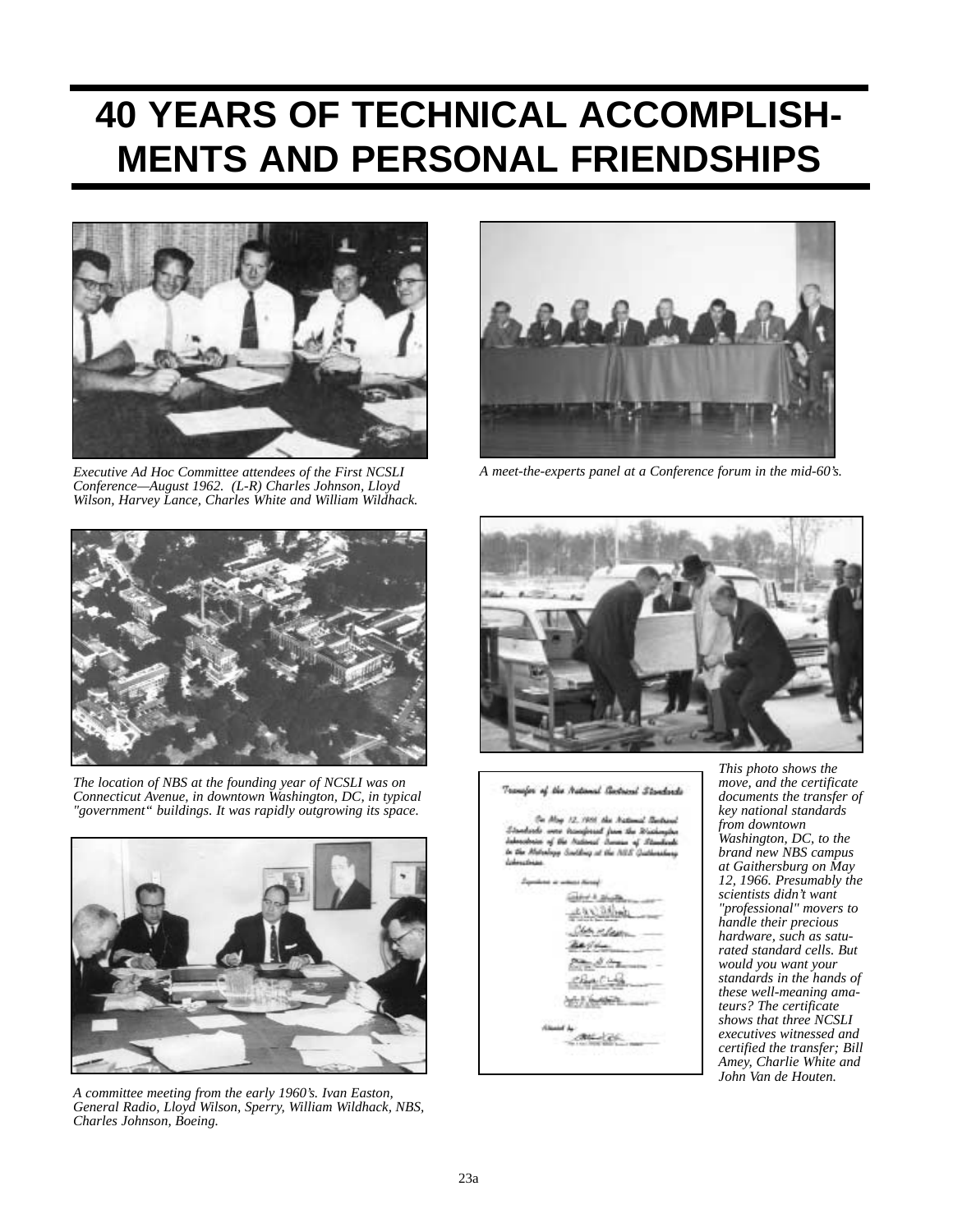# 40 YEARS OF TECHNICAL ACCOMPLISHMENTS AND PERSONAL FRIENDSHIPS

*Executive Ad Hoc Committee attendees of the First NCSLI Conference—August 1962. (L-R) Charles Johnson, Lloyd Wilson, Harvey Lance, Charles White and William Wildhack.*

*A meet-the-experts panel at a Conference forum in the mid-60's.*

*The location of NBS at the founding year of NCSLI was on Connecticut Avenue, in downtown Washington, DC, in typical "government" buildings. It was rapidly outgrowing its space.*

*A committee meeting from the early 1960's. Ivan Easton, General Radio, Lloyd Wilson, Sperry, William Wildhack, NBS, Charles Johnson, Boeing.*

Transfer of the National Electrical Standards

On May 12, 1966 the National Electrical Standards were transferred from the Washington laboratories of the National Bureau of Standards to the Metrology Building at the NBS Gaithersburg Laboratories.

Signatures as witness thereof:

Attested by:

*This photo shows the move, and the certificate documents the transfer of key national standards from downtown Washington, DC, to the brand new NBS campus at Gaithersburg on May 12, 1966. Presumably the scientists didn't want "professional" movers to handle their precious hardware, such as saturated standard cells. But would you want your standards in the hands of these well-meaning amateurs? The certificate shows that three NCSLI executives witnessed and certified the transfer; Bill Amey, Charlie White and John Van de Houten.*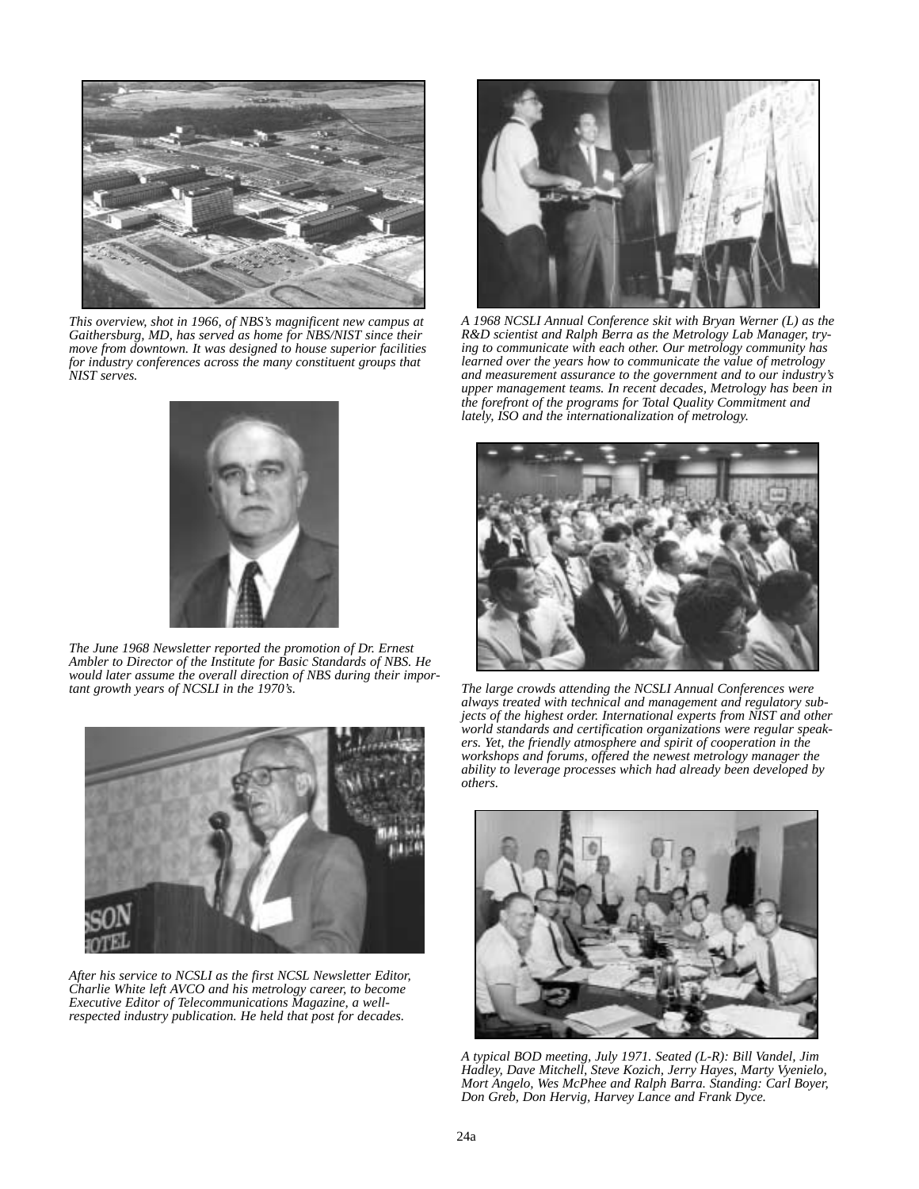*This overview, shot in 1966, of NBS's magnificent new campus at Gaithersburg, MD, has served as home for NBS/NIST since their move from downtown. It was designed to house superior facilities for industry conferences across the many constituent groups that NIST serves.*

*The June 1968 Newsletter reported the promotion of Dr. Ernest Ambler to Director of the Institute for Basic Standards of NBS. He would later assume the overall direction of NBS during their important growth years of NCSLI in the 1970's.*

*After his service to NCSLI as the first NCSL Newsletter Editor, Charlie White left AVCO and his metrology career, to become Executive Editor of Telecommunications Magazine, a well-respected industry publication. He held that post for decades.*

*A 1968 NCSLI Annual Conference skit with Bryan Werner (L) as the R&D scientist and Ralph Berra as the Metrology Lab Manager, trying to communicate with each other. Our metrology community has learned over the years how to communicate the value of metrology and measurement assurance to the government and to our industry's upper management teams. In recent decades, Metrology has been in the forefront of the programs for Total Quality Commitment and lately, ISO and the internationalization of metrology.*

*The large crowds attending the NCSLI Annual Conferences were always treated with technical and management and regulatory subjects of the highest order. International experts from NIST and other world standards and certification organizations were regular speakers. Yet, the friendly atmosphere and spirit of cooperation in the workshops and forums, offered the newest metrology manager the ability to leverage processes which had already been developed by others.*

*A typical BOD meeting, July 1971. Seated (L-R): Bill Vandel, Jim Hadley, Dave Mitchell, Steve Kozich, Jerry Hayes, Marty Vyenielo, Mort Angelo, Wes McPhee and Ralph Barra. Standing: Carl Boyer, Don Greb, Don Hervig, Harvey Lance and Frank Dyce.*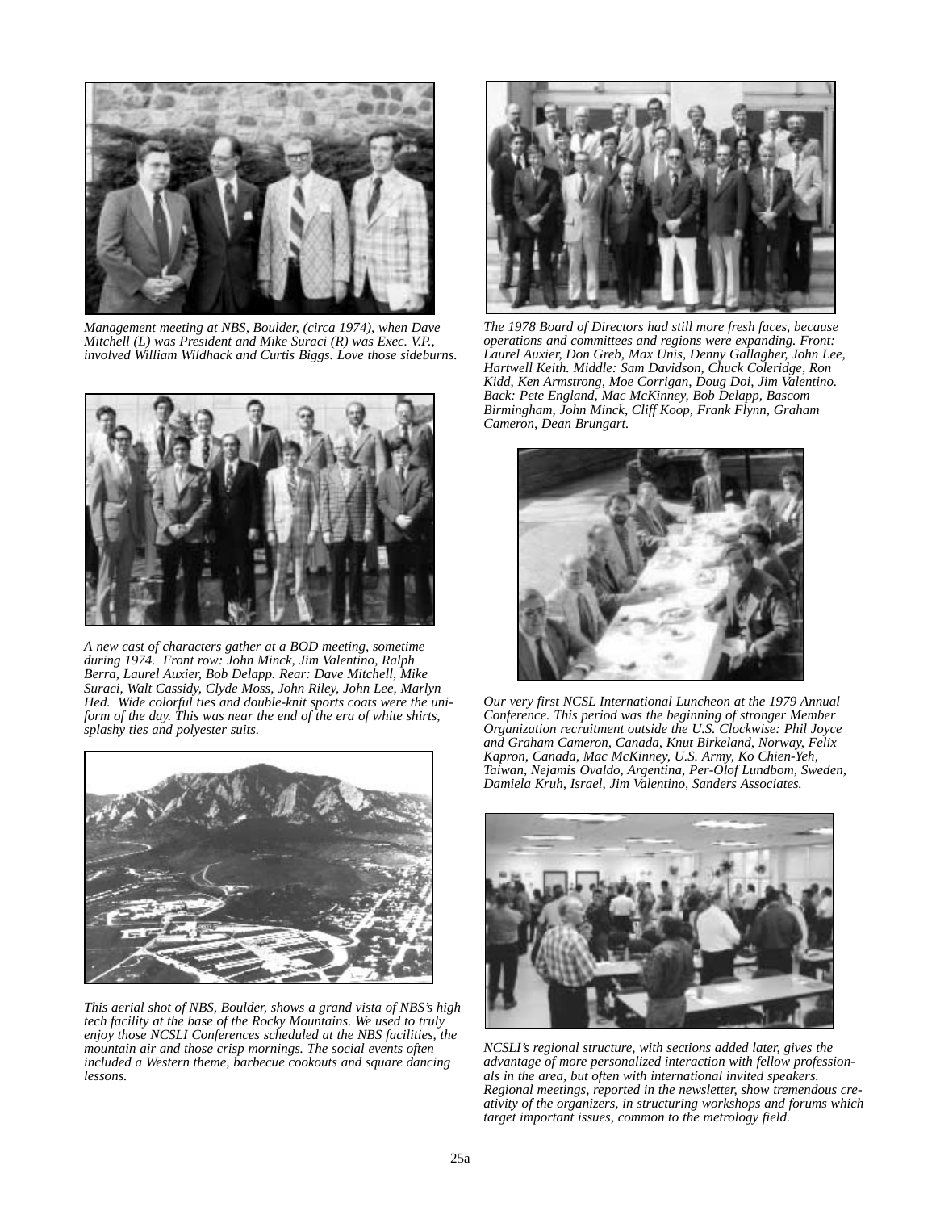*Management meeting at NBS, Boulder, (circa 1974), when Dave Mitchell (L) was President and Mike Suraci (R) was Exec. V.P., involved William Wildhack and Curtis Biggs. Love those sideburns.*

*A new cast of characters gather at a BOD meeting, sometime during 1974. Front row: John Minck, Jim Valentino, Ralph Berra, Laurel Auxier, Bob Delapp. Rear: Dave Mitchell, Mike Suraci, Walt Cassidy, Clyde Moss, John Riley, John Lee, Marlyn Hed. Wide colorful ties and double-knit sports coats were the uniform of the day. This was near the end of the era of white shirts, splashy ties and polyester suits.*

*This aerial shot of NBS, Boulder, shows a grand vista of NBS's high tech facility at the base of the Rocky Mountains. We used to truly enjoy those NCSLI Conferences scheduled at the NBS facilities, the mountain air and those crisp mornings. The social events often included a Western theme, barbecue cookouts and square dancing lessons.*

*The 1978 Board of Directors had still more fresh faces, because operations and committees and regions were expanding. Front: Laurel Auxier, Don Greb, Max Unis, Denny Gallagher, John Lee, Hartwell Keith. Middle: Sam Davidson, Chuck Coleridge, Ron Kidd, Ken Armstrong, Moe Corrigan, Doug Doi, Jim Valentino. Back: Pete England, Mac McKinney, Bob Delapp, Bascom Birmingham, John Minck, Cliff Koop, Frank Flynn, Graham Cameron, Dean Brungart.*

*Our very first NCSL International Luncheon at the 1979 Annual Conference. This period was the beginning of stronger Member Organization recruitment outside the U.S. Clockwise: Phil Joyce and Graham Cameron, Canada, Knut Birkeland, Norway, Felix Kapron, Canada, Mac McKinney, U.S. Army, Ko Chien-Yeh, Taiwan, Nejamis Ovaldo, Argentina, Per-Olof Lundbom, Sweden, Damiela Kruh, Israel, Jim Valentino, Sanders Associates.*

*NCSLI's regional structure, with sections added later, gives the advantage of more personalized interaction with fellow professionals in the area, but often with international invited speakers. Regional meetings, reported in the newsletter, show tremendous creativity of the organizers, in structuring workshops and forums which target important issues, common to the metrology field.*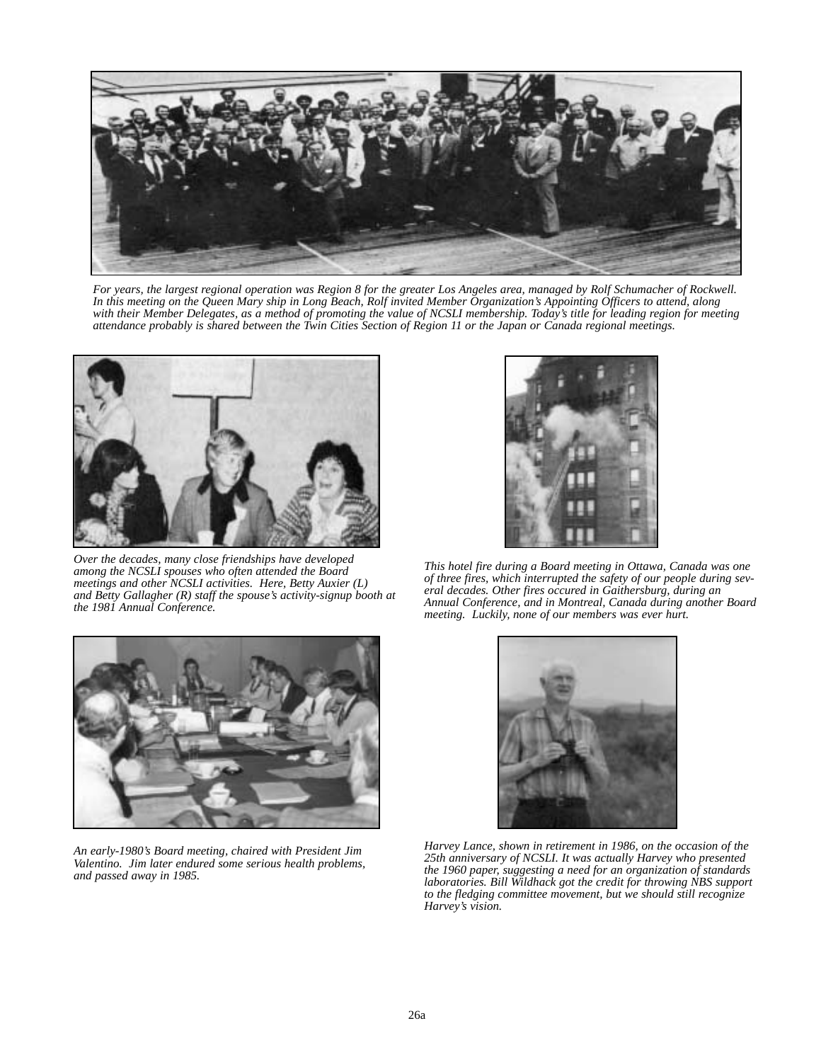*For years, the largest regional operation was Region 8 for the greater Los Angeles area, managed by Rolf Schumacher of Rockwell. In this meeting on the Queen Mary ship in Long Beach, Rolf invited Member Organization's Appointing Officers to attend, along with their Member Delegates, as a method of promoting the value of NCSLI membership. Today's title for leading region for meeting attendance probably is shared between the Twin Cities Section of Region 11 or the Japan or Canada regional meetings.*

*Over the decades, many close friendships have developed among the NCSLI spouses who often attended the Board meetings and other NCSLI activities. Here, Betty Auxier (L) and Betty Gallagher (R) staff the spouse's activity-signup booth at the 1981 Annual Conference.*

*This hotel fire during a Board meeting in Ottawa, Canada was one of three fires, which interrupted the safety of our people during several decades. Other fires occured in Gaithersburg, during an Annual Conference, and in Montreal, Canada during another Board meeting. Luckily, none of our members was ever hurt.*

*An early-1980's Board meeting, chaired with President Jim Valentino. Jim later endured some serious health problems, and passed away in 1985.*

*Harvey Lance, shown in retirement in 1986, on the occasion of the 25th anniversary of NCSLI. It was actually Harvey who presented the 1960 paper, suggesting a need for an organization of standards laboratories. Bill Wildhack got the credit for throwing NBS support to the fledging committee movement, but we should still recognize Harvey's vision.*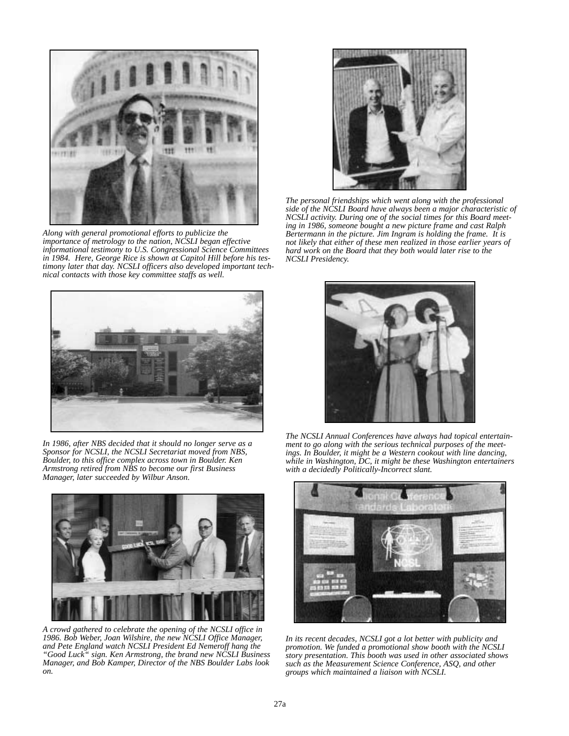*Along with general promotional efforts to publicize the importance of metrology to the nation, NCSLI began effective informational testimony to U.S. Congressional Science Committees in 1984. Here, George Rice is shown at Capitol Hill before his testimony later that day. NCSLI officers also developed important technical contacts with those key committee staffs as well.*

*The personal friendships which went along with the professional side of the NCSLI Board have always been a major characteristic of NCSLI activity. During one of the social times for this Board meeting in 1986, someone bought a new picture frame and cast Ralph Bertermann in the picture. Jim Ingram is holding the frame. It is not likely that either of these men realized in those earlier years of hard work on the Board that they both would later rise to the NCSLI Presidency.*

*In 1986, after NBS decided that it should no longer serve as a Sponsor for NCSLI, the NCSLI Secretariat moved from NBS, Boulder, to this office complex across town in Boulder. Ken Armstrong retired from NBS to become our first Business Manager, later succeeded by Wilbur Anson.*

*The NCSLI Annual Conferences have always had topical entertainment to go along with the serious technical purposes of the meetings. In Boulder, it might be a Western cookout with line dancing, while in Washington, DC, it might be these Washington entertainers with a decidedly Politically-Incorrect slant.*

*A crowd gathered to celebrate the opening of the NCSLI office in 1986. Bob Weber, Joan Wilshire, the new NCSLI Office Manager, and Pete England watch NCSLI President Ed Nemeroff hang the "Good Luck" sign. Ken Armstrong, the brand new NCSLI Business Manager, and Bob Kamper, Director of the NBS Boulder Labs look on.*

*In its recent decades, NCSLI got a lot better with publicity and promotion. We funded a promotional show booth with the NCSLI story presentation. This booth was used in other associated shows such as the Measurement Science Conference, ASQ, and other groups which maintained a liaison with NCSLI.*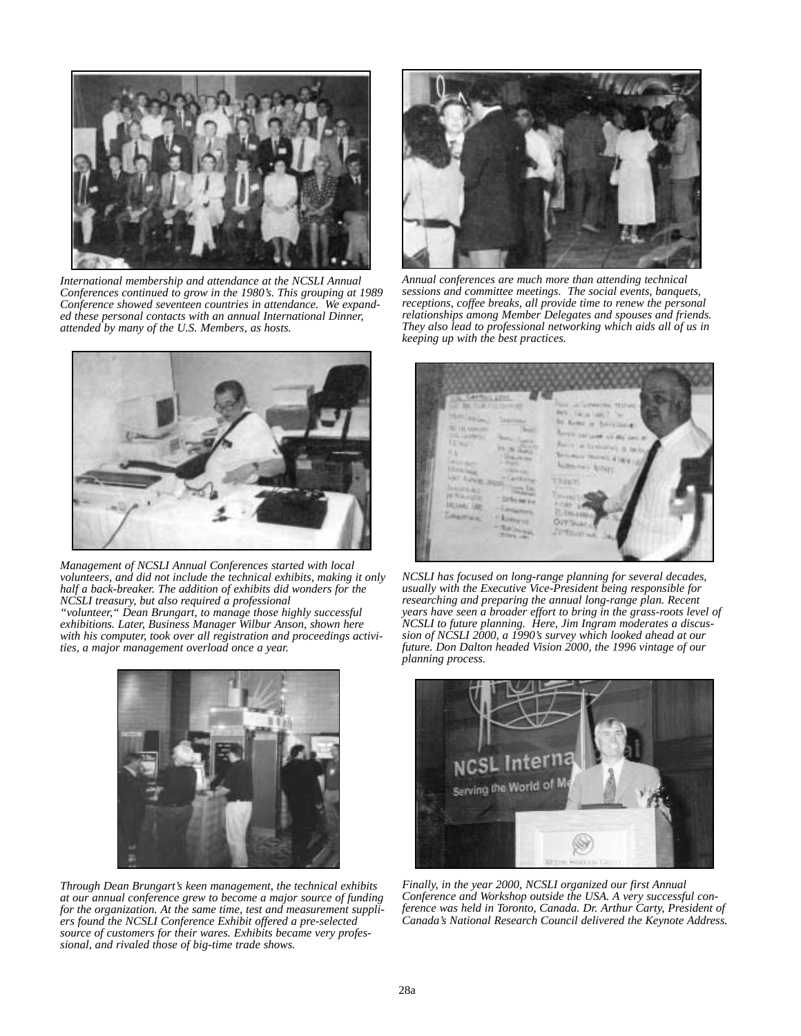*International membership and attendance at the NCSLI Annual Conferences continued to grow in the 1980's. This grouping at 1989 Conference showed seventeen countries in attendance. We expanded these personal contacts with an annual International Dinner, attended by many of the U.S. Members, as hosts.*

*Annual conferences are much more than attending technical sessions and committee meetings. The social events, banquets, receptions, coffee breaks, all provide time to renew the personal relationships among Member Delegates and spouses and friends. They also lead to professional networking which aids all of us in keeping up with the best practices.*

*Management of NCSLI Annual Conferences started with local volunteers, and did not include the technical exhibits, making it only half a back-breaker. The addition of exhibits did wonders for the NCSLI treasury, but also required a professional "volunteer," Dean Brungart, to manage those highly successful exhibitions. Later, Business Manager Wilbur Anson, shown here with his computer, took over all registration and proceedings activities, a major management overload once a year.*

*NCSLI has focused on long-range planning for several decades, usually with the Executive Vice-President being responsible for researching and preparing the annual long-range plan. Recent years have seen a broader effort to bring in the grass-roots level of NCSLI to future planning. Here, Jim Ingram moderates a discussion of NCSLI 2000, a 1990's survey which looked ahead at our future. Don Dalton headed Vision 2000, the 1996 vintage of our planning process.*

*Through Dean Brungart's keen management, the technical exhibits at our annual conference grew to become a major source of funding for the organization. At the same time, test and measurement suppliers found the NCSLI Conference Exhibit offered a pre-selected source of customers for their wares. Exhibits became very professional, and rivaled those of big-time trade shows.*

*Finally, in the year 2000, NCSLI organized our first Annual Conference and Workshop outside the USA. A very successful conference was held in Toronto, Canada. Dr. Arthur Carty, President of Canada's National Research Council delivered the Keynote Address.*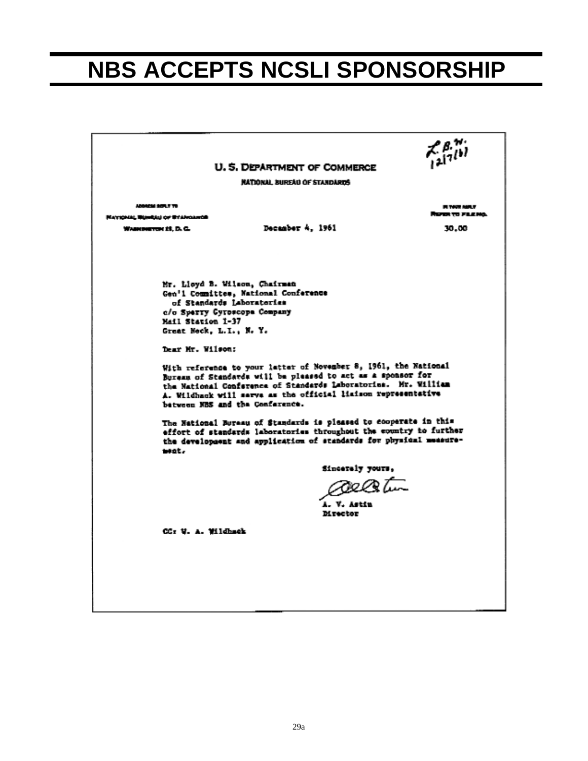# NBS ACCEPTS NCSLI SPONSORSHIP

L.B.W.
12/7/61

U. S. DEPARTMENT OF COMMERCE

NATIONAL BUREAU OF STANDARDS

ADDRESS REPLY TO
NATIONAL BUREAU OF STANDARDS
WASHINGTON 25, D. C.

December 4, 1961

IN YOUR REPLY
REFER TO FILE NO.
30.00

Mr. Lloyd B. Wilson, Chairman
Gen'l Committee, National Conference
of Standards Laboratories
c/o Sperry Gyroscope Company
Mail Station 1-37
Great Neck, L.I., N. Y.

Dear Mr. Wilson:

With reference to your letter of November 8, 1961, the National Bureau of Standards will be pleased to act as a sponsor for the National Conference of Standards Laboratories. Mr. William A. Wildhack will serve as the official liaison representative between NBS and the Conference.

The National Bureau of Standards is pleased to cooperate in this effort of standards laboratories throughout the country to further the development and application of standards for physical measurement.

Sincerely yours,

A. V. Astin
Director

CC: W. A. Wildhack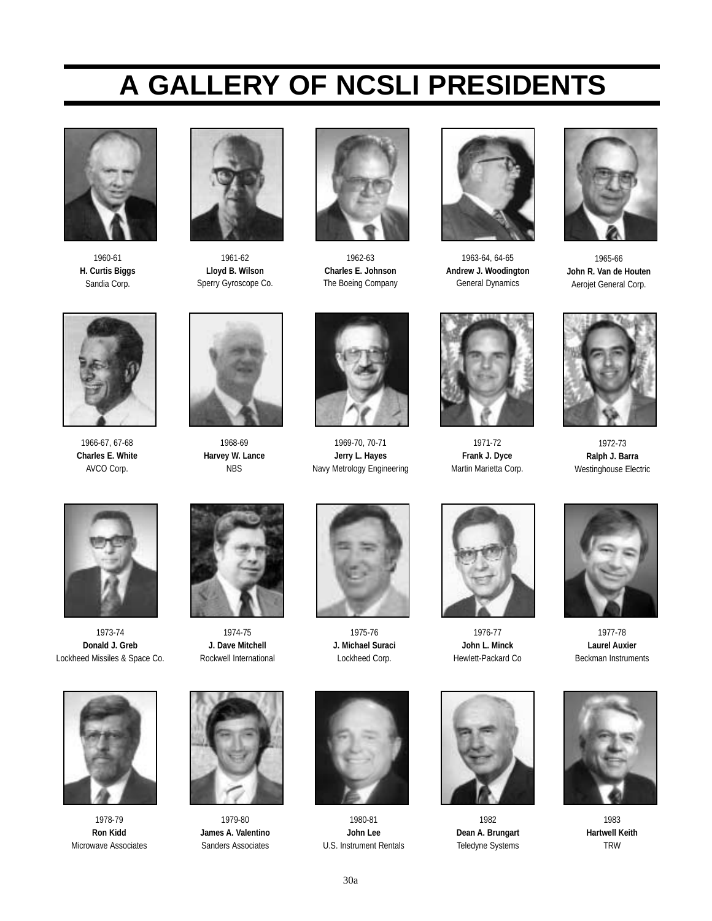# A GALLERY OF NCSLI PRESIDENTS

1960-61
**H. Curtis Biggs**
Sandia Corp.

1961-62
**Lloyd B. Wilson**
Sperry Gyroscope Co.

1962-63
**Charles E. Johnson**
The Boeing Company

1963-64, 64-65
**Andrew J. Woodington**
General Dynamics

1965-66
**John R. Van de Houten**
Aerojet General Corp.

1966-67, 67-68
**Charles E. White**
AVCO Corp.

1968-69
**Harvey W. Lance**
NBS

1969-70, 70-71
**Jerry L. Hayes**
Navy Metrology Engineering

1971-72
**Frank J. Dyce**
Martin Marietta Corp.

1972-73
**Ralph J. Barra**
Westinghouse Electric

1973-74
**Donald J. Greb**
Lockheed Missiles & Space Co.

1974-75
**J. Dave Mitchell**
Rockwell International

1975-76
**J. Michael Suraci**
Lockheed Corp.

1976-77
**John L. Minck**
Hewlett-Packard Co

1977-78
**Laurel Auxier**
Beckman Instruments

1978-79
**Ron Kidd**
Microwave Associates

1979-80
**James A. Valentino**
Sanders Associates

1980-81
**John Lee**
U.S. Instrument Rentals

1982
**Dean A. Brungart**
Teledyne Systems

1983
**Hartwell Keith**
TRW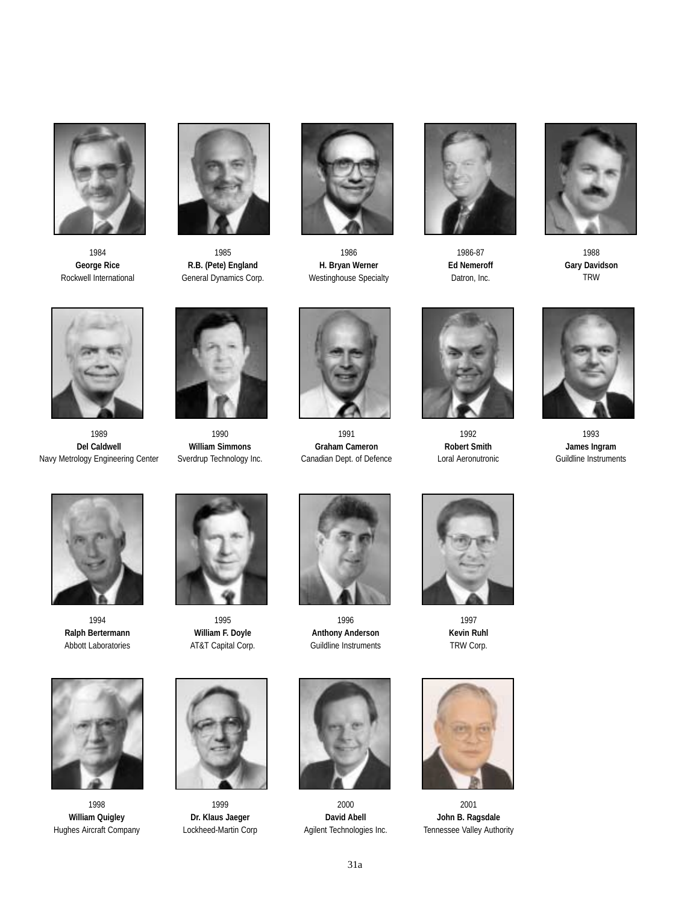1984
**George Rice**
Rockwell International

1985
**R.B. (Pete) England**
General Dynamics Corp.

1986
**H. Bryan Werner**
Westinghouse Specialty

1986-87
**Ed Nemeroff**
Datron, Inc.

1988
**Gary Davidson**
TRW

1989
**Del Caldwell**
Navy Metrology Engineering Center

1990
**William Simmons**
Sverdrup Technology Inc.

1991
**Graham Cameron**
Canadian Dept. of Defence

1992
**Robert Smith**
Loral Aeronutronic

1993
**James Ingram**
Guildline Instruments

1994
**Ralph Bertermann**
Abbott Laboratories

1995
**William F. Doyle**
AT&T Capital Corp.

1996
**Anthony Anderson**
Guildline Instruments

1997
**Kevin Ruhl**
TRW Corp.

1998
**William Quigley**
Hughes Aircraft Company

1999
**Dr. Klaus Jaeger**
Lockheed-Martin Corp

2000
**David Abell**
Agilent Technologies Inc.

2001
**John B. Ragsdale**
Tennessee Valley Authority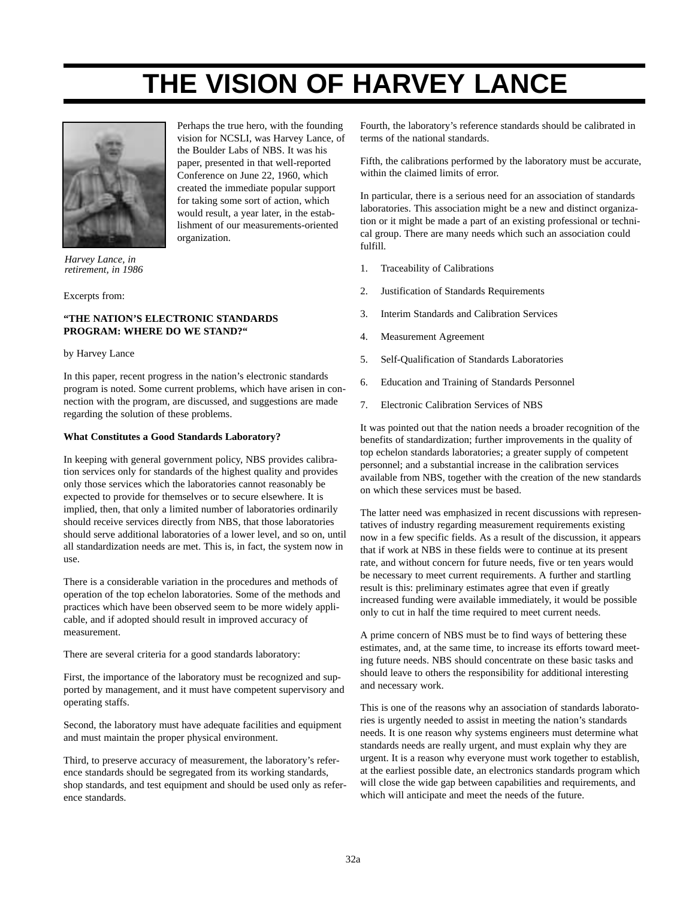# THE VISION OF HARVEY LANCE

Perhaps the true hero, with the founding vision for NCSLI, was Harvey Lance, of the Boulder Labs of NBS. It was his paper, presented in that well-reported Conference on June 22, 1960, which created the immediate popular support for taking some sort of action, which would result, a year later, in the establishment of our measurements-oriented organization.

*Harvey Lance, in retirement, in 1986*

Excerpts from:

**"THE NATION'S ELECTRONIC STANDARDS PROGRAM: WHERE DO WE STAND?"**

by Harvey Lance

In this paper, recent progress in the nation's electronic standards program is noted. Some current problems, which have arisen in connection with the program, are discussed, and suggestions are made regarding the solution of these problems.

**What Constitutes a Good Standards Laboratory?**

In keeping with general government policy, NBS provides calibration services only for standards of the highest quality and provides only those services which the laboratories cannot reasonably be expected to provide for themselves or to secure elsewhere. It is implied, then, that only a limited number of laboratories ordinarily should receive services directly from NBS, that those laboratories should serve additional laboratories of a lower level, and so on, until all standardization needs are met. This is, in fact, the system now in use.

There is a considerable variation in the procedures and methods of operation of the top echelon laboratories. Some of the methods and practices which have been observed seem to be more widely applicable, and if adopted should result in improved accuracy of measurement.

There are several criteria for a good standards laboratory:

First, the importance of the laboratory must be recognized and supported by management, and it must have competent supervisory and operating staffs.

Second, the laboratory must have adequate facilities and equipment and must maintain the proper physical environment.

Third, to preserve accuracy of measurement, the laboratory's reference standards should be segregated from its working standards, shop standards, and test equipment and should be used only as reference standards.

Fourth, the laboratory's reference standards should be calibrated in terms of the national standards.

Fifth, the calibrations performed by the laboratory must be accurate, within the claimed limits of error.

In particular, there is a serious need for an association of standards laboratories. This association might be a new and distinct organization or it might be made a part of an existing professional or technical group. There are many needs which such an association could fulfill.

1. Traceability of Calibrations
2. Justification of Standards Requirements
3. Interim Standards and Calibration Services
4. Measurement Agreement
5. Self-Qualification of Standards Laboratories
6. Education and Training of Standards Personnel
7. Electronic Calibration Services of NBS

It was pointed out that the nation needs a broader recognition of the benefits of standardization; further improvements in the quality of top echelon standards laboratories; a greater supply of competent personnel; and a substantial increase in the calibration services available from NBS, together with the creation of the new standards on which these services must be based.

The latter need was emphasized in recent discussions with representatives of industry regarding measurement requirements existing now in a few specific fields. As a result of the discussion, it appears that if work at NBS in these fields were to continue at its present rate, and without concern for future needs, five or ten years would be necessary to meet current requirements. A further and startling result is this: preliminary estimates agree that even if greatly increased funding were available immediately, it would be possible only to cut in half the time required to meet current needs.

A prime concern of NBS must be to find ways of bettering these estimates, and, at the same time, to increase its efforts toward meeting future needs. NBS should concentrate on these basic tasks and should leave to others the responsibility for additional interesting and necessary work.

This is one of the reasons why an association of standards laboratories is urgently needed to assist in meeting the nation's standards needs. It is one reason why systems engineers must determine what standards needs are really urgent, and must explain why they are urgent. It is a reason why everyone must work together to establish, at the earliest possible date, an electronics standards program which will close the wide gap between capabilities and requirements, and which will anticipate and meet the needs of the future.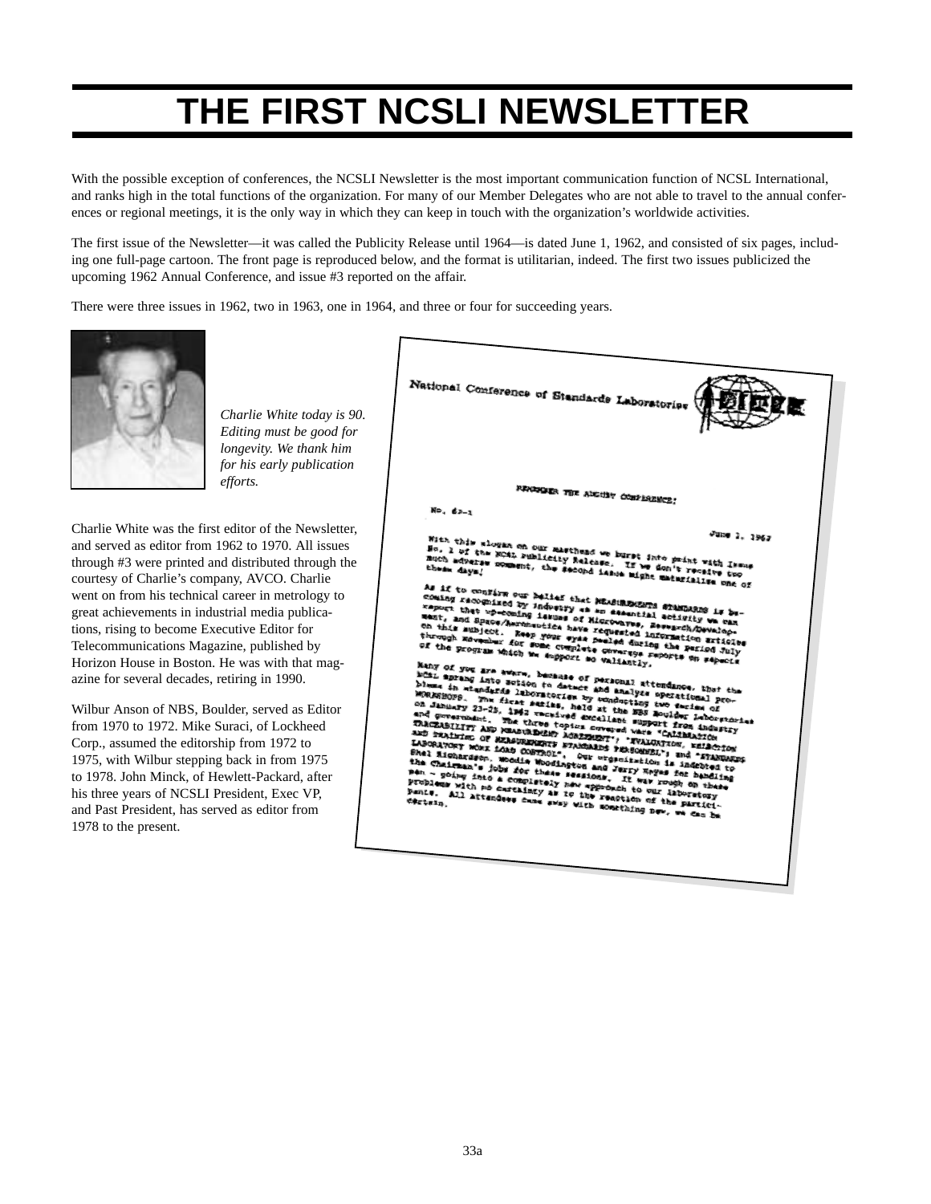# THE FIRST NCSLI NEWSLETTER

With the possible exception of conferences, the NCSLI Newsletter is the most important communication function of NCSL International, and ranks high in the total functions of the organization. For many of our Member Delegates who are not able to travel to the annual conferences or regional meetings, it is the only way in which they can keep in touch with the organization's worldwide activities.

The first issue of the Newsletter—it was called the Publicity Release until 1964—is dated June 1, 1962, and consisted of six pages, including one full-page cartoon. The front page is reproduced below, and the format is utilitarian, indeed. The first two issues publicized the upcoming 1962 Annual Conference, and issue #3 reported on the affair.

There were three issues in 1962, two in 1963, one in 1964, and three or four for succeeding years.

*Charlie White today is 90. Editing must be good for longevity. We thank him for his early publication efforts.*

Charlie White was the first editor of the Newsletter, and served as editor from 1962 to 1970. All issues through #3 were printed and distributed through the courtesy of Charlie's company, AVCO. Charlie went on from his technical career in metrology to great achievements in industrial media publications, rising to become Executive Editor for Telecommunications Magazine, published by Horizon House in Boston. He was with that magazine for several decades, retiring in 1990.

Wilbur Anson of NBS, Boulder, served as Editor from 1970 to 1972. Mike Suraci, of Lockheed Corp., assumed the editorship from 1972 to 1975, with Wilbur stepping back in from 1975 to 1978. John Minck, of Hewlett-Packard, after his three years of NCSLI President, Exec VP, and Past President, has served as editor from 1978 to the present.

National Conference of Standards Laboratories

REMEMBER THE AUGUST CONFERENCE!

No. 62-1

June 1, 1962

With this slogan on our masthead we burst into print with Issue No. 1 of the NCSL Publicity Release. If we don't receive too much adverse comment, the second issue might materialize one of these days!

As if to confirm our belief that MEASUREMENTS STANDARDS is becoming recognized by industry as an essential activity we can report that up-coming issues of Microwaves, Research/Development, and Space/Aeronautics have requested information articles on this subject. Keep your eyes peeled during the period July through November for some complete coverage reports on aspects of the program which we support so valiantly.

Many of you are aware, because of personal attendance, that the NCSL sprang into action to detect and analyze operational problems in standards laboratories by conducting two series of WORKSHOPS. The first series, held at the NBS Boulder Laboratories on January 23-25, 1962 received excellent support from industry and government. The three topics covered were "CALIBRATION TRACEABILITY AND MEASUREMENT AGREEMENT"; "EVALUATION, SELECTION AND TRAINING OF MEASUREMENTS STANDARDS PERSONNEL"; and "STANDARDS LABORATORY WORK LOAD CONTROL". Our organization is indebted to Shel Richardson, Woodie Woodington and Jerry Hayes for handling the Chairman's jobs for these sessions. It was rough on these men - going into a completely new approach to our laboratory problems with no certainty as to the reaction of the participants. All attendees came away with something new, we can be certain.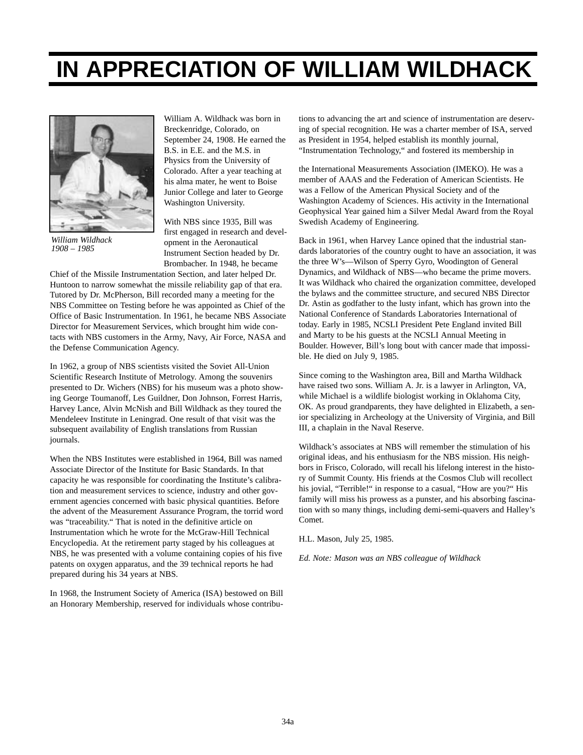# IN APPRECIATION OF WILLIAM WILDHACK

*William Wildhack*
*1908 – 1985*

William A. Wildhack was born in Breckenridge, Colorado, on September 24, 1908. He earned the B.S. in E.E. and the M.S. in Physics from the University of Colorado. After a year teaching at his alma mater, he went to Boise Junior College and later to George Washington University.

With NBS since 1935, Bill was first engaged in research and development in the Aeronautical Instrument Section headed by Dr. Brombacher. In 1948, he became Chief of the Missile Instrumentation Section, and later helped Dr. Huntoon to narrow somewhat the missile reliability gap of that era. Tutored by Dr. McPherson, Bill recorded many a meeting for the NBS Committee on Testing before he was appointed as Chief of the Office of Basic Instrumentation. In 1961, he became NBS Associate Director for Measurement Services, which brought him wide contacts with NBS customers in the Army, Navy, Air Force, NASA and the Defense Communication Agency.

In 1962, a group of NBS scientists visited the Soviet All-Union Scientific Research Institute of Metrology. Among the souvenirs presented to Dr. Wichers (NBS) for his museum was a photo showing George Toumanoff, Les Guildner, Don Johnson, Forrest Harris, Harvey Lance, Alvin McNish and Bill Wildhack as they toured the Mendeleev Institute in Leningrad. One result of that visit was the subsequent availability of English translations from Russian journals.

When the NBS Institutes were established in 1964, Bill was named Associate Director of the Institute for Basic Standards. In that capacity he was responsible for coordinating the Institute's calibration and measurement services to science, industry and other government agencies concerned with basic physical quantities. Before the advent of the Measurement Assurance Program, the torrid word was "traceability." That is noted in the definitive article on Instrumentation which he wrote for the McGraw-Hill Technical Encyclopedia. At the retirement party staged by his colleagues at NBS, he was presented with a volume containing copies of his five patents on oxygen apparatus, and the 39 technical reports he had prepared during his 34 years at NBS.

In 1968, the Instrument Society of America (ISA) bestowed on Bill an Honorary Membership, reserved for individuals whose contributions to advancing the art and science of instrumentation are deserving of special recognition. He was a charter member of ISA, served as President in 1954, helped establish its monthly journal, "Instrumentation Technology," and fostered its membership in the International Measurements Association (IMEKO). He was a member of AAAS and the Federation of American Scientists. He was a Fellow of the American Physical Society and of the Washington Academy of Sciences. His activity in the International Geophysical Year gained him a Silver Medal Award from the Royal Swedish Academy of Engineering.

Back in 1961, when Harvey Lance opined that the industrial standards laboratories of the country ought to have an association, it was the three W's—Wilson of Sperry Gyro, Woodington of General Dynamics, and Wildhack of NBS—who became the prime movers. It was Wildhack who chaired the organization committee, developed the bylaws and the committee structure, and secured NBS Director Dr. Astin as godfather to the lusty infant, which has grown into the National Conference of Standards Laboratories International of today. Early in 1985, NCSLI President Pete England invited Bill and Marty to be his guests at the NCSLI Annual Meeting in Boulder. However, Bill's long bout with cancer made that impossible. He died on July 9, 1985.

Since coming to the Washington area, Bill and Martha Wildhack have raised two sons. William A. Jr. is a lawyer in Arlington, VA, while Michael is a wildlife biologist working in Oklahoma City, OK. As proud grandparents, they have delighted in Elizabeth, a senior specializing in Archeology at the University of Virginia, and Bill III, a chaplain in the Naval Reserve.

Wildhack's associates at NBS will remember the stimulation of his original ideas, and his enthusiasm for the NBS mission. His neighbors in Frisco, Colorado, will recall his lifelong interest in the history of Summit County. His friends at the Cosmos Club will recollect his jovial, "Terrible!" in response to a casual, "How are you?" His family will miss his prowess as a punster, and his absorbing fascination with so many things, including demi-semi-quavers and Halley's Comet.

H.L. Mason, July 25, 1985.

*Ed. Note: Mason was an NBS colleague of Wildhack*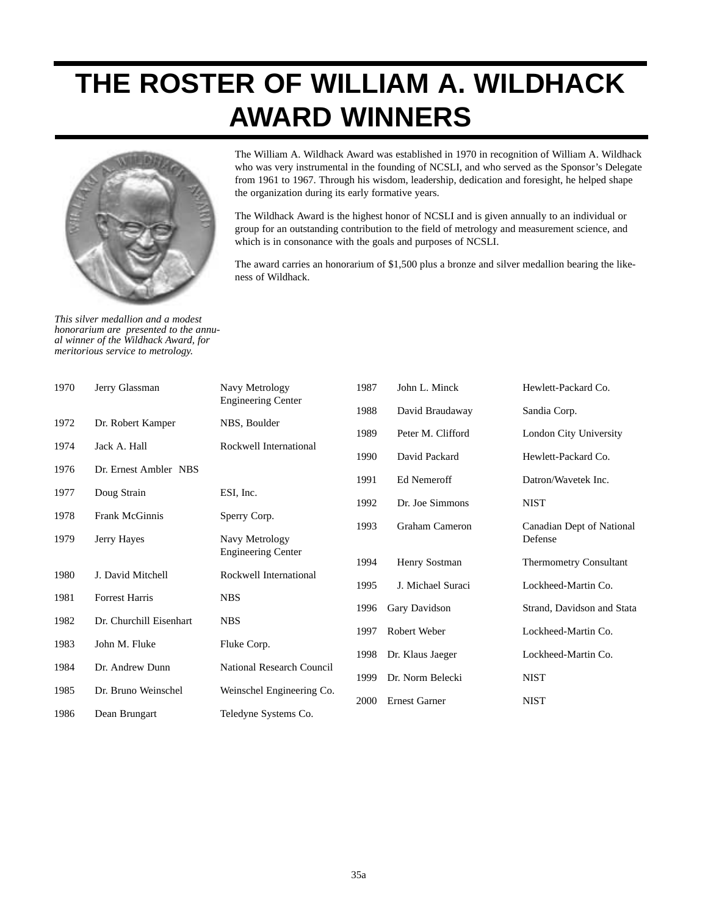# THE ROSTER OF WILLIAM A. WILDHACK AWARD WINNERS

The William A. Wildhack Award was established in 1970 in recognition of William A. Wildhack who was very instrumental in the founding of NCSLI, and who served as the Sponsor's Delegate from 1961 to 1967. Through his wisdom, leadership, dedication and foresight, he helped shape the organization during its early formative years.

The Wildhack Award is the highest honor of NCSLI and is given annually to an individual or group for an outstanding contribution to the field of metrology and measurement science, and which is in consonance with the goals and purposes of NCSLI.

The award carries an honorarium of $1,500 plus a bronze and silver medallion bearing the likeness of Wildhack.

*This silver medallion and a modest honorarium are presented to the annual winner of the Wildhack Award, for meritorious service to metrology.*

| Year | Name | Affiliation |
|---|---|---|
| 1970 | Jerry Glassman | Navy Metrology Engineering Center |
| 1972 | Dr. Robert Kamper | NBS, Boulder |
| 1974 | Jack A. Hall | Rockwell International |
| 1976 | Dr. Ernest Ambler | NBS |
| 1977 | Doug Strain | ESI, Inc. |
| 1978 | Frank McGinnis | Sperry Corp. |
| 1979 | Jerry Hayes | Navy Metrology Engineering Center |
| 1980 | J. David Mitchell | Rockwell International |
| 1981 | Forrest Harris | NBS |
| 1982 | Dr. Churchill Eisenhart | NBS |
| 1983 | John M. Fluke | Fluke Corp. |
| 1984 | Dr. Andrew Dunn | National Research Council |
| 1985 | Dr. Bruno Weinschel | Weinschel Engineering Co. |
| 1986 | Dean Brungart | Teledyne Systems Co. |
| 1987 | John L. Minck | Hewlett-Packard Co. |
| 1988 | David Braudaway | Sandia Corp. |
| 1989 | Peter M. Clifford | London City University |
| 1990 | David Packard | Hewlett-Packard Co. |
| 1991 | Ed Nemeroff | Datron/Wavetek Inc. |
| 1992 | Dr. Joe Simmons | NIST |
| 1993 | Graham Cameron | Canadian Dept of National Defense |
| 1994 | Henry Sostman | Thermometry Consultant |
| 1995 | J. Michael Suraci | Lockheed-Martin Co. |
| 1996 | Gary Davidson | Strand, Davidson and Stata |
| 1997 | Robert Weber | Lockheed-Martin Co. |
| 1998 | Dr. Klaus Jaeger | Lockheed-Martin Co. |
| 1999 | Dr. Norm Belecki | NIST |
| 2000 | Ernest Garner | NIST |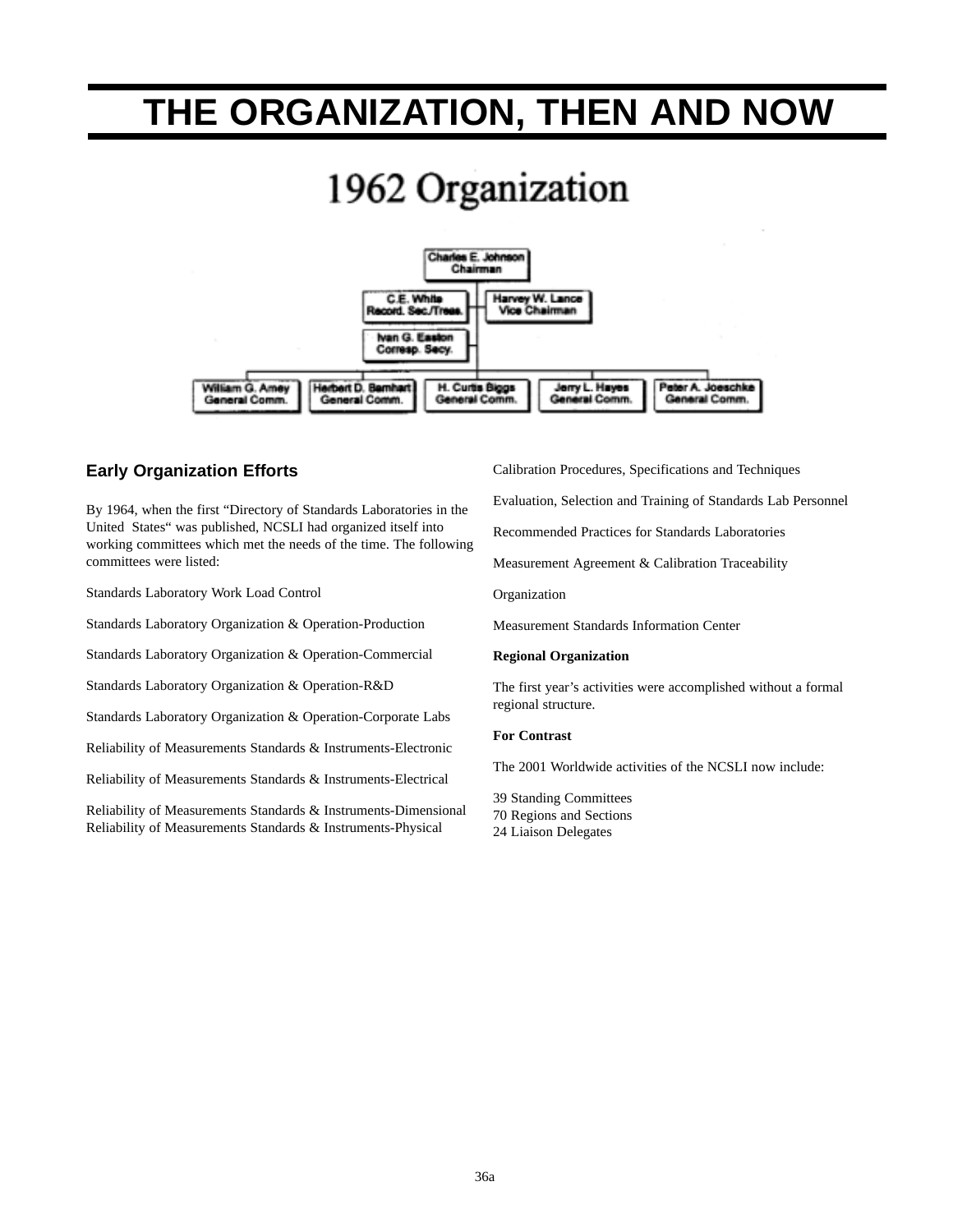# THE ORGANIZATION, THEN AND NOW

## 1962 Organization

Charles E. Johnson
Chairman

C.E. White
Record. Sec./Treas.

Harvey W. Lance
Vice Chairman

Ivan G. Easton
Corresp. Secy.

William G. Amey
General Comm.

Herbert D. Barnhart
General Comm.

H. Curtis Biggs
General Comm.

Jerry L. Hayes
General Comm.

Peter A. Joeschke
General Comm.

### Early Organization Efforts

By 1964, when the first "Directory of Standards Laboratories in the United States" was published, NCSLI had organized itself into working committees which met the needs of the time. The following committees were listed:

Standards Laboratory Work Load Control

Standards Laboratory Organization & Operation-Production

Standards Laboratory Organization & Operation-Commercial

Standards Laboratory Organization & Operation-R&D

Standards Laboratory Organization & Operation-Corporate Labs

Reliability of Measurements Standards & Instruments-Electronic

Reliability of Measurements Standards & Instruments-Electrical

Reliability of Measurements Standards & Instruments-Dimensional
Reliability of Measurements Standards & Instruments-Physical

Calibration Procedures, Specifications and Techniques

Evaluation, Selection and Training of Standards Lab Personnel

Recommended Practices for Standards Laboratories

Measurement Agreement & Calibration Traceability

Organization

Measurement Standards Information Center

**Regional Organization**

The first year's activities were accomplished without a formal regional structure.

**For Contrast**

The 2001 Worldwide activities of the NCSLI now include:

39 Standing Committees
70 Regions and Sections
24 Liaison Delegates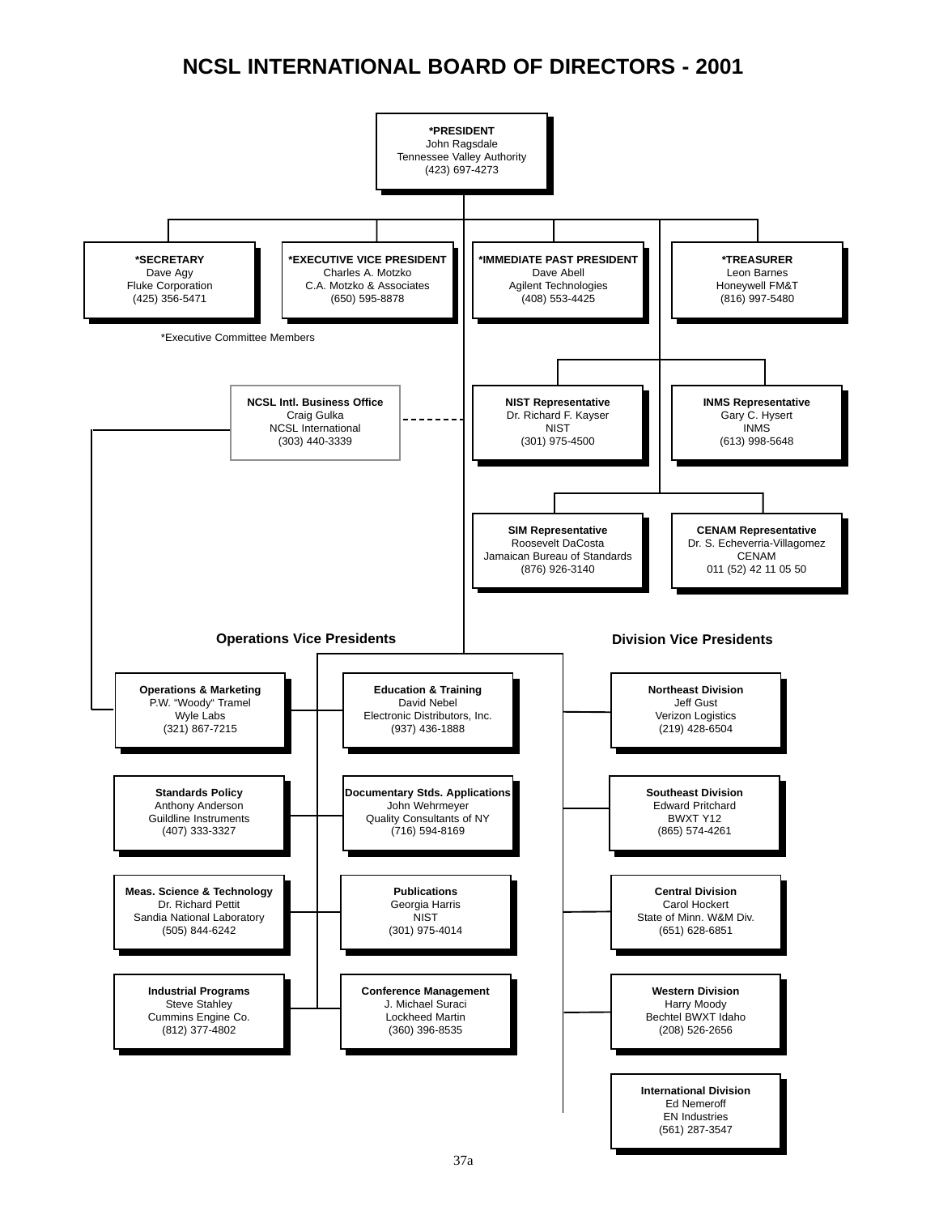# NCSL INTERNATIONAL BOARD OF DIRECTORS - 2001

**\*PRESIDENT**
John Ragsdale
Tennessee Valley Authority
(423) 697-4273

**\*SECRETARY**
Dave Agy
Fluke Corporation
(425) 356-5471

**\*EXECUTIVE VICE PRESIDENT**
Charles A. Motzko
C.A. Motzko & Associates
(650) 595-8878

**\*IMMEDIATE PAST PRESIDENT**
Dave Abell
Agilent Technologies
(408) 553-4425

**\*TREASURER**
Leon Barnes
Honeywell FM&T
(816) 997-5480

\*Executive Committee Members

**NCSL Intl. Business Office**
Craig Gulka
NCSL International
(303) 440-3339

**NIST Representative**
Dr. Richard F. Kayser
NIST
(301) 975-4500

**INMS Representative**
Gary C. Hysert
INMS
(613) 998-5648

**SIM Representative**
Roosevelt DaCosta
Jamaican Bureau of Standards
(876) 926-3140

**CENAM Representative**
Dr. S. Echeverria-Villagomez
CENAM
011 (52) 42 11 05 50

## Operations Vice Presidents

**Operations & Marketing**
P.W. "Woody" Tramel
Wyle Labs
(321) 867-7215

**Education & Training**
David Nebel
Electronic Distributors, Inc.
(937) 436-1888

**Standards Policy**
Anthony Anderson
Guildline Instruments
(407) 333-3327

**Documentary Stds. Applications**
John Wehrmeyer
Quality Consultants of NY
(716) 594-8169

**Meas. Science & Technology**
Dr. Richard Pettit
Sandia National Laboratory
(505) 844-6242

**Publications**
Georgia Harris
NIST
(301) 975-4014

**Industrial Programs**
Steve Stahley
Cummins Engine Co.
(812) 377-4802

**Conference Management**
J. Michael Suraci
Lockheed Martin
(360) 396-8535

## Division Vice Presidents

**Northeast Division**
Jeff Gust
Verizon Logistics
(219) 428-6504

**Southeast Division**
Edward Pritchard
BWXT Y12
(865) 574-4261

**Central Division**
Carol Hockert
State of Minn. W&M Div.
(651) 628-6851

**Western Division**
Harry Moody
Bechtel BWXT Idaho
(208) 526-2656

**International Division**
Ed Nemeroff
EN Industries
(561) 287-3547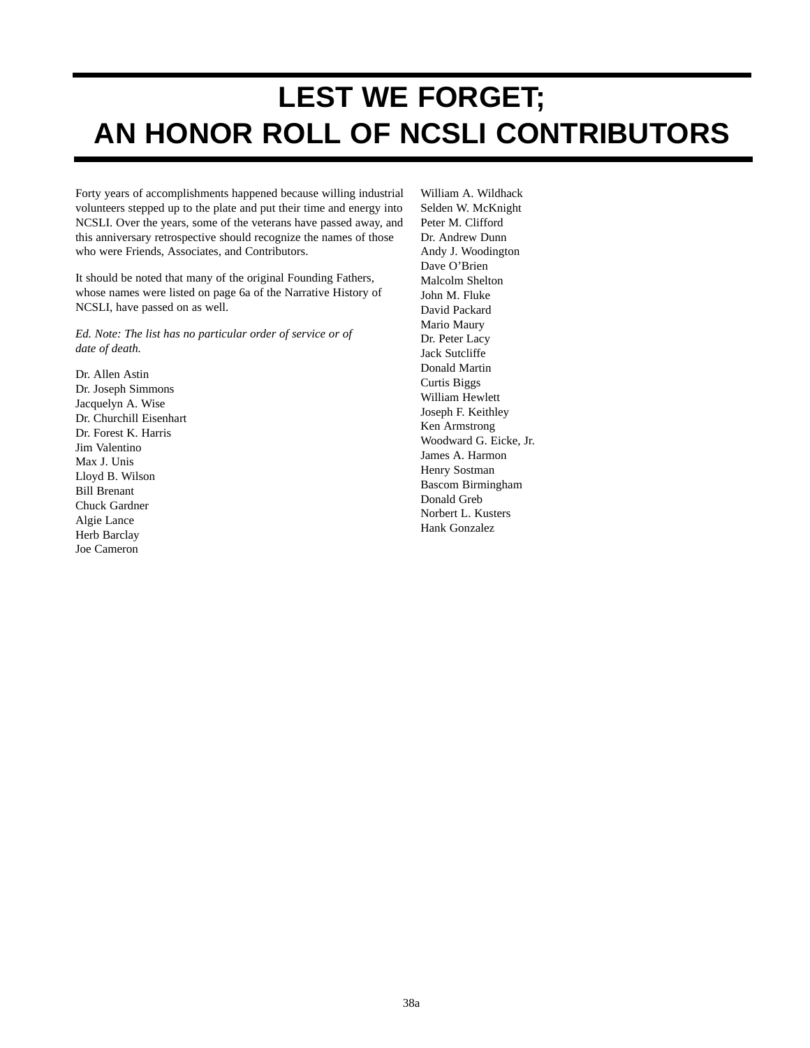# LEST WE FORGET; AN HONOR ROLL OF NCSLI CONTRIBUTORS

Forty years of accomplishments happened because willing industrial volunteers stepped up to the plate and put their time and energy into NCSLI. Over the years, some of the veterans have passed away, and this anniversary retrospective should recognize the names of those who were Friends, Associates, and Contributors.

It should be noted that many of the original Founding Fathers, whose names were listed on page 6a of the Narrative History of NCSLI, have passed on as well.

*Ed. Note: The list has no particular order of service or of date of death.*

Dr. Allen Astin
Dr. Joseph Simmons
Jacquelyn A. Wise
Dr. Churchill Eisenhart
Dr. Forest K. Harris
Jim Valentino
Max J. Unis
Lloyd B. Wilson
Bill Brenant
Chuck Gardner
Algie Lance
Herb Barclay
Joe Cameron
William A. Wildhack
Selden W. McKnight
Peter M. Clifford
Dr. Andrew Dunn
Andy J. Woodington
Dave O'Brien
Malcolm Shelton
John M. Fluke
David Packard
Mario Maury
Dr. Peter Lacy
Jack Sutcliffe
Donald Martin
Curtis Biggs
William Hewlett
Joseph F. Keithley
Ken Armstrong
Woodward G. Eicke, Jr.
James A. Harmon
Henry Sostman
Bascom Birmingham
Donald Greb
Norbert L. Kusters
Hank Gonzalez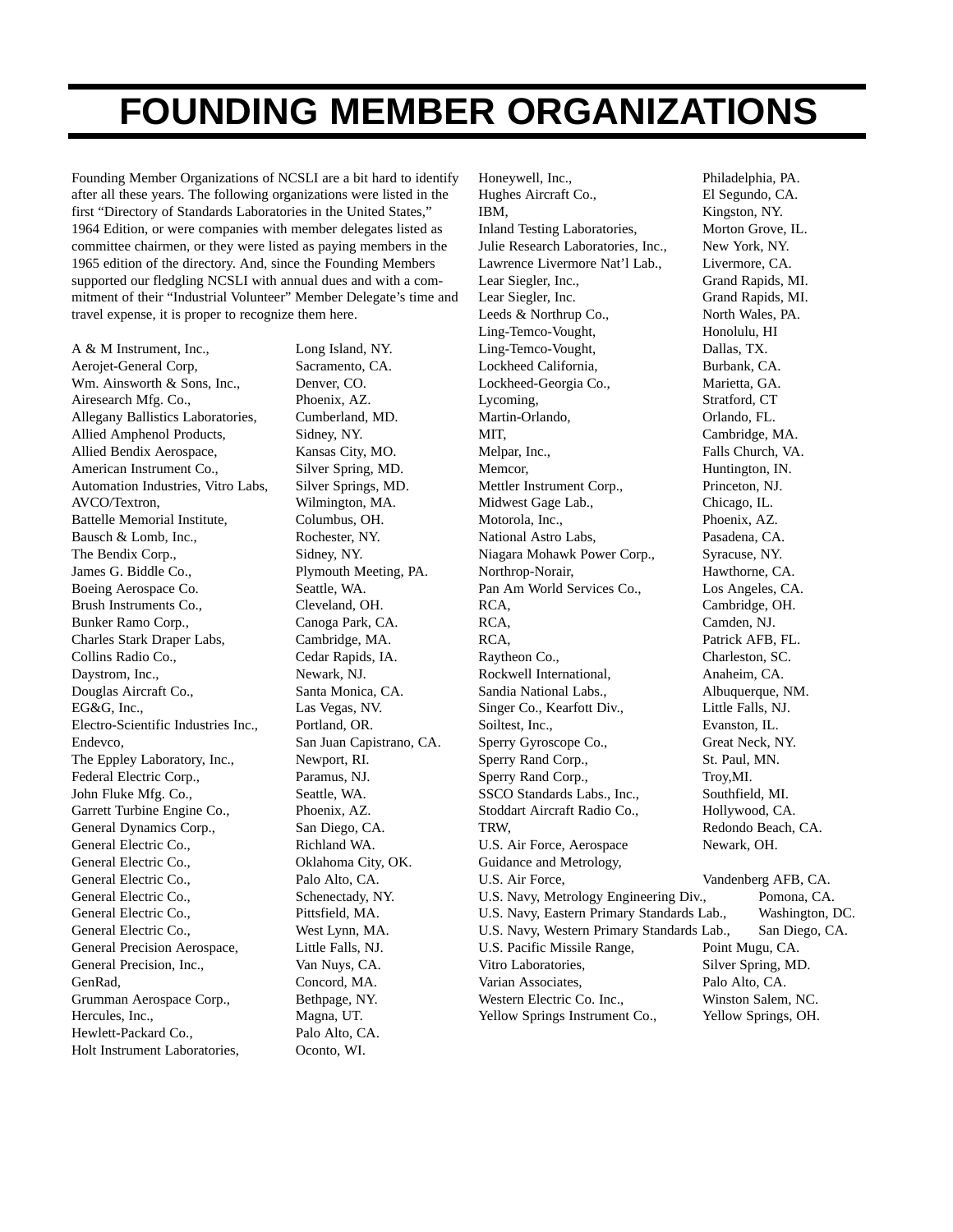# FOUNDING MEMBER ORGANIZATIONS

Founding Member Organizations of NCSLI are a bit hard to identify after all these years. The following organizations were listed in the first "Directory of Standards Laboratories in the United States," 1964 Edition, or were companies with member delegates listed as committee chairmen, or they were listed as paying members in the 1965 edition of the directory. And, since the Founding Members supported our fledgling NCSLI with annual dues and with a commitment of their "Industrial Volunteer" Member Delegate's time and travel expense, it is proper to recognize them here.

| Organization | Location |
|---|---|
| A & M Instrument, Inc., | Long Island, NY. |
| Aerojet-General Corp, | Sacramento, CA. |
| Wm. Ainsworth & Sons, Inc., | Denver, CO. |
| Airesearch Mfg. Co., | Phoenix, AZ. |
| Allegany Ballistics Laboratories, | Cumberland, MD. |
| Allied Amphenol Products, | Sidney, NY. |
| Allied Bendix Aerospace, | Kansas City, MO. |
| American Instrument Co., | Silver Spring, MD. |
| Automation Industries, Vitro Labs, | Silver Springs, MD. |
| AVCO/Textron, | Wilmington, MA. |
| Battelle Memorial Institute, | Columbus, OH. |
| Bausch & Lomb, Inc., | Rochester, NY. |
| The Bendix Corp., | Sidney, NY. |
| James G. Biddle Co., | Plymouth Meeting, PA. |
| Boeing Aerospace Co. | Seattle, WA. |
| Brush Instruments Co., | Cleveland, OH. |
| Bunker Ramo Corp., | Canoga Park, CA. |
| Charles Stark Draper Labs, | Cambridge, MA. |
| Collins Radio Co., | Cedar Rapids, IA. |
| Daystrom, Inc., | Newark, NJ. |
| Douglas Aircraft Co., | Santa Monica, CA. |
| EG&G, Inc., | Las Vegas, NV. |
| Electro-Scientific Industries Inc., | Portland, OR. |
| Endevco, | San Juan Capistrano, CA. |
| The Eppley Laboratory, Inc., | Newport, RI. |
| Federal Electric Corp., | Paramus, NJ. |
| John Fluke Mfg. Co., | Seattle, WA. |
| Garrett Turbine Engine Co., | Phoenix, AZ. |
| General Dynamics Corp., | San Diego, CA. |
| General Electric Co., | Richland WA. |
| General Electric Co., | Oklahoma City, OK. |
| General Electric Co., | Palo Alto, CA. |
| General Electric Co., | Schenectady, NY. |
| General Electric Co., | Pittsfield, MA. |
| General Electric Co., | West Lynn, MA. |
| General Precision Aerospace, | Little Falls, NJ. |
| General Precision, Inc., | Van Nuys, CA. |
| GenRad, | Concord, MA. |
| Grumman Aerospace Corp., | Bethpage, NY. |
| Hercules, Inc., | Magna, UT. |
| Hewlett-Packard Co., | Palo Alto, CA. |
| Holt Instrument Laboratories, | Oconto, WI. |
| Honeywell, Inc., | Philadelphia, PA. |
| Hughes Aircraft Co., | El Segundo, CA. |
| IBM, | Kingston, NY. |
| Inland Testing Laboratories, | Morton Grove, IL. |
| Julie Research Laboratories, Inc., | New York, NY. |
| Lawrence Livermore Nat'l Lab., | Livermore, CA. |
| Lear Siegler, Inc., | Grand Rapids, MI. |
| Lear Siegler, Inc. | Grand Rapids, MI. |
| Leeds & Northrup Co., | North Wales, PA. |
| Ling-Temco-Vought, | Honolulu, HI |
| Ling-Temco-Vought, | Dallas, TX. |
| Lockheed California, | Burbank, CA. |
| Lockheed-Georgia Co., | Marietta, GA. |
| Lycoming, | Stratford, CT |
| Martin-Orlando, | Orlando, FL. |
| MIT, | Cambridge, MA. |
| Melpar, Inc., | Falls Church, VA. |
| Memcor, | Huntington, IN. |
| Mettler Instrument Corp., | Princeton, NJ. |
| Midwest Gage Lab., | Chicago, IL. |
| Motorola, Inc., | Phoenix, AZ. |
| National Astro Labs, | Pasadena, CA. |
| Niagara Mohawk Power Corp., | Syracuse, NY. |
| Northrop-Norair, | Hawthorne, CA. |
| Pan Am World Services Co., | Los Angeles, CA. |
| RCA, | Cambridge, OH. |
| RCA, | Camden, NJ. |
| RCA, | Patrick AFB, FL. |
| Raytheon Co., | Charleston, SC. |
| Rockwell International, | Anaheim, CA. |
| Sandia National Labs., | Albuquerque, NM. |
| Singer Co., Kearfott Div., | Little Falls, NJ. |
| Soiltest, Inc., | Evanston, IL. |
| Sperry Gyroscope Co., | Great Neck, NY. |
| Sperry Rand Corp., | St. Paul, MN. |
| Sperry Rand Corp., | Troy,MI. |
| SSCO Standards Labs., Inc., | Southfield, MI. |
| Stoddart Aircraft Radio Co., | Hollywood, CA. |
| TRW, | Redondo Beach, CA. |
| U.S. Air Force, Aerospace Guidance and Metrology, | Newark, OH. |
| U.S. Air Force, | Vandenberg AFB, CA. |
| U.S. Navy, Metrology Engineering Div., | Pomona, CA. |
| U.S. Navy, Eastern Primary Standards Lab., | Washington, DC. |
| U.S. Navy, Western Primary Standards Lab., | San Diego, CA. |
| U.S. Pacific Missile Range, | Point Mugu, CA. |
| Vitro Laboratories, | Silver Spring, MD. |
| Varian Associates, | Palo Alto, CA. |
| Western Electric Co. Inc., | Winston Salem, NC. |
| Yellow Springs Instrument Co., | Yellow Springs, OH. |